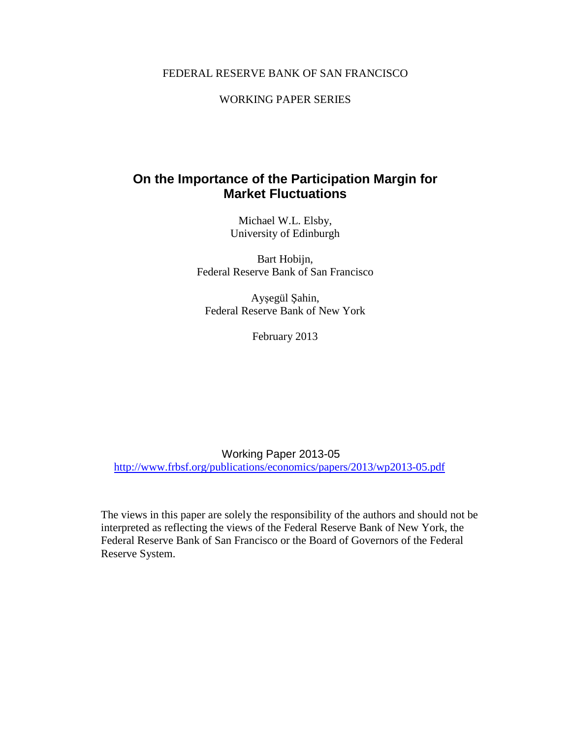FEDERAL RESERVE BANK OF SAN FRANCISCO

WORKING PAPER SERIES

# On the Importance of the Participation Margin for Market Fluctuations

Michael W.L. Elsby,
University of Edinburgh

Bart Hobijn,
Federal Reserve Bank of San Francisco

Ayşegül Şahin,
Federal Reserve Bank of New York

February 2013

Working Paper 2013-05
http://www.frbsf.org/publications/economics/papers/2013/wp2013-05.pdf

The views in this paper are solely the responsibility of the authors and should not be interpreted as reflecting the views of the Federal Reserve Bank of New York, the Federal Reserve Bank of San Francisco or the Board of Governors of the Federal Reserve System.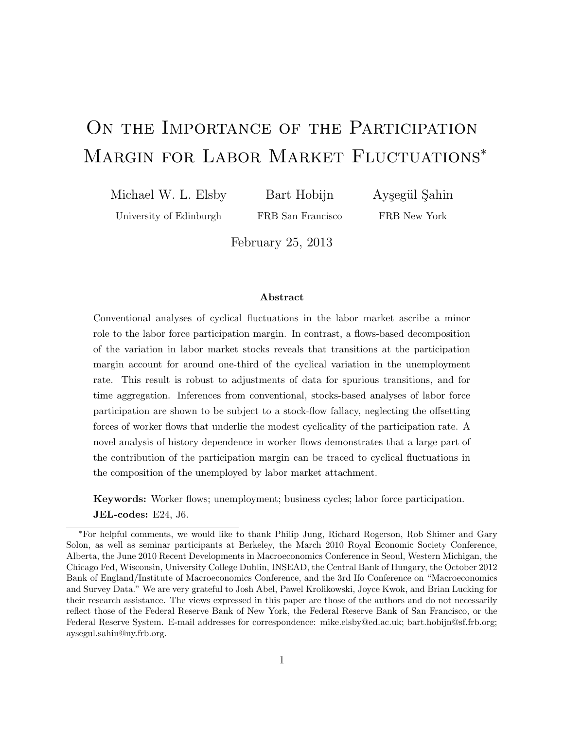# On the Importance of the Participation Margin for Labor Market Fluctuations*

Michael W. L. Elsby — University of Edinburgh

Bart Hobijn — FRB San Francisco

Ayşegül Şahin — FRB New York

February 25, 2013

### Abstract

Conventional analyses of cyclical fluctuations in the labor market ascribe a minor role to the labor force participation margin. In contrast, a flows-based decomposition of the variation in labor market stocks reveals that transitions at the participation margin account for around one-third of the cyclical variation in the unemployment rate. This result is robust to adjustments of data for spurious transitions, and for time aggregation. Inferences from conventional, stocks-based analyses of labor force participation are shown to be subject to a stock-flow fallacy, neglecting the offsetting forces of worker flows that underlie the modest cyclicality of the participation rate. A novel analysis of history dependence in worker flows demonstrates that a large part of the contribution of the participation margin can be traced to cyclical fluctuations in the composition of the unemployed by labor market attachment.

**Keywords:** Worker flows; unemployment; business cycles; labor force participation.

**JEL-codes:** E24, J6.

---

*For helpful comments, we would like to thank Philip Jung, Richard Rogerson, Rob Shimer and Gary Solon, as well as seminar participants at Berkeley, the March 2010 Royal Economic Society Conference, Alberta, the June 2010 Recent Developments in Macroeconomics Conference in Seoul, Western Michigan, the Chicago Fed, Wisconsin, University College Dublin, INSEAD, the Central Bank of Hungary, the October 2012 Bank of England/Institute of Macroeconomics Conference, and the 3rd Ifo Conference on "Macroeconomics and Survey Data." We are very grateful to Josh Abel, Pawel Krolikowski, Joyce Kwok, and Brian Lucking for their research assistance. The views expressed in this paper are those of the authors and do not necessarily reflect those of the Federal Reserve Bank of New York, the Federal Reserve Bank of San Francisco, or the Federal Reserve System. E-mail addresses for correspondence: mike.elsby@ed.ac.uk; bart.hobijn@sf.frb.org; aysegul.sahin@ny.frb.org.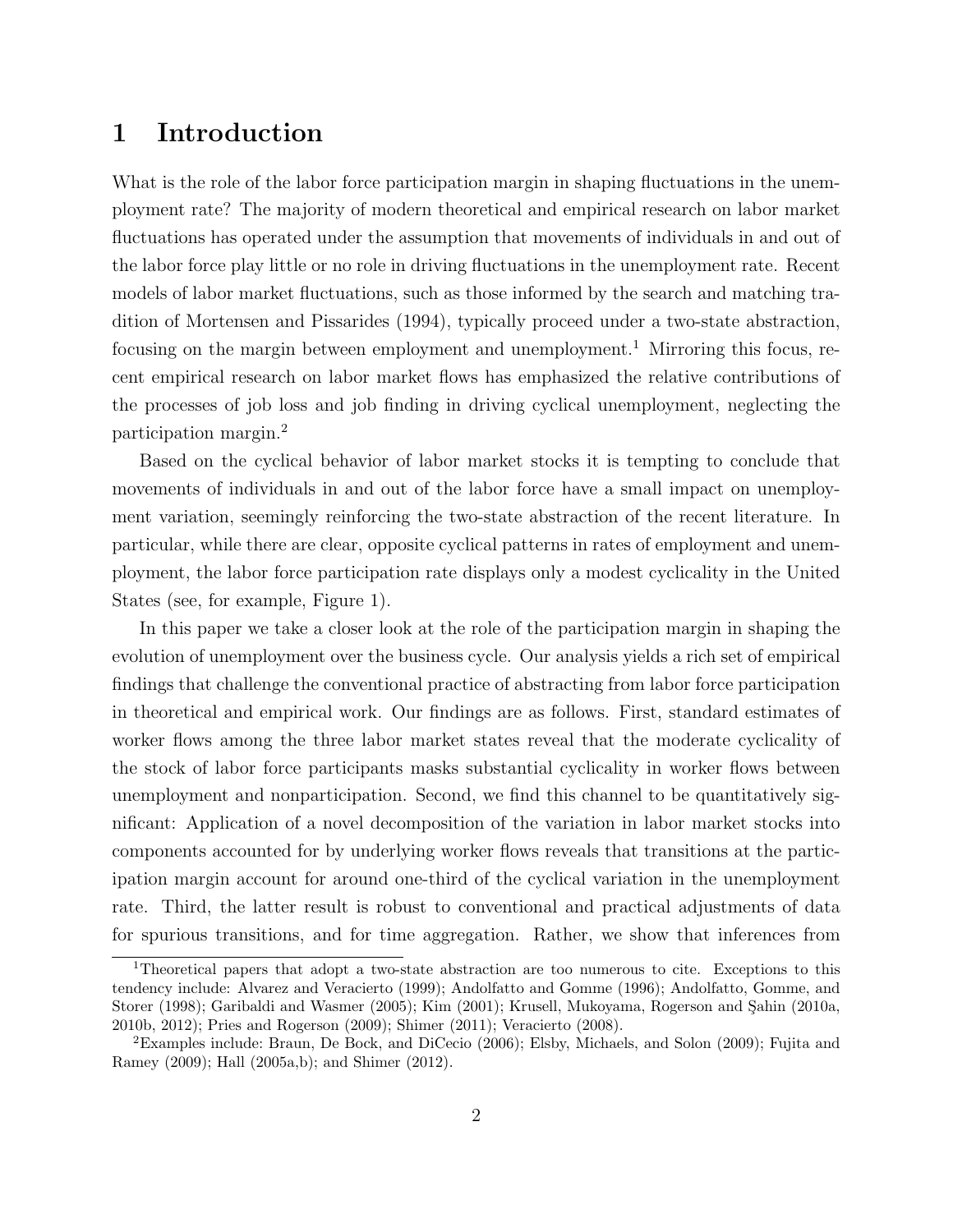# 1 Introduction

What is the role of the labor force participation margin in shaping fluctuations in the unemployment rate? The majority of modern theoretical and empirical research on labor market fluctuations has operated under the assumption that movements of individuals in and out of the labor force play little or no role in driving fluctuations in the unemployment rate. Recent models of labor market fluctuations, such as those informed by the search and matching tradition of Mortensen and Pissarides (1994), typically proceed under a two-state abstraction, focusing on the margin between employment and unemployment.[1] Mirroring this focus, recent empirical research on labor market flows has emphasized the relative contributions of the processes of job loss and job finding in driving cyclical unemployment, neglecting the participation margin.[2]

Based on the cyclical behavior of labor market stocks it is tempting to conclude that movements of individuals in and out of the labor force have a small impact on unemployment variation, seemingly reinforcing the two-state abstraction of the recent literature. In particular, while there are clear, opposite cyclical patterns in rates of employment and unemployment, the labor force participation rate displays only a modest cyclicality in the United States (see, for example, Figure 1).

In this paper we take a closer look at the role of the participation margin in shaping the evolution of unemployment over the business cycle. Our analysis yields a rich set of empirical findings that challenge the conventional practice of abstracting from labor force participation in theoretical and empirical work. Our findings are as follows. First, standard estimates of worker flows among the three labor market states reveal that the moderate cyclicality of the stock of labor force participants masks substantial cyclicality in worker flows between unemployment and nonparticipation. Second, we find this channel to be quantitatively significant: Application of a novel decomposition of the variation in labor market stocks into components accounted for by underlying worker flows reveals that transitions at the participation margin account for around one-third of the cyclical variation in the unemployment rate. Third, the latter result is robust to conventional and practical adjustments of data for spurious transitions, and for time aggregation. Rather, we show that inferences from

[1] Theoretical papers that adopt a two-state abstraction are too numerous to cite. Exceptions to this tendency include: Alvarez and Veracierto (1999); Andolfatto and Gomme (1996); Andolfatto, Gomme, and Storer (1998); Garibaldi and Wasmer (2005); Kim (2001); Krusell, Mukoyama, Rogerson and Şahin (2010a, 2010b, 2012); Pries and Rogerson (2009); Shimer (2011); Veracierto (2008).

[2] Examples include: Braun, De Bock, and DiCecio (2006); Elsby, Michaels, and Solon (2009); Fujita and Ramey (2009); Hall (2005a,b); and Shimer (2012).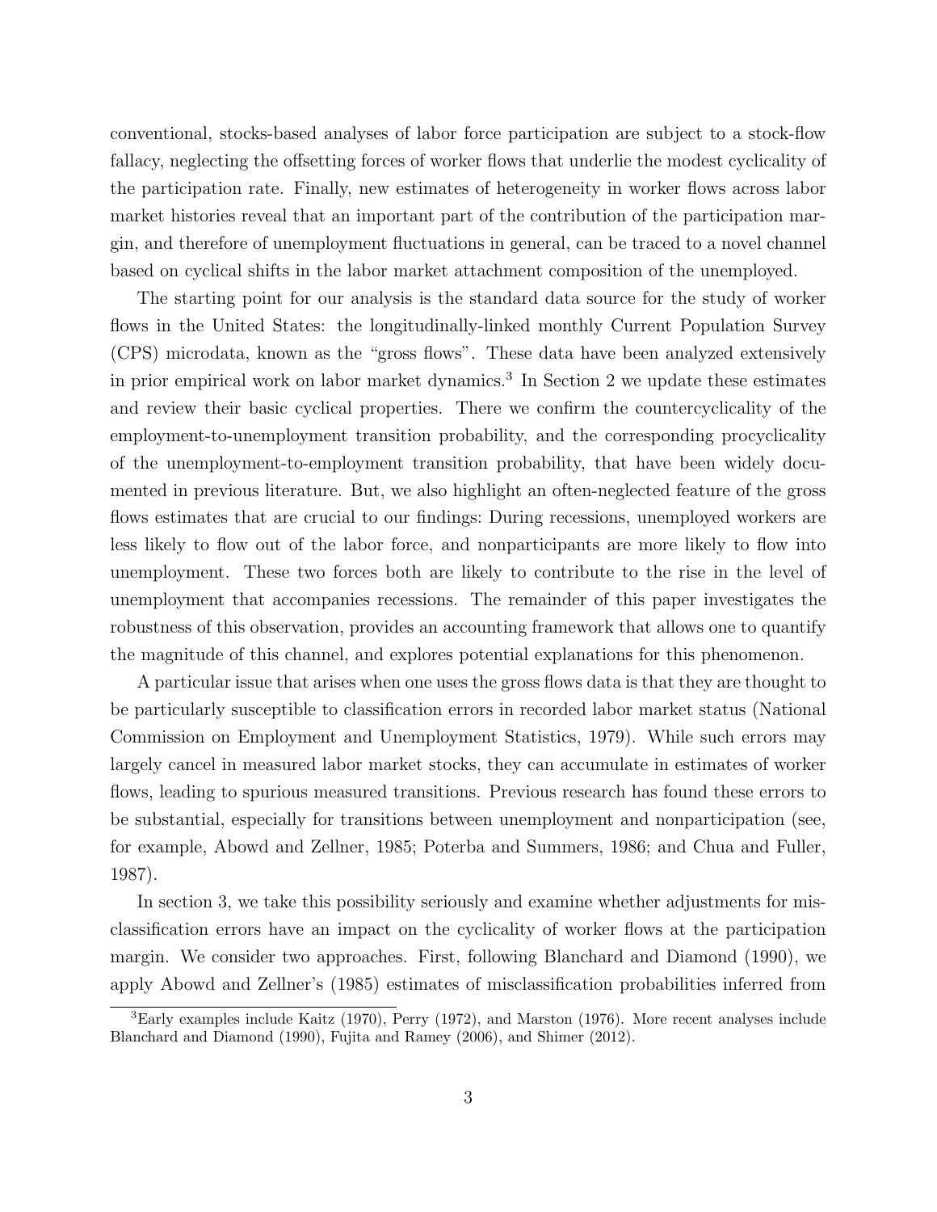conventional, stocks-based analyses of labor force participation are subject to a stock-flow fallacy, neglecting the offsetting forces of worker flows that underlie the modest cyclicality of the participation rate. Finally, new estimates of heterogeneity in worker flows across labor market histories reveal that an important part of the contribution of the participation margin, and therefore of unemployment fluctuations in general, can be traced to a novel channel based on cyclical shifts in the labor market attachment composition of the unemployed.

The starting point for our analysis is the standard data source for the study of worker flows in the United States: the longitudinally-linked monthly Current Population Survey (CPS) microdata, known as the "gross flows". These data have been analyzed extensively in prior empirical work on labor market dynamics.[3] In Section 2 we update these estimates and review their basic cyclical properties. There we confirm the countercyclicality of the employment-to-unemployment transition probability, and the corresponding procyclicality of the unemployment-to-employment transition probability, that have been widely documented in previous literature. But, we also highlight an often-neglected feature of the gross flows estimates that are crucial to our findings: During recessions, unemployed workers are less likely to flow out of the labor force, and nonparticipants are more likely to flow into unemployment. These two forces both are likely to contribute to the rise in the level of unemployment that accompanies recessions. The remainder of this paper investigates the robustness of this observation, provides an accounting framework that allows one to quantify the magnitude of this channel, and explores potential explanations for this phenomenon.

A particular issue that arises when one uses the gross flows data is that they are thought to be particularly susceptible to classification errors in recorded labor market status (National Commission on Employment and Unemployment Statistics, 1979). While such errors may largely cancel in measured labor market stocks, they can accumulate in estimates of worker flows, leading to spurious measured transitions. Previous research has found these errors to be substantial, especially for transitions between unemployment and nonparticipation (see, for example, Abowd and Zellner, 1985; Poterba and Summers, 1986; and Chua and Fuller, 1987).

In section 3, we take this possibility seriously and examine whether adjustments for misclassification errors have an impact on the cyclicality of worker flows at the participation margin. We consider two approaches. First, following Blanchard and Diamond (1990), we apply Abowd and Zellner's (1985) estimates of misclassification probabilities inferred from

[3] Early examples include Kaitz (1970), Perry (1972), and Marston (1976). More recent analyses include Blanchard and Diamond (1990), Fujita and Ramey (2006), and Shimer (2012).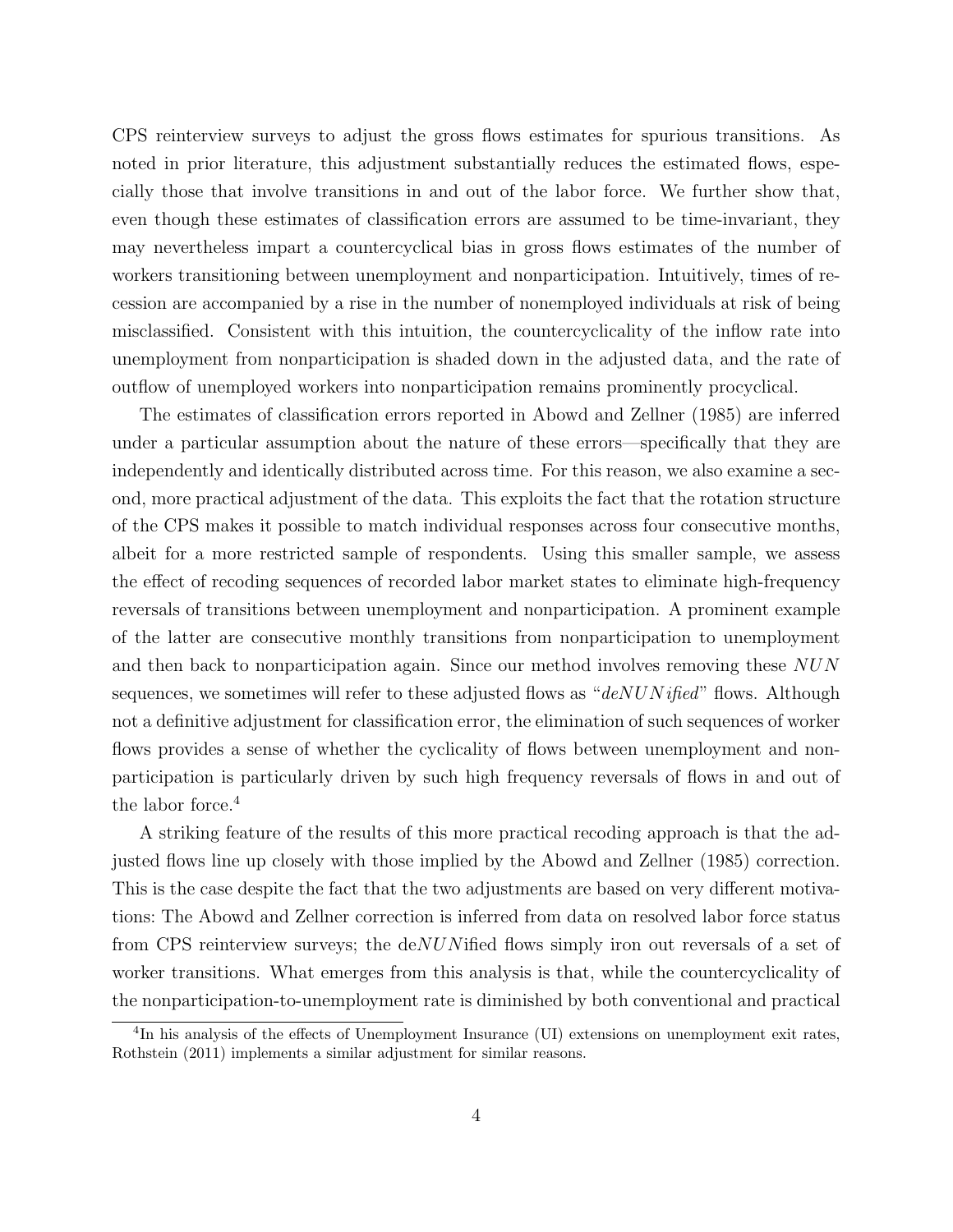CPS reinterview surveys to adjust the gross flows estimates for spurious transitions. As noted in prior literature, this adjustment substantially reduces the estimated flows, especially those that involve transitions in and out of the labor force. We further show that, even though these estimates of classification errors are assumed to be time-invariant, they may nevertheless impart a countercyclical bias in gross flows estimates of the number of workers transitioning between unemployment and nonparticipation. Intuitively, times of recession are accompanied by a rise in the number of nonemployed individuals at risk of being misclassified. Consistent with this intuition, the countercyclicality of the inflow rate into unemployment from nonparticipation is shaded down in the adjusted data, and the rate of outflow of unemployed workers into nonparticipation remains prominently procyclical.

The estimates of classification errors reported in Abowd and Zellner (1985) are inferred under a particular assumption about the nature of these errors—specifically that they are independently and identically distributed across time. For this reason, we also examine a second, more practical adjustment of the data. This exploits the fact that the rotation structure of the CPS makes it possible to match individual responses across four consecutive months, albeit for a more restricted sample of respondents. Using this smaller sample, we assess the effect of recoding sequences of recorded labor market states to eliminate high-frequency reversals of transitions between unemployment and nonparticipation. A prominent example of the latter are consecutive monthly transitions from nonparticipation to unemployment and then back to nonparticipation again. Since our method involves removing these $NUN$ sequences, we sometimes will refer to these adjusted flows as "*deNUNified*" flows. Although not a definitive adjustment for classification error, the elimination of such sequences of worker flows provides a sense of whether the cyclicality of flows between unemployment and nonparticipation is particularly driven by such high frequency reversals of flows in and out of the labor force.[4]

A striking feature of the results of this more practical recoding approach is that the adjusted flows line up closely with those implied by the Abowd and Zellner (1985) correction. This is the case despite the fact that the two adjustments are based on very different motivations: The Abowd and Zellner correction is inferred from data on resolved labor force status from CPS reinterview surveys; the de$NUN$ified flows simply iron out reversals of a set of worker transitions. What emerges from this analysis is that, while the countercyclicality of the nonparticipation-to-unemployment rate is diminished by both conventional and practical

[4] In his analysis of the effects of Unemployment Insurance (UI) extensions on unemployment exit rates, Rothstein (2011) implements a similar adjustment for similar reasons.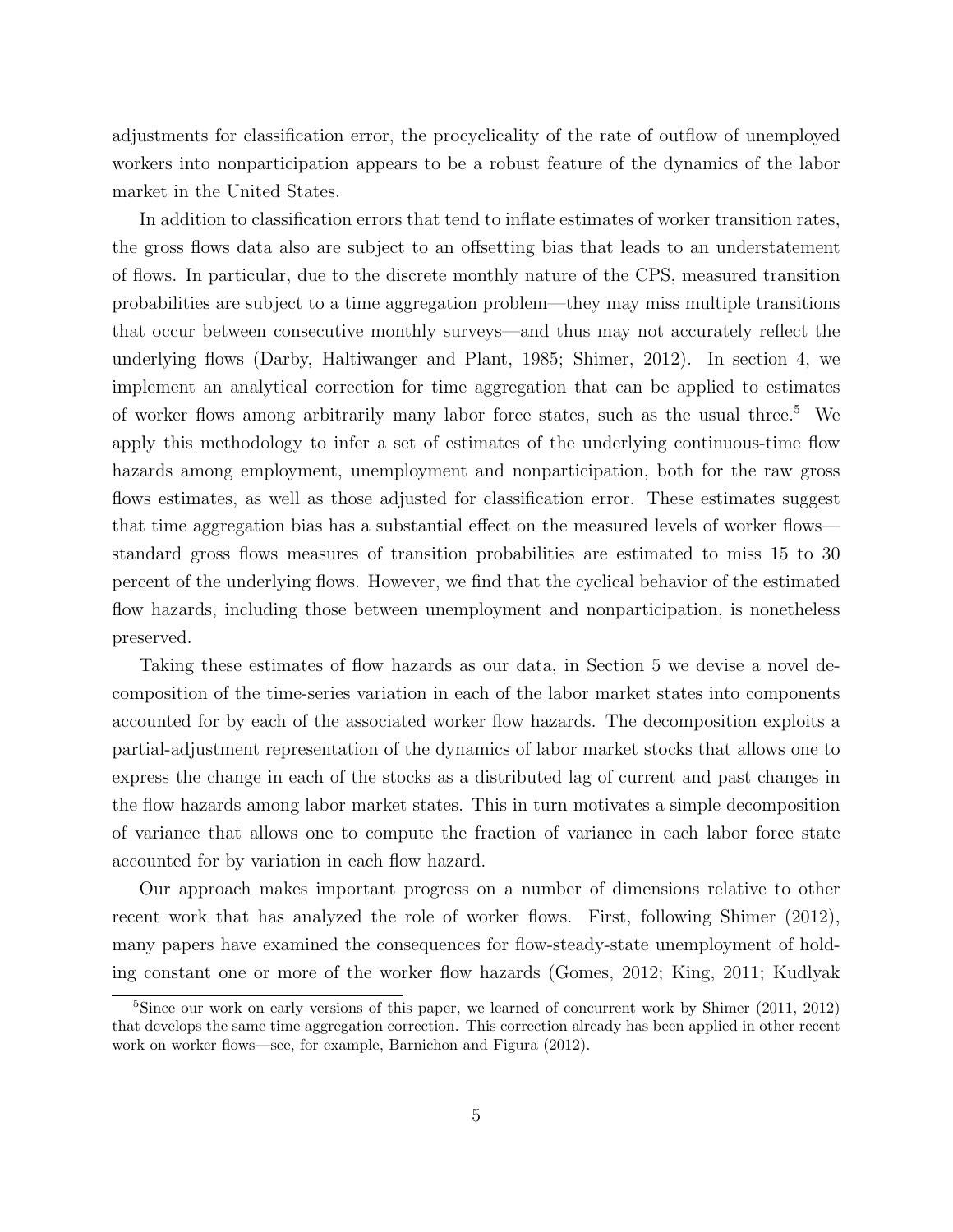adjustments for classification error, the procyclicality of the rate of outflow of unemployed workers into nonparticipation appears to be a robust feature of the dynamics of the labor market in the United States.

In addition to classification errors that tend to inflate estimates of worker transition rates, the gross flows data also are subject to an offsetting bias that leads to an understatement of flows. In particular, due to the discrete monthly nature of the CPS, measured transition probabilities are subject to a time aggregation problem—they may miss multiple transitions that occur between consecutive monthly surveys—and thus may not accurately reflect the underlying flows (Darby, Haltiwanger and Plant, 1985; Shimer, 2012). In section 4, we implement an analytical correction for time aggregation that can be applied to estimates of worker flows among arbitrarily many labor force states, such as the usual three.[5] We apply this methodology to infer a set of estimates of the underlying continuous-time flow hazards among employment, unemployment and nonparticipation, both for the raw gross flows estimates, as well as those adjusted for classification error. These estimates suggest that time aggregation bias has a substantial effect on the measured levels of worker flows—standard gross flows measures of transition probabilities are estimated to miss 15 to 30 percent of the underlying flows. However, we find that the cyclical behavior of the estimated flow hazards, including those between unemployment and nonparticipation, is nonetheless preserved.

Taking these estimates of flow hazards as our data, in Section 5 we devise a novel decomposition of the time-series variation in each of the labor market states into components accounted for by each of the associated worker flow hazards. The decomposition exploits a partial-adjustment representation of the dynamics of labor market stocks that allows one to express the change in each of the stocks as a distributed lag of current and past changes in the flow hazards among labor market states. This in turn motivates a simple decomposition of variance that allows one to compute the fraction of variance in each labor force state accounted for by variation in each flow hazard.

Our approach makes important progress on a number of dimensions relative to other recent work that has analyzed the role of worker flows. First, following Shimer (2012), many papers have examined the consequences for flow-steady-state unemployment of holding constant one or more of the worker flow hazards (Gomes, 2012; King, 2011; Kudlyak

[5] Since our work on early versions of this paper, we learned of concurrent work by Shimer (2011, 2012) that develops the same time aggregation correction. This correction already has been applied in other recent work on worker flows—see, for example, Barnichon and Figura (2012).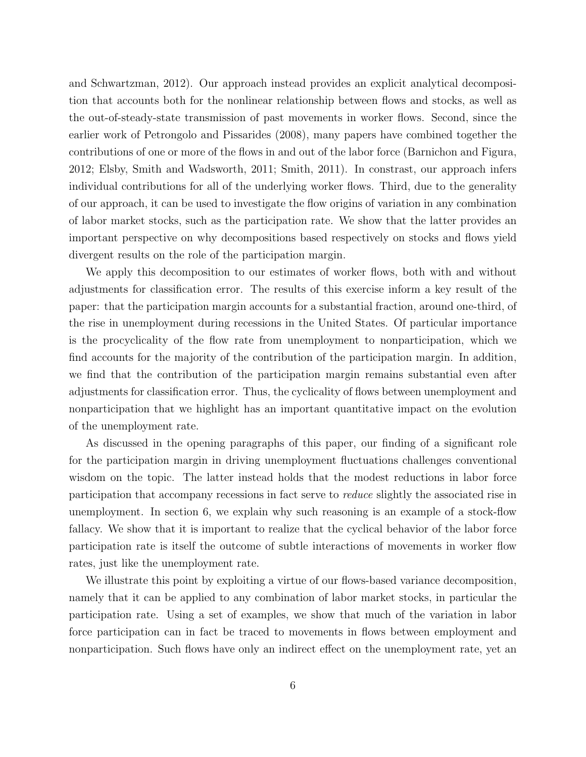and Schwartzman, 2012). Our approach instead provides an explicit analytical decomposition that accounts both for the nonlinear relationship between flows and stocks, as well as the out-of-steady-state transmission of past movements in worker flows. Second, since the earlier work of Petrongolo and Pissarides (2008), many papers have combined together the contributions of one or more of the flows in and out of the labor force (Barnichon and Figura, 2012; Elsby, Smith and Wadsworth, 2011; Smith, 2011). In constrast, our approach infers individual contributions for all of the underlying worker flows. Third, due to the generality of our approach, it can be used to investigate the flow origins of variation in any combination of labor market stocks, such as the participation rate. We show that the latter provides an important perspective on why decompositions based respectively on stocks and flows yield divergent results on the role of the participation margin.

We apply this decomposition to our estimates of worker flows, both with and without adjustments for classification error. The results of this exercise inform a key result of the paper: that the participation margin accounts for a substantial fraction, around one-third, of the rise in unemployment during recessions in the United States. Of particular importance is the procyclicality of the flow rate from unemployment to nonparticipation, which we find accounts for the majority of the contribution of the participation margin. In addition, we find that the contribution of the participation margin remains substantial even after adjustments for classification error. Thus, the cyclicality of flows between unemployment and nonparticipation that we highlight has an important quantitative impact on the evolution of the unemployment rate.

As discussed in the opening paragraphs of this paper, our finding of a significant role for the participation margin in driving unemployment fluctuations challenges conventional wisdom on the topic. The latter instead holds that the modest reductions in labor force participation that accompany recessions in fact serve to *reduce* slightly the associated rise in unemployment. In section 6, we explain why such reasoning is an example of a stock-flow fallacy. We show that it is important to realize that the cyclical behavior of the labor force participation rate is itself the outcome of subtle interactions of movements in worker flow rates, just like the unemployment rate.

We illustrate this point by exploiting a virtue of our flows-based variance decomposition, namely that it can be applied to any combination of labor market stocks, in particular the participation rate. Using a set of examples, we show that much of the variation in labor force participation can in fact be traced to movements in flows between employment and nonparticipation. Such flows have only an indirect effect on the unemployment rate, yet an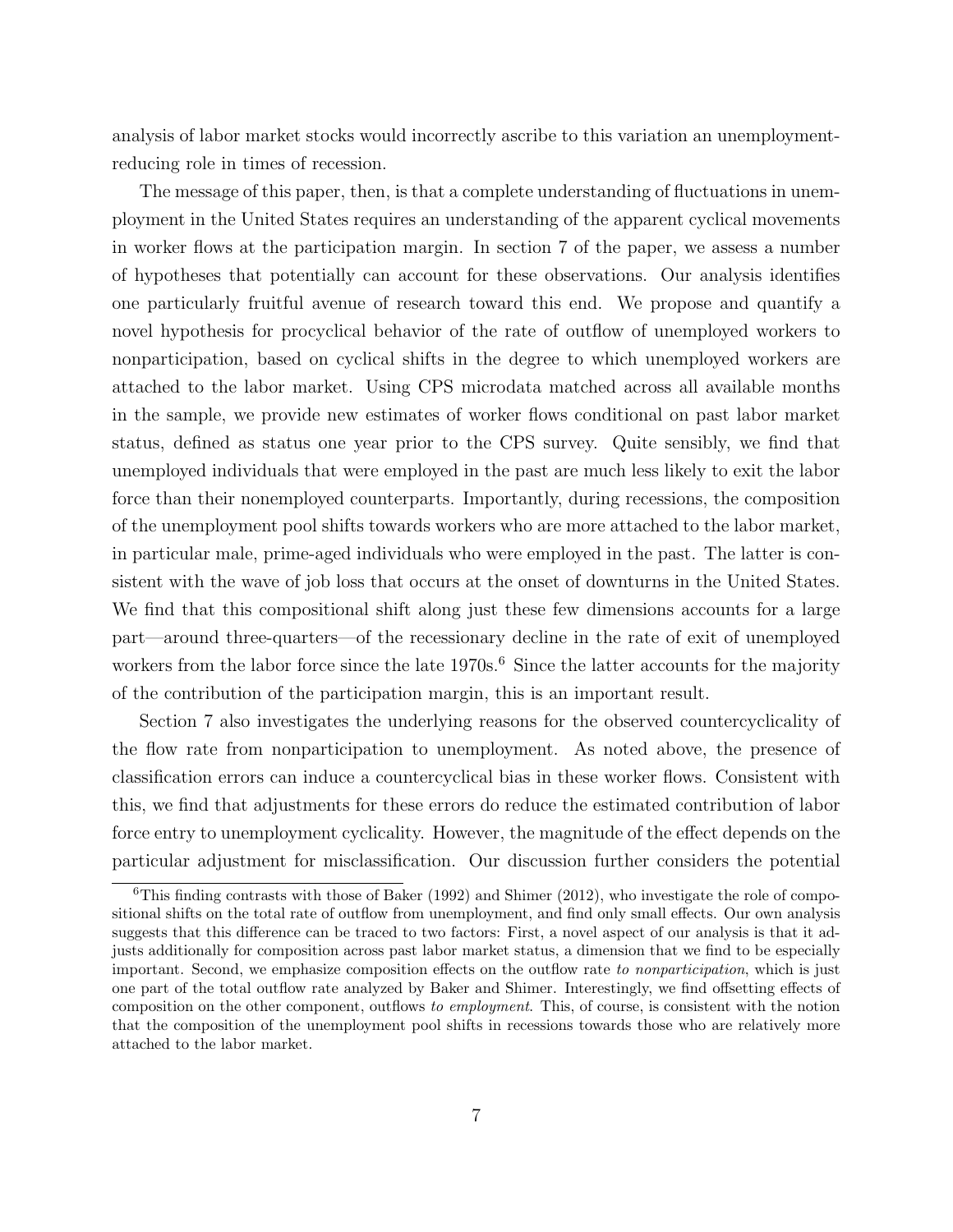analysis of labor market stocks would incorrectly ascribe to this variation an unemployment-reducing role in times of recession.

The message of this paper, then, is that a complete understanding of fluctuations in unemployment in the United States requires an understanding of the apparent cyclical movements in worker flows at the participation margin. In section 7 of the paper, we assess a number of hypotheses that potentially can account for these observations. Our analysis identifies one particularly fruitful avenue of research toward this end. We propose and quantify a novel hypothesis for procyclical behavior of the rate of outflow of unemployed workers to nonparticipation, based on cyclical shifts in the degree to which unemployed workers are attached to the labor market. Using CPS microdata matched across all available months in the sample, we provide new estimates of worker flows conditional on past labor market status, defined as status one year prior to the CPS survey. Quite sensibly, we find that unemployed individuals that were employed in the past are much less likely to exit the labor force than their nonemployed counterparts. Importantly, during recessions, the composition of the unemployment pool shifts towards workers who are more attached to the labor market, in particular male, prime-aged individuals who were employed in the past. The latter is consistent with the wave of job loss that occurs at the onset of downturns in the United States. We find that this compositional shift along just these few dimensions accounts for a large part—around three-quarters—of the recessionary decline in the rate of exit of unemployed workers from the labor force since the late 1970s.[6] Since the latter accounts for the majority of the contribution of the participation margin, this is an important result.

Section 7 also investigates the underlying reasons for the observed countercyclicality of the flow rate from nonparticipation to unemployment. As noted above, the presence of classification errors can induce a countercyclical bias in these worker flows. Consistent with this, we find that adjustments for these errors do reduce the estimated contribution of labor force entry to unemployment cyclicality. However, the magnitude of the effect depends on the particular adjustment for misclassification. Our discussion further considers the potential

[6] This finding contrasts with those of Baker (1992) and Shimer (2012), who investigate the role of compositional shifts on the total rate of outflow from unemployment, and find only small effects. Our own analysis suggests that this difference can be traced to two factors: First, a novel aspect of our analysis is that it adjusts additionally for composition across past labor market status, a dimension that we find to be especially important. Second, we emphasize composition effects on the outflow rate *to nonparticipation*, which is just one part of the total outflow rate analyzed by Baker and Shimer. Interestingly, we find offsetting effects of composition on the other component, outflows *to employment*. This, of course, is consistent with the notion that the composition of the unemployment pool shifts in recessions towards those who are relatively more attached to the labor market.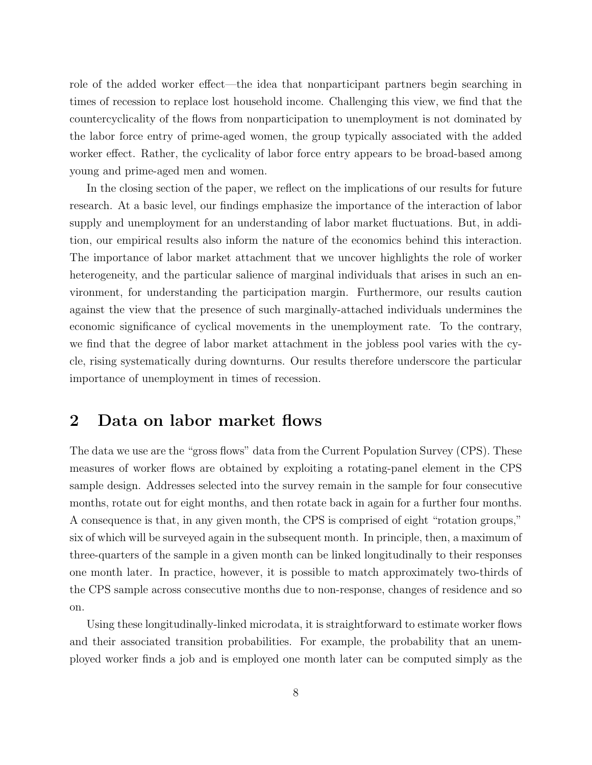role of the added worker effect—the idea that nonparticipant partners begin searching in times of recession to replace lost household income. Challenging this view, we find that the countercyclicality of the flows from nonparticipation to unemployment is not dominated by the labor force entry of prime-aged women, the group typically associated with the added worker effect. Rather, the cyclicality of labor force entry appears to be broad-based among young and prime-aged men and women.

In the closing section of the paper, we reflect on the implications of our results for future research. At a basic level, our findings emphasize the importance of the interaction of labor supply and unemployment for an understanding of labor market fluctuations. But, in addition, our empirical results also inform the nature of the economics behind this interaction. The importance of labor market attachment that we uncover highlights the role of worker heterogeneity, and the particular salience of marginal individuals that arises in such an environment, for understanding the participation margin. Furthermore, our results caution against the view that the presence of such marginally-attached individuals undermines the economic significance of cyclical movements in the unemployment rate. To the contrary, we find that the degree of labor market attachment in the jobless pool varies with the cycle, rising systematically during downturns. Our results therefore underscore the particular importance of unemployment in times of recession.

## 2 Data on labor market flows

The data we use are the "gross flows" data from the Current Population Survey (CPS). These measures of worker flows are obtained by exploiting a rotating-panel element in the CPS sample design. Addresses selected into the survey remain in the sample for four consecutive months, rotate out for eight months, and then rotate back in again for a further four months. A consequence is that, in any given month, the CPS is comprised of eight "rotation groups," six of which will be surveyed again in the subsequent month. In principle, then, a maximum of three-quarters of the sample in a given month can be linked longitudinally to their responses one month later. In practice, however, it is possible to match approximately two-thirds of the CPS sample across consecutive months due to non-response, changes of residence and so on.

Using these longitudinally-linked microdata, it is straightforward to estimate worker flows and their associated transition probabilities. For example, the probability that an unemployed worker finds a job and is employed one month later can be computed simply as the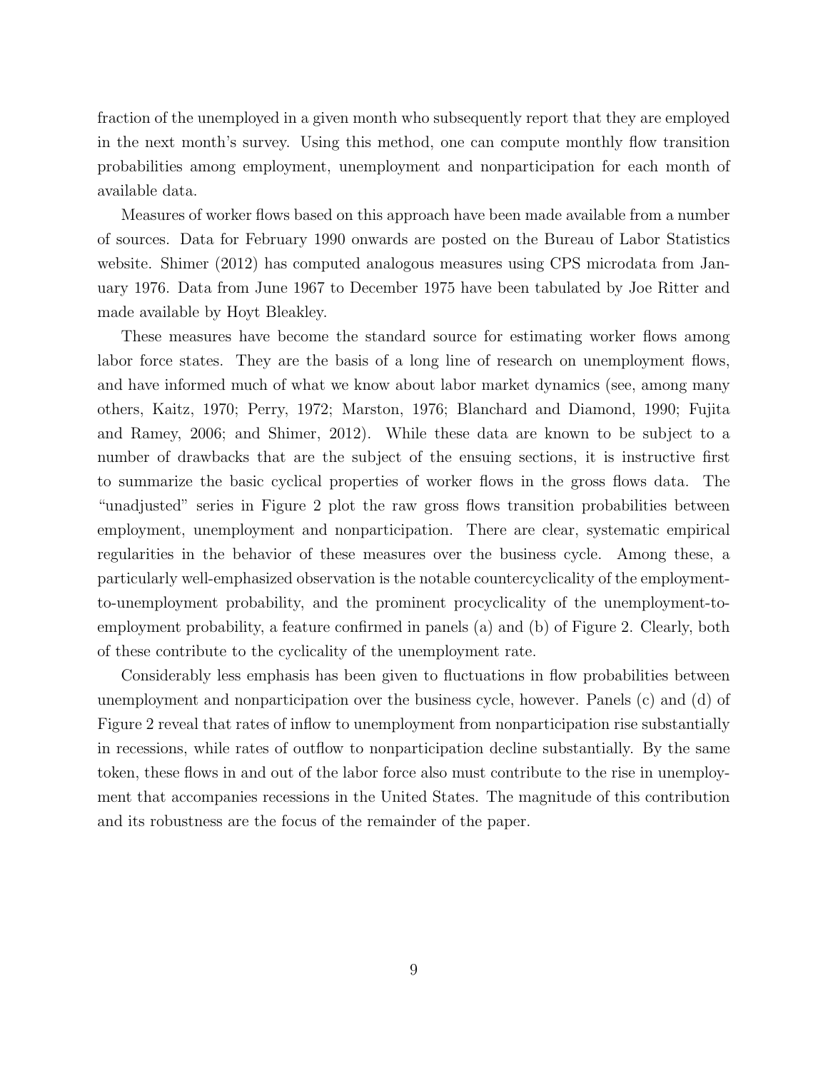fraction of the unemployed in a given month who subsequently report that they are employed in the next month's survey. Using this method, one can compute monthly flow transition probabilities among employment, unemployment and nonparticipation for each month of available data.

Measures of worker flows based on this approach have been made available from a number of sources. Data for February 1990 onwards are posted on the Bureau of Labor Statistics website. Shimer (2012) has computed analogous measures using CPS microdata from January 1976. Data from June 1967 to December 1975 have been tabulated by Joe Ritter and made available by Hoyt Bleakley.

These measures have become the standard source for estimating worker flows among labor force states. They are the basis of a long line of research on unemployment flows, and have informed much of what we know about labor market dynamics (see, among many others, Kaitz, 1970; Perry, 1972; Marston, 1976; Blanchard and Diamond, 1990; Fujita and Ramey, 2006; and Shimer, 2012). While these data are known to be subject to a number of drawbacks that are the subject of the ensuing sections, it is instructive first to summarize the basic cyclical properties of worker flows in the gross flows data. The "unadjusted" series in Figure 2 plot the raw gross flows transition probabilities between employment, unemployment and nonparticipation. There are clear, systematic empirical regularities in the behavior of these measures over the business cycle. Among these, a particularly well-emphasized observation is the notable countercyclicality of the employment-to-unemployment probability, and the prominent procyclicality of the unemployment-to-employment probability, a feature confirmed in panels (a) and (b) of Figure 2. Clearly, both of these contribute to the cyclicality of the unemployment rate.

Considerably less emphasis has been given to fluctuations in flow probabilities between unemployment and nonparticipation over the business cycle, however. Panels (c) and (d) of Figure 2 reveal that rates of inflow to unemployment from nonparticipation rise substantially in recessions, while rates of outflow to nonparticipation decline substantially. By the same token, these flows in and out of the labor force also must contribute to the rise in unemployment that accompanies recessions in the United States. The magnitude of this contribution and its robustness are the focus of the remainder of the paper.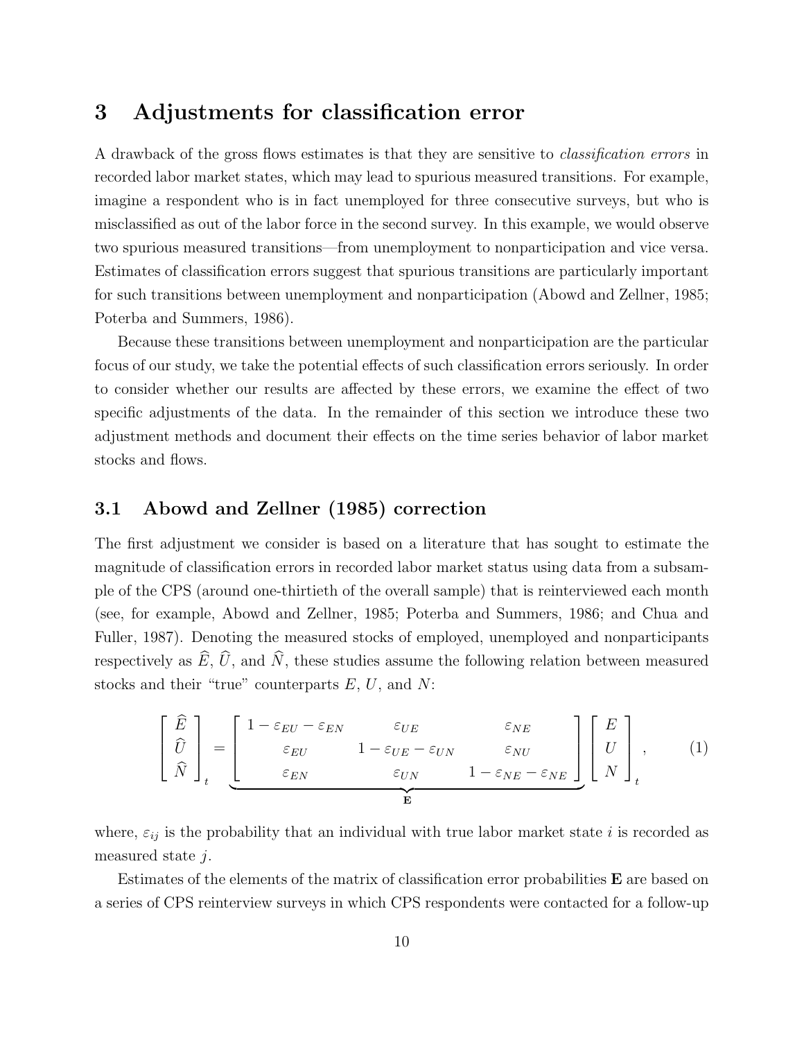## 3 Adjustments for classification error

A drawback of the gross flows estimates is that they are sensitive to *classification errors* in recorded labor market states, which may lead to spurious measured transitions. For example, imagine a respondent who is in fact unemployed for three consecutive surveys, but who is misclassified as out of the labor force in the second survey. In this example, we would observe two spurious measured transitions—from unemployment to nonparticipation and vice versa. Estimates of classification errors suggest that spurious transitions are particularly important for such transitions between unemployment and nonparticipation (Abowd and Zellner, 1985; Poterba and Summers, 1986).

Because these transitions between unemployment and nonparticipation are the particular focus of our study, we take the potential effects of such classification errors seriously. In order to consider whether our results are affected by these errors, we examine the effect of two specific adjustments of the data. In the remainder of this section we introduce these two adjustment methods and document their effects on the time series behavior of labor market stocks and flows.

### 3.1 Abowd and Zellner (1985) correction

The first adjustment we consider is based on a literature that has sought to estimate the magnitude of classification errors in recorded labor market status using data from a subsample of the CPS (around one-thirtieth of the overall sample) that is reinterviewed each month (see, for example, Abowd and Zellner, 1985; Poterba and Summers, 1986; and Chua and Fuller, 1987). Denoting the measured stocks of employed, unemployed and nonparticipants respectively as $\widehat{E}$, $\widehat{U}$, and $\widehat{N}$, these studies assume the following relation between measured stocks and their "true" counterparts $E$, $U$, and $N$:

$$
\begin{bmatrix} \widehat{E} \\ \widehat{U} \\ \widehat{N} \end{bmatrix}_t = \underbrace{\begin{bmatrix} 1-\varepsilon_{EU}-\varepsilon_{EN} & \varepsilon_{UE} & \varepsilon_{NE} \\ \varepsilon_{EU} & 1-\varepsilon_{UE}-\varepsilon_{UN} & \varepsilon_{NU} \\ \varepsilon_{EN} & \varepsilon_{UN} & 1-\varepsilon_{NE}-\varepsilon_{NE} \end{bmatrix}}_{\mathbf{E}} \begin{bmatrix} E \\ U \\ N \end{bmatrix}_t , \qquad (1)
$$

where, $\varepsilon_{ij}$ is the probability that an individual with true labor market state $i$ is recorded as measured state $j$.

Estimates of the elements of the matrix of classification error probabilities $\mathbf{E}$ are based on a series of CPS reinterview surveys in which CPS respondents were contacted for a follow-up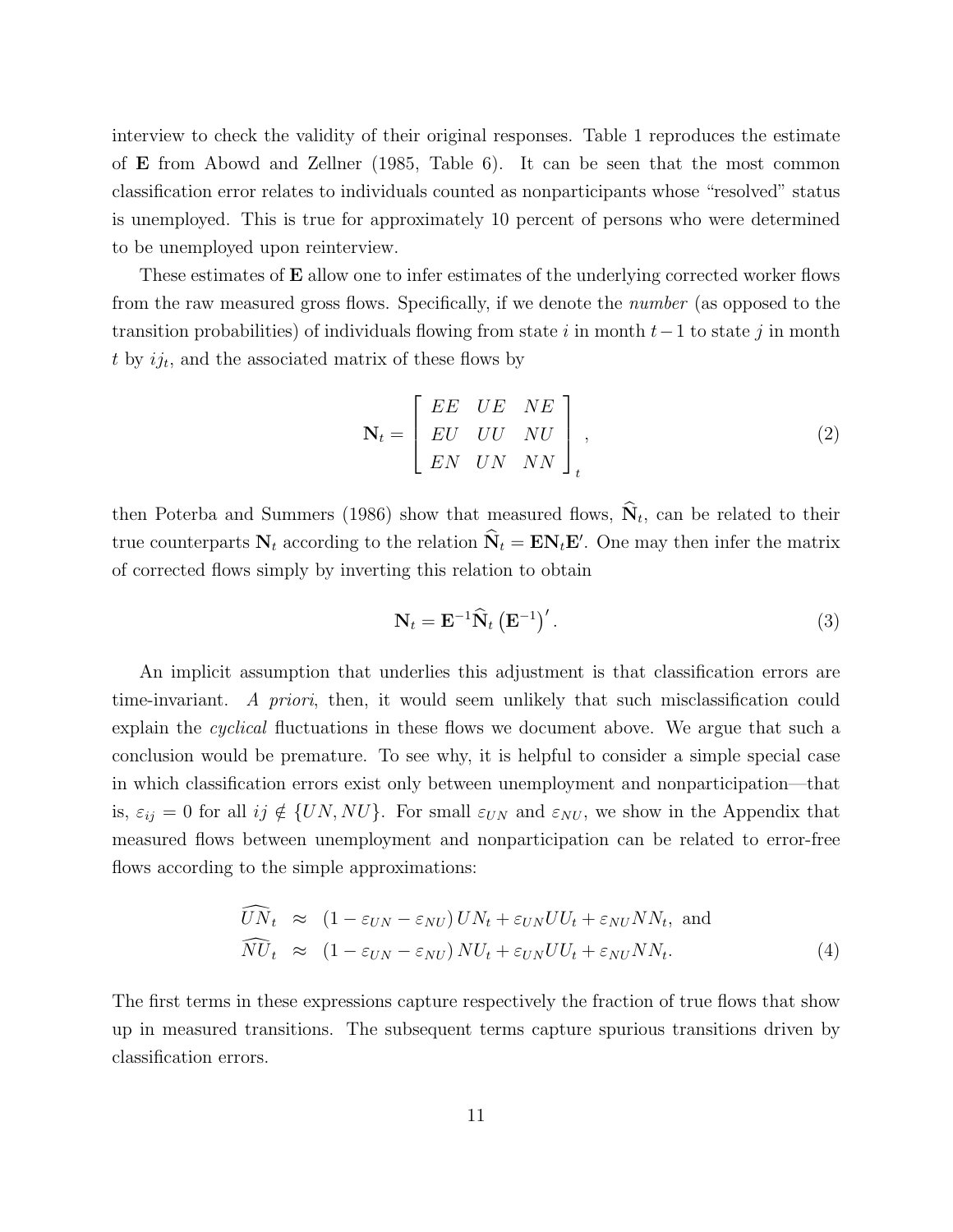interview to check the validity of their original responses. Table 1 reproduces the estimate of $\mathbf{E}$ from Abowd and Zellner (1985, Table 6). It can be seen that the most common classification error relates to individuals counted as nonparticipants whose "resolved" status is unemployed. This is true for approximately 10 percent of persons who were determined to be unemployed upon reinterview.

These estimates of $\mathbf{E}$ allow one to infer estimates of the underlying corrected worker flows from the raw measured gross flows. Specifically, if we denote the *number* (as opposed to the transition probabilities) of individuals flowing from state $i$ in month $t-1$ to state $j$ in month $t$ by $ij_t$, and the associated matrix of these flows by

$$\mathbf{N}_t = \begin{bmatrix} EE & UE & NE \\ EU & UU & NU \\ EN & UN & NN \end{bmatrix}_t , \tag{2}$$

then Poterba and Summers (1986) show that measured flows, $\widehat{\mathbf{N}}_t$, can be related to their true counterparts $\mathbf{N}_t$ according to the relation $\widehat{\mathbf{N}}_t = \mathbf{E}\mathbf{N}_t\mathbf{E}'$. One may then infer the matrix of corrected flows simply by inverting this relation to obtain

$$\mathbf{N}_t = \mathbf{E}^{-1}\widehat{\mathbf{N}}_t\left(\mathbf{E}^{-1}\right)'. \tag{3}$$

An implicit assumption that underlies this adjustment is that classification errors are time-invariant. *A priori*, then, it would seem unlikely that such misclassification could explain the *cyclical* fluctuations in these flows we document above. We argue that such a conclusion would be premature. To see why, it is helpful to consider a simple special case in which classification errors exist only between unemployment and nonparticipation—that is, $\varepsilon_{ij} = 0$ for all $ij \notin \{UN, NU\}$. For small $\varepsilon_{UN}$ and $\varepsilon_{NU}$, we show in the Appendix that measured flows between unemployment and nonparticipation can be related to error-free flows according to the simple approximations:

$$\begin{aligned} \widehat{UN}_t &\approx (1 - \varepsilon_{UN} - \varepsilon_{NU})\, UN_t + \varepsilon_{UN} UU_t + \varepsilon_{NU} NN_t, \text{ and} \\ \widehat{NU}_t &\approx (1 - \varepsilon_{UN} - \varepsilon_{NU})\, NU_t + \varepsilon_{UN} UU_t + \varepsilon_{NU} NN_t. \end{aligned} \tag{4}$$

The first terms in these expressions capture respectively the fraction of true flows that show up in measured transitions. The subsequent terms capture spurious transitions driven by classification errors.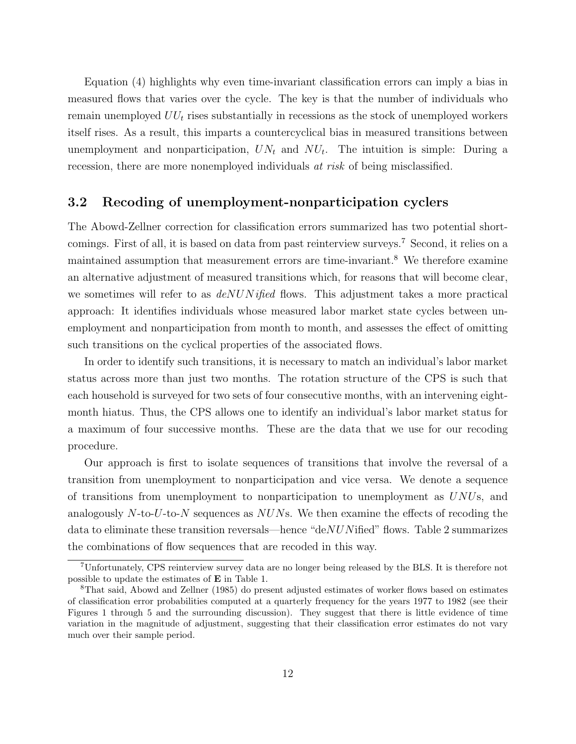Equation (4) highlights why even time-invariant classification errors can imply a bias in measured flows that varies over the cycle. The key is that the number of individuals who remain unemployed $UU_t$ rises substantially in recessions as the stock of unemployed workers itself rises. As a result, this imparts a countercyclical bias in measured transitions between unemployment and nonparticipation, $UN_t$ and $NU_t$. The intuition is simple: During a recession, there are more nonemployed individuals *at risk* of being misclassified.

### 3.2 Recoding of unemployment-nonparticipation cyclers

The Abowd-Zellner correction for classification errors summarized has two potential shortcomings. First of all, it is based on data from past reinterview surveys.[7] Second, it relies on a maintained assumption that measurement errors are time-invariant.[8] We therefore examine an alternative adjustment of measured transitions which, for reasons that will become clear, we sometimes will refer to as *deNUNified* flows. This adjustment takes a more practical approach: It identifies individuals whose measured labor market state cycles between unemployment and nonparticipation from month to month, and assesses the effect of omitting such transitions on the cyclical properties of the associated flows.

In order to identify such transitions, it is necessary to match an individual's labor market status across more than just two months. The rotation structure of the CPS is such that each household is surveyed for two sets of four consecutive months, with an intervening eight-month hiatus. Thus, the CPS allows one to identify an individual's labor market status for a maximum of four successive months. These are the data that we use for our recoding procedure.

Our approach is first to isolate sequences of transitions that involve the reversal of a transition from unemployment to nonparticipation and vice versa. We denote a sequence of transitions from unemployment to nonparticipation to unemployment as $UNU$s, and analogously $N$-to-$U$-to-$N$ sequences as $NUN$s. We then examine the effects of recoding the data to eliminate these transition reversals—hence "de$NUN$ified" flows. Table 2 summarizes the combinations of flow sequences that are recoded in this way.

---

[7] Unfortunately, CPS reinterview survey data are no longer being released by the BLS. It is therefore not possible to update the estimates of **E** in Table 1.

[8] That said, Abowd and Zellner (1985) do present adjusted estimates of worker flows based on estimates of classification error probabilities computed at a quarterly frequency for the years 1977 to 1982 (see their Figures 1 through 5 and the surrounding discussion). They suggest that there is little evidence of time variation in the magnitude of adjustment, suggesting that their classification error estimates do not vary much over their sample period.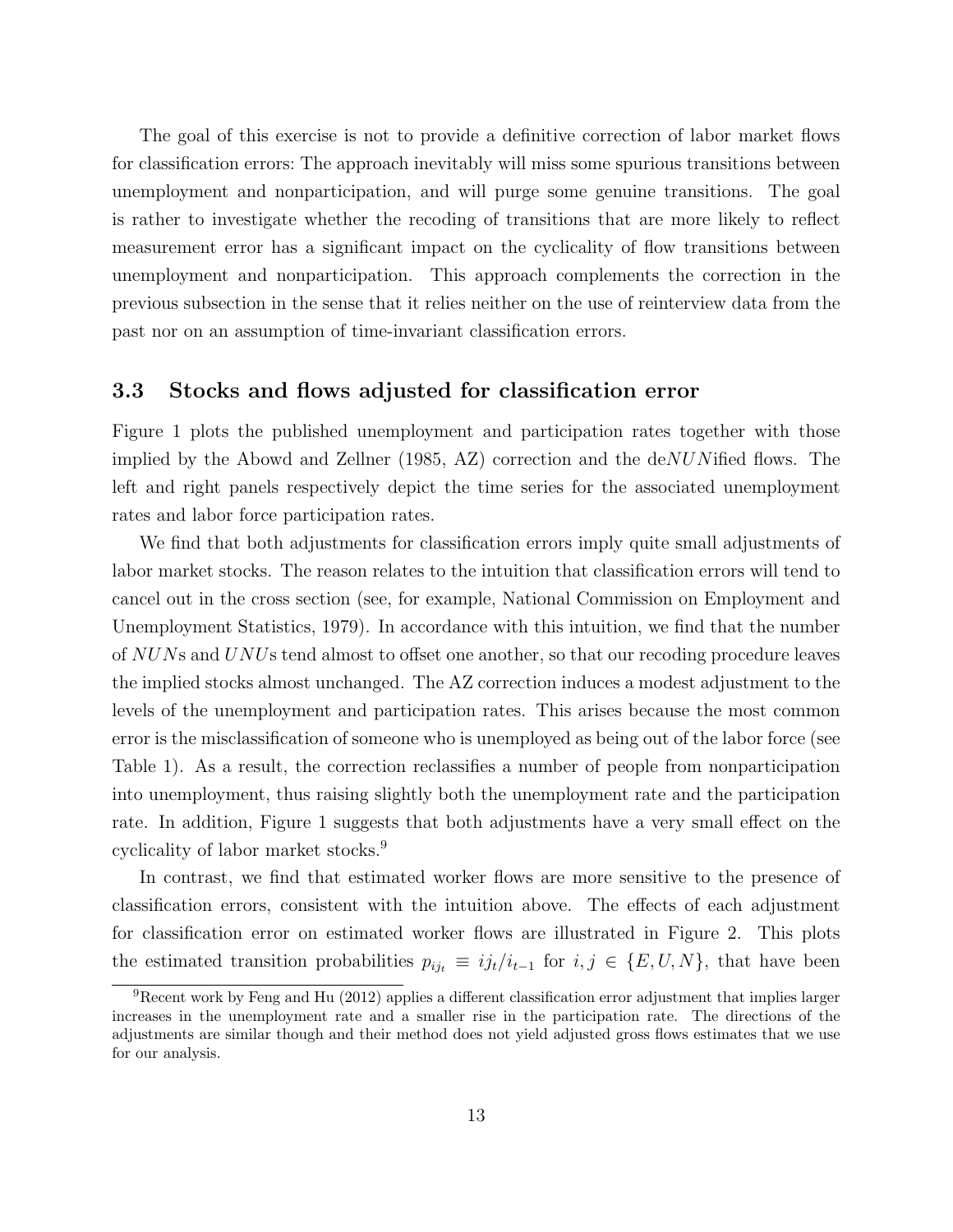The goal of this exercise is not to provide a definitive correction of labor market flows for classification errors: The approach inevitably will miss some spurious transitions between unemployment and nonparticipation, and will purge some genuine transitions. The goal is rather to investigate whether the recoding of transitions that are more likely to reflect measurement error has a significant impact on the cyclicality of flow transitions between unemployment and nonparticipation. This approach complements the correction in the previous subsection in the sense that it relies neither on the use of reinterview data from the past nor on an assumption of time-invariant classification errors.

### 3.3 Stocks and flows adjusted for classification error

Figure 1 plots the published unemployment and participation rates together with those implied by the Abowd and Zellner (1985, AZ) correction and the de$NUN$ified flows. The left and right panels respectively depict the time series for the associated unemployment rates and labor force participation rates.

We find that both adjustments for classification errors imply quite small adjustments of labor market stocks. The reason relates to the intuition that classification errors will tend to cancel out in the cross section (see, for example, National Commission on Employment and Unemployment Statistics, 1979). In accordance with this intuition, we find that the number of $NUN$s and $UNU$s tend almost to offset one another, so that our recoding procedure leaves the implied stocks almost unchanged. The AZ correction induces a modest adjustment to the levels of the unemployment and participation rates. This arises because the most common error is the misclassification of someone who is unemployed as being out of the labor force (see Table 1). As a result, the correction reclassifies a number of people from nonparticipation into unemployment, thus raising slightly both the unemployment rate and the participation rate. In addition, Figure 1 suggests that both adjustments have a very small effect on the cyclicality of labor market stocks.[9]

In contrast, we find that estimated worker flows are more sensitive to the presence of classification errors, consistent with the intuition above. The effects of each adjustment for classification error on estimated worker flows are illustrated in Figure 2. This plots the estimated transition probabilities $p_{ij_t} \equiv ij_t/i_{t-1}$ for $i, j \in \{E, U, N\}$, that have been

[9] Recent work by Feng and Hu (2012) applies a different classification error adjustment that implies larger increases in the unemployment rate and a smaller rise in the participation rate. The directions of the adjustments are similar though and their method does not yield adjusted gross flows estimates that we use for our analysis.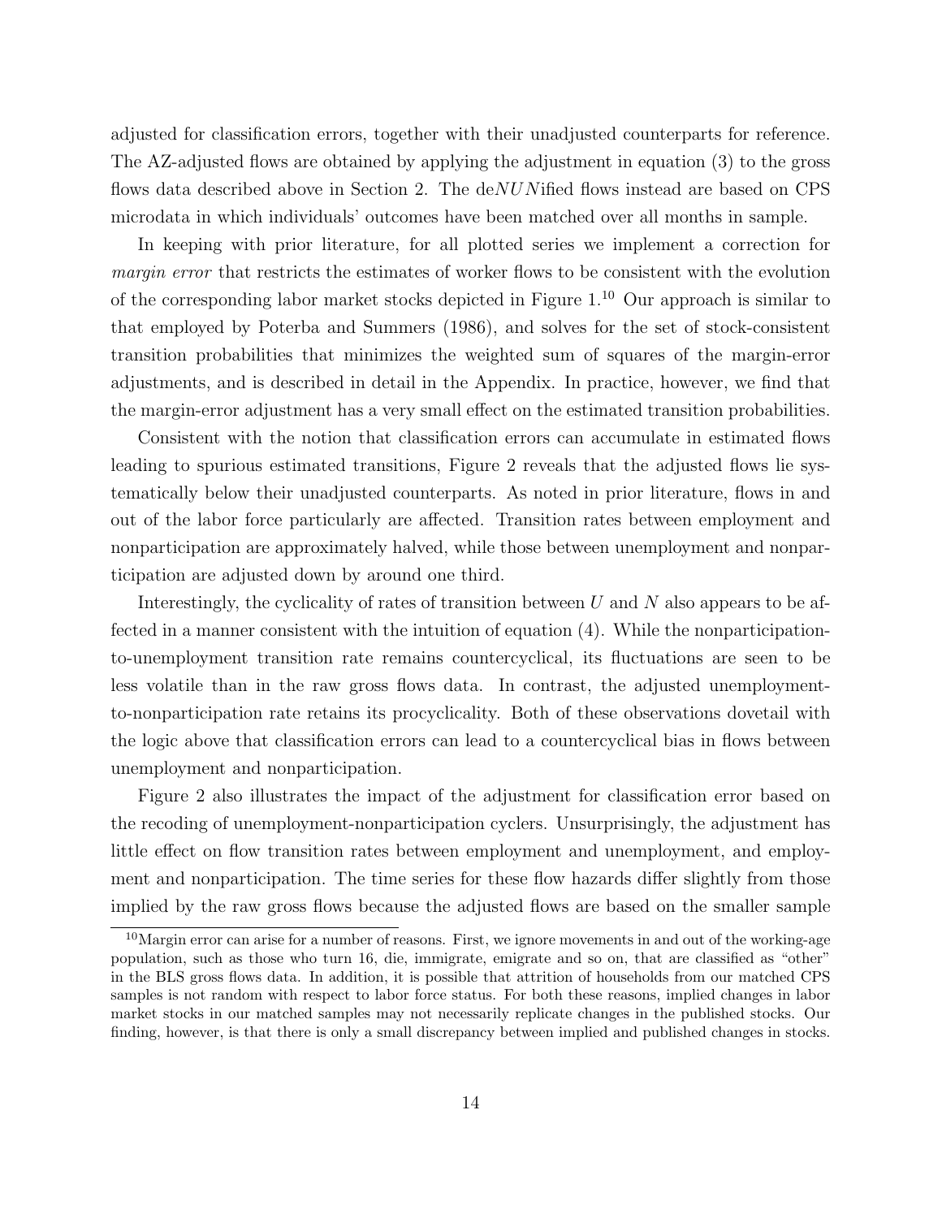adjusted for classification errors, together with their unadjusted counterparts for reference. The AZ-adjusted flows are obtained by applying the adjustment in equation (3) to the gross flows data described above in Section 2. The de*NUN*ified flows instead are based on CPS microdata in which individuals' outcomes have been matched over all months in sample.

In keeping with prior literature, for all plotted series we implement a correction for *margin error* that restricts the estimates of worker flows to be consistent with the evolution of the corresponding labor market stocks depicted in Figure 1.[10] Our approach is similar to that employed by Poterba and Summers (1986), and solves for the set of stock-consistent transition probabilities that minimizes the weighted sum of squares of the margin-error adjustments, and is described in detail in the Appendix. In practice, however, we find that the margin-error adjustment has a very small effect on the estimated transition probabilities.

Consistent with the notion that classification errors can accumulate in estimated flows leading to spurious estimated transitions, Figure 2 reveals that the adjusted flows lie systematically below their unadjusted counterparts. As noted in prior literature, flows in and out of the labor force particularly are affected. Transition rates between employment and nonparticipation are approximately halved, while those between unemployment and nonparticipation are adjusted down by around one third.

Interestingly, the cyclicality of rates of transition between $U$ and $N$ also appears to be affected in a manner consistent with the intuition of equation (4). While the nonparticipation-to-unemployment transition rate remains countercyclical, its fluctuations are seen to be less volatile than in the raw gross flows data. In contrast, the adjusted unemployment-to-nonparticipation rate retains its procyclicality. Both of these observations dovetail with the logic above that classification errors can lead to a countercyclical bias in flows between unemployment and nonparticipation.

Figure 2 also illustrates the impact of the adjustment for classification error based on the recoding of unemployment-nonparticipation cyclers. Unsurprisingly, the adjustment has little effect on flow transition rates between employment and unemployment, and employment and nonparticipation. The time series for these flow hazards differ slightly from those implied by the raw gross flows because the adjusted flows are based on the smaller sample

[10]Margin error can arise for a number of reasons. First, we ignore movements in and out of the working-age population, such as those who turn 16, die, immigrate, emigrate and so on, that are classified as "other" in the BLS gross flows data. In addition, it is possible that attrition of households from our matched CPS samples is not random with respect to labor force status. For both these reasons, implied changes in labor market stocks in our matched samples may not necessarily replicate changes in the published stocks. Our finding, however, is that there is only a small discrepancy between implied and published changes in stocks.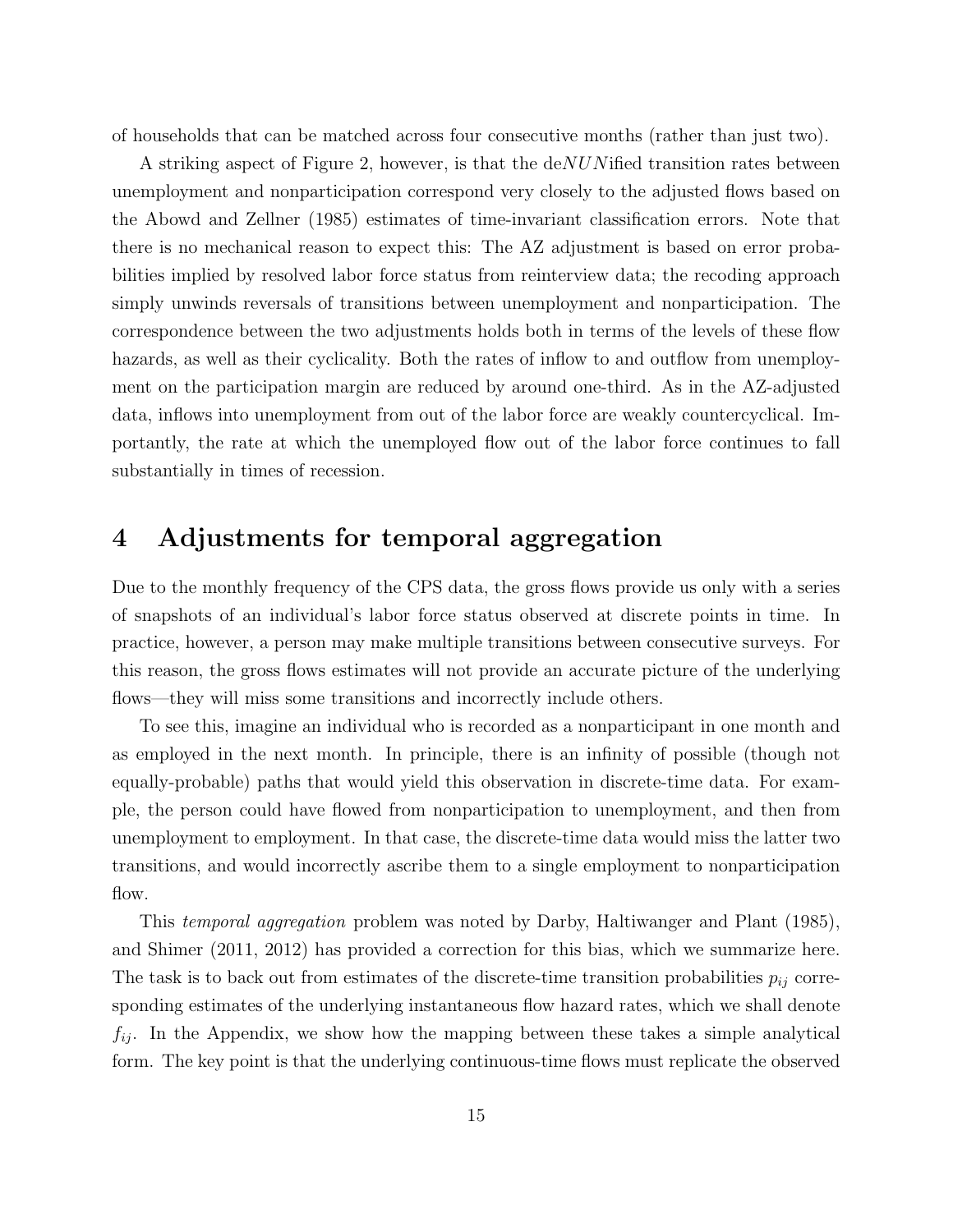of households that can be matched across four consecutive months (rather than just two).

A striking aspect of Figure 2, however, is that the de*NUN*ified transition rates between unemployment and nonparticipation correspond very closely to the adjusted flows based on the Abowd and Zellner (1985) estimates of time-invariant classification errors. Note that there is no mechanical reason to expect this: The AZ adjustment is based on error probabilities implied by resolved labor force status from reinterview data; the recoding approach simply unwinds reversals of transitions between unemployment and nonparticipation. The correspondence between the two adjustments holds both in terms of the levels of these flow hazards, as well as their cyclicality. Both the rates of inflow to and outflow from unemployment on the participation margin are reduced by around one-third. As in the AZ-adjusted data, inflows into unemployment from out of the labor force are weakly countercyclical. Importantly, the rate at which the unemployed flow out of the labor force continues to fall substantially in times of recession.

# 4 Adjustments for temporal aggregation

Due to the monthly frequency of the CPS data, the gross flows provide us only with a series of snapshots of an individual's labor force status observed at discrete points in time. In practice, however, a person may make multiple transitions between consecutive surveys. For this reason, the gross flows estimates will not provide an accurate picture of the underlying flows—they will miss some transitions and incorrectly include others.

To see this, imagine an individual who is recorded as a nonparticipant in one month and as employed in the next month. In principle, there is an infinity of possible (though not equally-probable) paths that would yield this observation in discrete-time data. For example, the person could have flowed from nonparticipation to unemployment, and then from unemployment to employment. In that case, the discrete-time data would miss the latter two transitions, and would incorrectly ascribe them to a single employment to nonparticipation flow.

This *temporal aggregation* problem was noted by Darby, Haltiwanger and Plant (1985), and Shimer (2011, 2012) has provided a correction for this bias, which we summarize here. The task is to back out from estimates of the discrete-time transition probabilities $p_{ij}$ corresponding estimates of the underlying instantaneous flow hazard rates, which we shall denote $f_{ij}$. In the Appendix, we show how the mapping between these takes a simple analytical form. The key point is that the underlying continuous-time flows must replicate the observed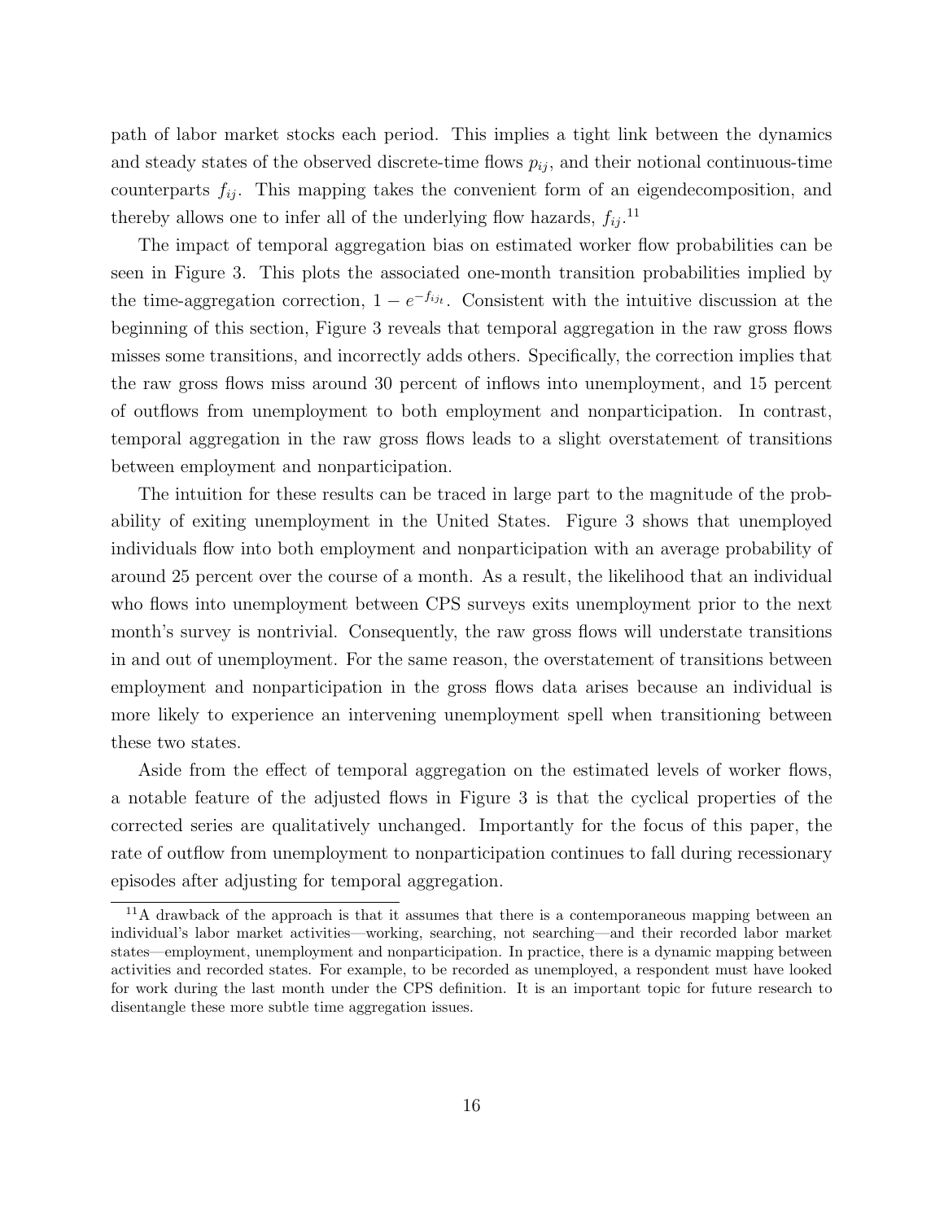path of labor market stocks each period. This implies a tight link between the dynamics and steady states of the observed discrete-time flows $p_{ij}$, and their notional continuous-time counterparts $f_{ij}$. This mapping takes the convenient form of an eigendecomposition, and thereby allows one to infer all of the underlying flow hazards, $f_{ij}$.[11]

The impact of temporal aggregation bias on estimated worker flow probabilities can be seen in Figure 3. This plots the associated one-month transition probabilities implied by the time-aggregation correction, $1 - e^{-f_{ij_t}}$. Consistent with the intuitive discussion at the beginning of this section, Figure 3 reveals that temporal aggregation in the raw gross flows misses some transitions, and incorrectly adds others. Specifically, the correction implies that the raw gross flows miss around 30 percent of inflows into unemployment, and 15 percent of outflows from unemployment to both employment and nonparticipation. In contrast, temporal aggregation in the raw gross flows leads to a slight overstatement of transitions between employment and nonparticipation.

The intuition for these results can be traced in large part to the magnitude of the probability of exiting unemployment in the United States. Figure 3 shows that unemployed individuals flow into both employment and nonparticipation with an average probability of around 25 percent over the course of a month. As a result, the likelihood that an individual who flows into unemployment between CPS surveys exits unemployment prior to the next month's survey is nontrivial. Consequently, the raw gross flows will understate transitions in and out of unemployment. For the same reason, the overstatement of transitions between employment and nonparticipation in the gross flows data arises because an individual is more likely to experience an intervening unemployment spell when transitioning between these two states.

Aside from the effect of temporal aggregation on the estimated levels of worker flows, a notable feature of the adjusted flows in Figure 3 is that the cyclical properties of the corrected series are qualitatively unchanged. Importantly for the focus of this paper, the rate of outflow from unemployment to nonparticipation continues to fall during recessionary episodes after adjusting for temporal aggregation.

[11]A drawback of the approach is that it assumes that there is a contemporaneous mapping between an individual's labor market activities—working, searching, not searching—and their recorded labor market states—employment, unemployment and nonparticipation. In practice, there is a dynamic mapping between activities and recorded states. For example, to be recorded as unemployed, a respondent must have looked for work during the last month under the CPS definition. It is an important topic for future research to disentangle these more subtle time aggregation issues.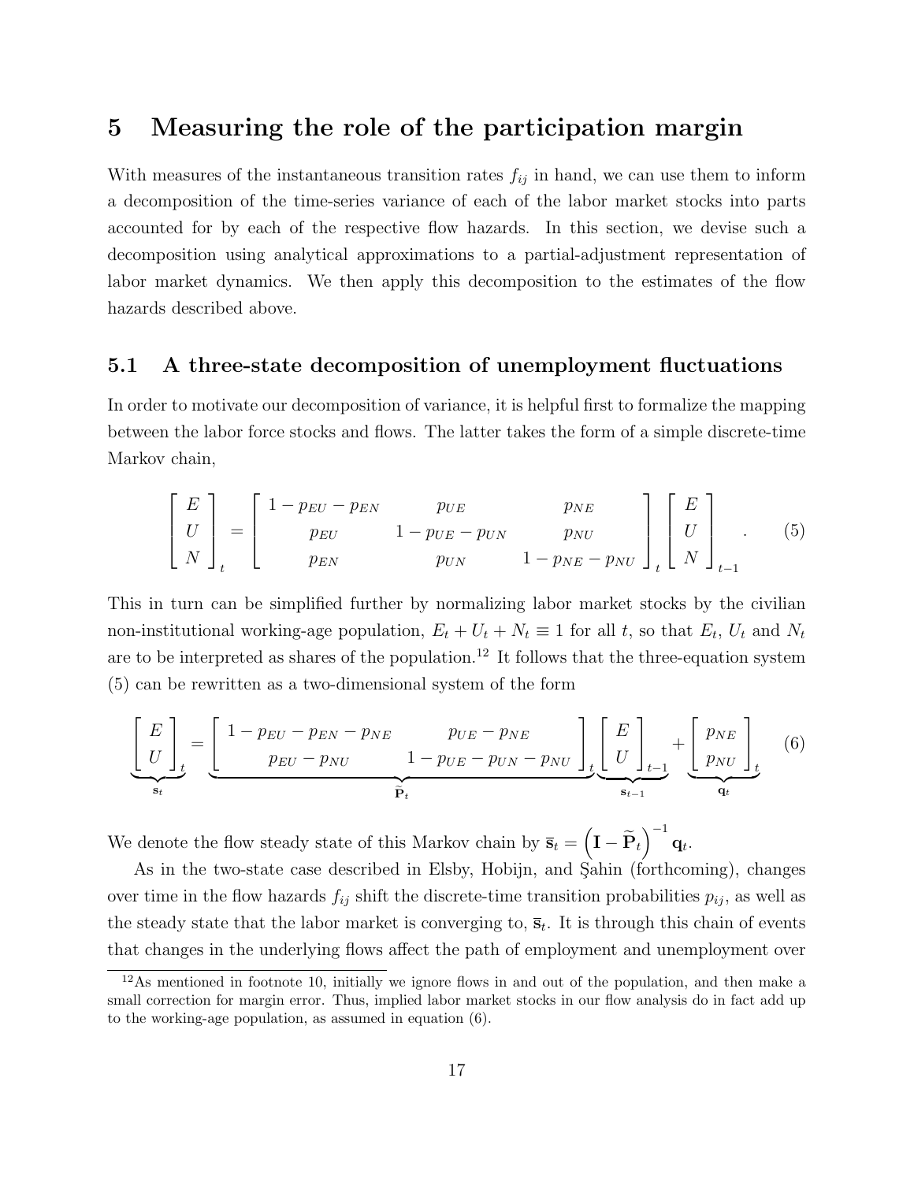# 5 Measuring the role of the participation margin

With measures of the instantaneous transition rates $f_{ij}$ in hand, we can use them to inform a decomposition of the time-series variance of each of the labor market stocks into parts accounted for by each of the respective flow hazards. In this section, we devise such a decomposition using analytical approximations to a partial-adjustment representation of labor market dynamics. We then apply this decomposition to the estimates of the flow hazards described above.

## 5.1 A three-state decomposition of unemployment fluctuations

In order to motivate our decomposition of variance, it is helpful first to formalize the mapping between the labor force stocks and flows. The latter takes the form of a simple discrete-time Markov chain,

$$\begin{bmatrix} E \\ U \\ N \end{bmatrix}_t = \begin{bmatrix} 1 - p_{EU} - p_{EN} & p_{UE} & p_{NE} \\ p_{EU} & 1 - p_{UE} - p_{UN} & p_{NU} \\ p_{EN} & p_{UN} & 1 - p_{NE} - p_{NU} \end{bmatrix}_t \begin{bmatrix} E \\ U \\ N \end{bmatrix}_{t-1} . \tag{5}$$

This in turn can be simplified further by normalizing labor market stocks by the civilian non-institutional working-age population, $E_t + U_t + N_t \equiv 1$ for all $t$, so that $E_t$, $U_t$ and $N_t$ are to be interpreted as shares of the population.[12] It follows that the three-equation system (5) can be rewritten as a two-dimensional system of the form

$$\underbrace{\begin{bmatrix} E \\ U \end{bmatrix}_t}_{\mathbf{s}_t} = \underbrace{\begin{bmatrix} 1 - p_{EU} - p_{EN} - p_{NE} & p_{UE} - p_{NE} \\ p_{EU} - p_{NU} & 1 - p_{UE} - p_{UN} - p_{NU} \end{bmatrix}_t}_{\widetilde{\mathbf{P}}_t} \underbrace{\begin{bmatrix} E \\ U \end{bmatrix}_{t-1}}_{\mathbf{s}_{t-1}} + \underbrace{\begin{bmatrix} p_{NE} \\ p_{NU} \end{bmatrix}_t}_{\mathbf{q}_t} \tag{6}$$

We denote the flow steady state of this Markov chain by $\overline{\mathbf{s}}_t = \left(\mathbf{I} - \widetilde{\mathbf{P}}_t\right)^{-1} \mathbf{q}_t$.

As in the two-state case described in Elsby, Hobijn, and Şahin (forthcoming), changes over time in the flow hazards $f_{ij}$ shift the discrete-time transition probabilities $p_{ij}$, as well as the steady state that the labor market is converging to, $\overline{\mathbf{s}}_t$. It is through this chain of events that changes in the underlying flows affect the path of employment and unemployment over

[12] As mentioned in footnote 10, initially we ignore flows in and out of the population, and then make a small correction for margin error. Thus, implied labor market stocks in our flow analysis do in fact add up to the working-age population, as assumed in equation (6).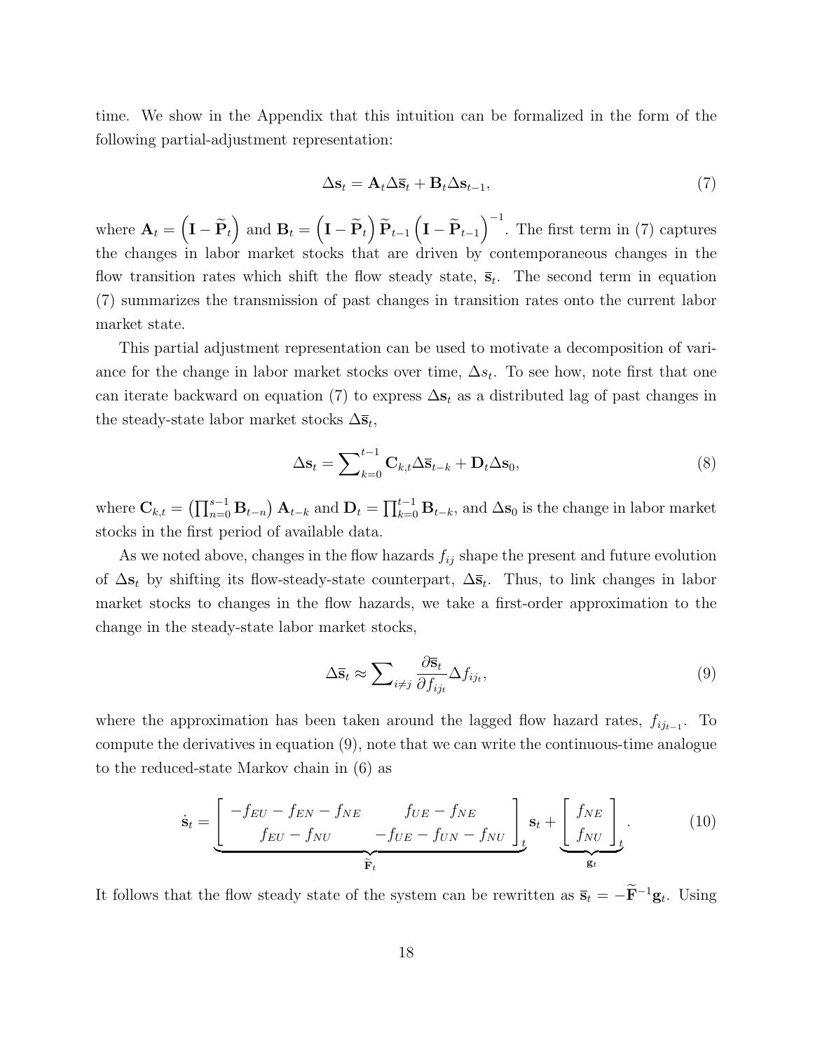time. We show in the Appendix that this intuition can be formalized in the form of the following partial-adjustment representation:

$$\Delta \mathbf{s}_t = \mathbf{A}_t \Delta \overline{\mathbf{s}}_t + \mathbf{B}_t \Delta \mathbf{s}_{t-1}, \tag{7}$$

where $\mathbf{A}_t = \left(\mathbf{I} - \widetilde{\mathbf{P}}_t\right)$ and $\mathbf{B}_t = \left(\mathbf{I} - \widetilde{\mathbf{P}}_t\right) \widetilde{\mathbf{P}}_{t-1} \left(\mathbf{I} - \widetilde{\mathbf{P}}_{t-1}\right)^{-1}$. The first term in (7) captures the changes in labor market stocks that are driven by contemporaneous changes in the flow transition rates which shift the flow steady state, $\overline{\mathbf{s}}_t$. The second term in equation (7) summarizes the transmission of past changes in transition rates onto the current labor market state.

This partial adjustment representation can be used to motivate a decomposition of variance for the change in labor market stocks over time, $\Delta s_t$. To see how, note first that one can iterate backward on equation (7) to express $\Delta \mathbf{s}_t$ as a distributed lag of past changes in the steady-state labor market stocks $\Delta \overline{\mathbf{s}}_t$,

$$\Delta \mathbf{s}_t = \sum\nolimits_{k=0}^{t-1} \mathbf{C}_{k,t} \Delta \overline{\mathbf{s}}_{t-k} + \mathbf{D}_t \Delta \mathbf{s}_0, \tag{8}$$

where $\mathbf{C}_{k,t} = \left(\prod_{n=0}^{s-1} \mathbf{B}_{t-n}\right) \mathbf{A}_{t-k}$ and $\mathbf{D}_t = \prod_{k=0}^{t-1} \mathbf{B}_{t-k}$, and $\Delta \mathbf{s}_0$ is the change in labor market stocks in the first period of available data.

As we noted above, changes in the flow hazards $f_{ij}$ shape the present and future evolution of $\Delta \mathbf{s}_t$ by shifting its flow-steady-state counterpart, $\Delta \overline{\mathbf{s}}_t$. Thus, to link changes in labor market stocks to changes in the flow hazards, we take a first-order approximation to the change in the steady-state labor market stocks,

$$\Delta \overline{\mathbf{s}}_t \approx \sum\nolimits_{i \neq j} \frac{\partial \overline{\mathbf{s}}_t}{\partial f_{ij_t}} \Delta f_{ij_t}, \tag{9}$$

where the approximation has been taken around the lagged flow hazard rates, $f_{ij_{t-1}}$. To compute the derivatives in equation (9), note that we can write the continuous-time analogue to the reduced-state Markov chain in (6) as

$$\dot{\mathbf{s}}_t = \underbrace{\begin{bmatrix} -f_{EU} - f_{EN} - f_{NE} & f_{UE} - f_{NE} \\ f_{EU} - f_{NU} & -f_{UE} - f_{UN} - f_{NU} \end{bmatrix}_t}_{\widetilde{\mathbf{F}}_t} \mathbf{s}_t + \underbrace{\begin{bmatrix} f_{NE} \\ f_{NU} \end{bmatrix}_t}_{\mathbf{g}_t}. \tag{10}$$

It follows that the flow steady state of the system can be rewritten as $\overline{\mathbf{s}}_t = -\widetilde{\mathbf{F}}^{-1} \mathbf{g}_t$. Using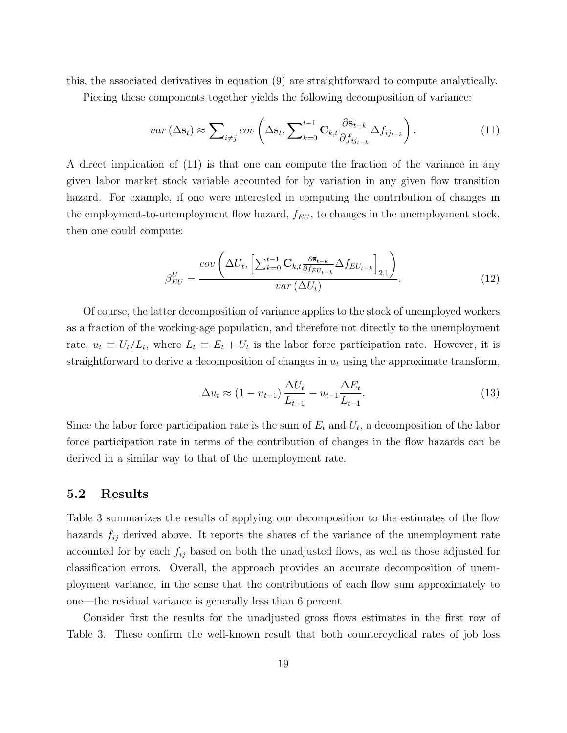this, the associated derivatives in equation (9) are straightforward to compute analytically.

Piecing these components together yields the following decomposition of variance:

$$var\left(\Delta \mathbf{s}_t\right) \approx \sum\nolimits_{i \neq j} cov\left(\Delta \mathbf{s}_t, \sum\nolimits_{k=0}^{t-1} \mathbf{C}_{k,t} \frac{\partial \overline{\mathbf{s}}_{t-k}}{\partial f_{ij_{t-k}}} \Delta f_{ij_{t-k}}\right). \tag{11}$$

A direct implication of (11) is that one can compute the fraction of the variance in any given labor market stock variable accounted for by variation in any given flow transition hazard. For example, if one were interested in computing the contribution of changes in the employment-to-unemployment flow hazard, $f_{EU}$, to changes in the unemployment stock, then one could compute:

$$\beta_{EU}^{U} = \frac{cov\left(\Delta U_t, \left[\sum_{k=0}^{t-1} \mathbf{C}_{k,t} \frac{\partial \overline{\mathbf{s}}_{t-k}}{\partial f_{EU_{t-k}}} \Delta f_{EU_{t-k}}\right]_{2,1}\right)}{var\left(\Delta U_t\right)}. \tag{12}$$

Of course, the latter decomposition of variance applies to the stock of unemployed workers as a fraction of the working-age population, and therefore not directly to the unemployment rate, $u_t \equiv U_t / L_t$, where $L_t \equiv E_t + U_t$ is the labor force participation rate. However, it is straightforward to derive a decomposition of changes in $u_t$ using the approximate transform,

$$\Delta u_t \approx \left(1 - u_{t-1}\right) \frac{\Delta U_t}{L_{t-1}} - u_{t-1} \frac{\Delta E_t}{L_{t-1}}. \tag{13}$$

Since the labor force participation rate is the sum of $E_t$ and $U_t$, a decomposition of the labor force participation rate in terms of the contribution of changes in the flow hazards can be derived in a similar way to that of the unemployment rate.

## 5.2 Results

Table 3 summarizes the results of applying our decomposition to the estimates of the flow hazards $f_{ij}$ derived above. It reports the shares of the variance of the unemployment rate accounted for by each $f_{ij}$ based on both the unadjusted flows, as well as those adjusted for classification errors. Overall, the approach provides an accurate decomposition of unemployment variance, in the sense that the contributions of each flow sum approximately to one—the residual variance is generally less than 6 percent.

Consider first the results for the unadjusted gross flows estimates in the first row of Table 3. These confirm the well-known result that both countercyclical rates of job loss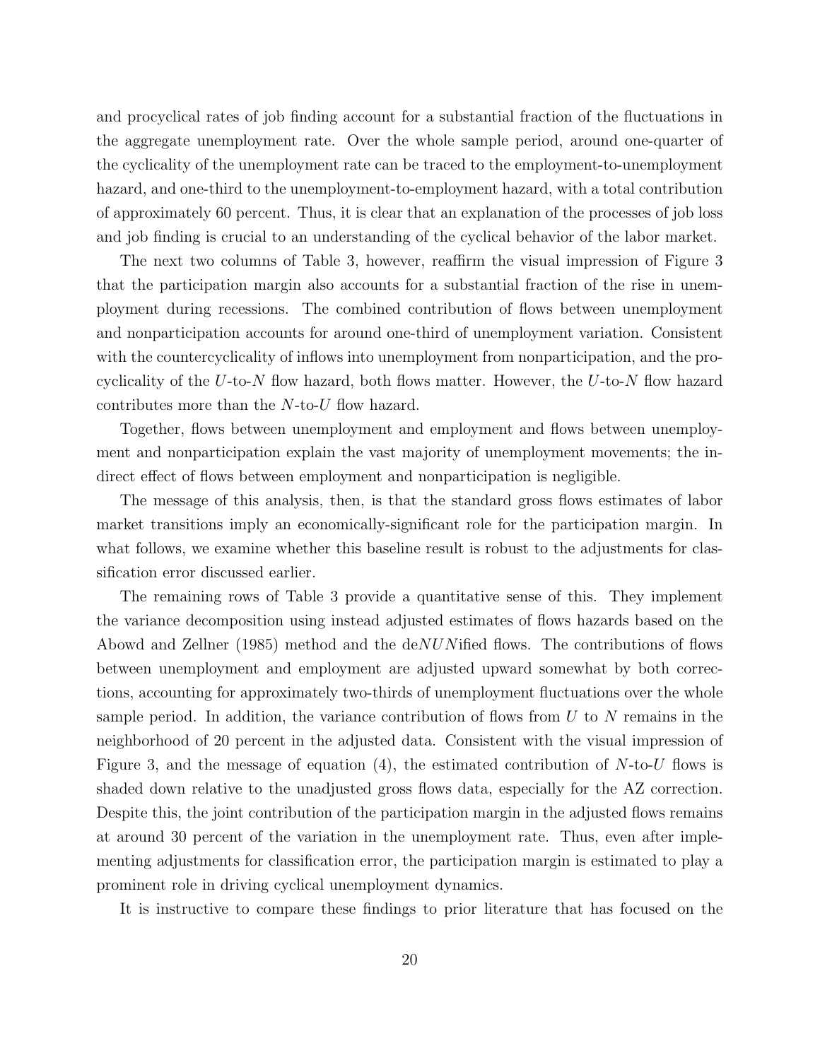and procyclical rates of job finding account for a substantial fraction of the fluctuations in the aggregate unemployment rate. Over the whole sample period, around one-quarter of the cyclicality of the unemployment rate can be traced to the employment-to-unemployment hazard, and one-third to the unemployment-to-employment hazard, with a total contribution of approximately 60 percent. Thus, it is clear that an explanation of the processes of job loss and job finding is crucial to an understanding of the cyclical behavior of the labor market.

The next two columns of Table 3, however, reaffirm the visual impression of Figure 3 that the participation margin also accounts for a substantial fraction of the rise in unemployment during recessions. The combined contribution of flows between unemployment and nonparticipation accounts for around one-third of unemployment variation. Consistent with the countercyclicality of inflows into unemployment from nonparticipation, and the procyclicality of the $U$-to-$N$ flow hazard, both flows matter. However, the $U$-to-$N$ flow hazard contributes more than the $N$-to-$U$ flow hazard.

Together, flows between unemployment and employment and flows between unemployment and nonparticipation explain the vast majority of unemployment movements; the indirect effect of flows between employment and nonparticipation is negligible.

The message of this analysis, then, is that the standard gross flows estimates of labor market transitions imply an economically-significant role for the participation margin. In what follows, we examine whether this baseline result is robust to the adjustments for classification error discussed earlier.

The remaining rows of Table 3 provide a quantitative sense of this. They implement the variance decomposition using instead adjusted estimates of flows hazards based on the Abowd and Zellner (1985) method and the de*NUN*ified flows. The contributions of flows between unemployment and employment are adjusted upward somewhat by both corrections, accounting for approximately two-thirds of unemployment fluctuations over the whole sample period. In addition, the variance contribution of flows from $U$ to $N$ remains in the neighborhood of 20 percent in the adjusted data. Consistent with the visual impression of Figure 3, and the message of equation (4), the estimated contribution of $N$-to-$U$ flows is shaded down relative to the unadjusted gross flows data, especially for the AZ correction. Despite this, the joint contribution of the participation margin in the adjusted flows remains at around 30 percent of the variation in the unemployment rate. Thus, even after implementing adjustments for classification error, the participation margin is estimated to play a prominent role in driving cyclical unemployment dynamics.

It is instructive to compare these findings to prior literature that has focused on the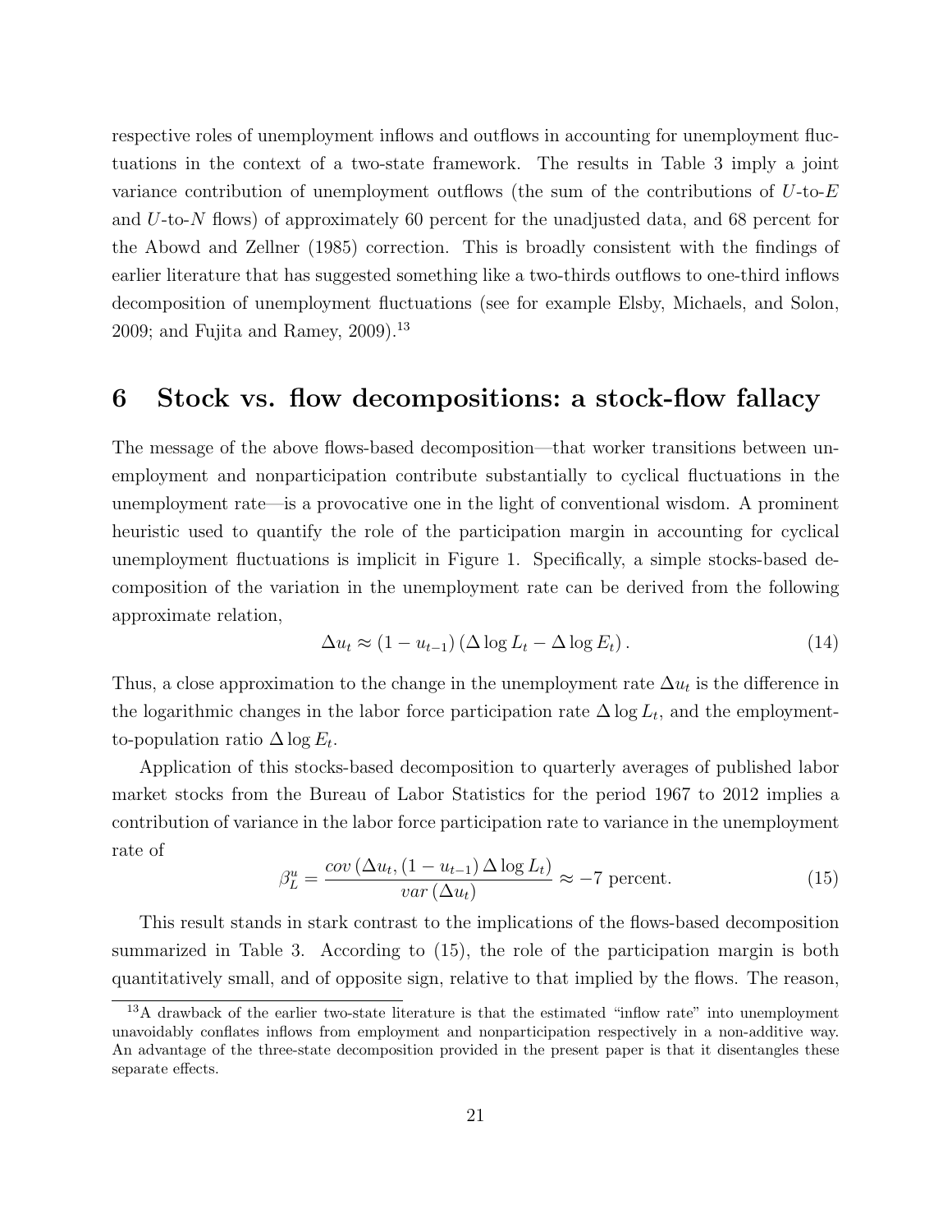respective roles of unemployment inflows and outflows in accounting for unemployment fluctuations in the context of a two-state framework. The results in Table 3 imply a joint variance contribution of unemployment outflows (the sum of the contributions of $U$-to-$E$ and $U$-to-$N$ flows) of approximately 60 percent for the unadjusted data, and 68 percent for the Abowd and Zellner (1985) correction. This is broadly consistent with the findings of earlier literature that has suggested something like a two-thirds outflows to one-third inflows decomposition of unemployment fluctuations (see for example Elsby, Michaels, and Solon, 2009; and Fujita and Ramey, 2009).[13]

## 6 Stock vs. flow decompositions: a stock-flow fallacy

The message of the above flows-based decomposition—that worker transitions between unemployment and nonparticipation contribute substantially to cyclical fluctuations in the unemployment rate—is a provocative one in the light of conventional wisdom. A prominent heuristic used to quantify the role of the participation margin in accounting for cyclical unemployment fluctuations is implicit in Figure 1. Specifically, a simple stocks-based decomposition of the variation in the unemployment rate can be derived from the following approximate relation,

$$\Delta u_t \approx (1 - u_{t-1}) \left( \Delta \log L_t - \Delta \log E_t \right). \tag{14}$$

Thus, a close approximation to the change in the unemployment rate $\Delta u_t$ is the difference in the logarithmic changes in the labor force participation rate $\Delta \log L_t$, and the employment-to-population ratio $\Delta \log E_t$.

Application of this stocks-based decomposition to quarterly averages of published labor market stocks from the Bureau of Labor Statistics for the period 1967 to 2012 implies a contribution of variance in the labor force participation rate to variance in the unemployment rate of

$$\beta_L^u = \frac{cov\left(\Delta u_t, (1 - u_{t-1}) \Delta \log L_t\right)}{var\left(\Delta u_t\right)} \approx -7 \text{ percent}. \tag{15}$$

This result stands in stark contrast to the implications of the flows-based decomposition summarized in Table 3. According to (15), the role of the participation margin is both quantitatively small, and of opposite sign, relative to that implied by the flows. The reason,

[13] A drawback of the earlier two-state literature is that the estimated "inflow rate" into unemployment unavoidably conflates inflows from employment and nonparticipation respectively in a non-additive way. An advantage of the three-state decomposition provided in the present paper is that it disentangles these separate effects.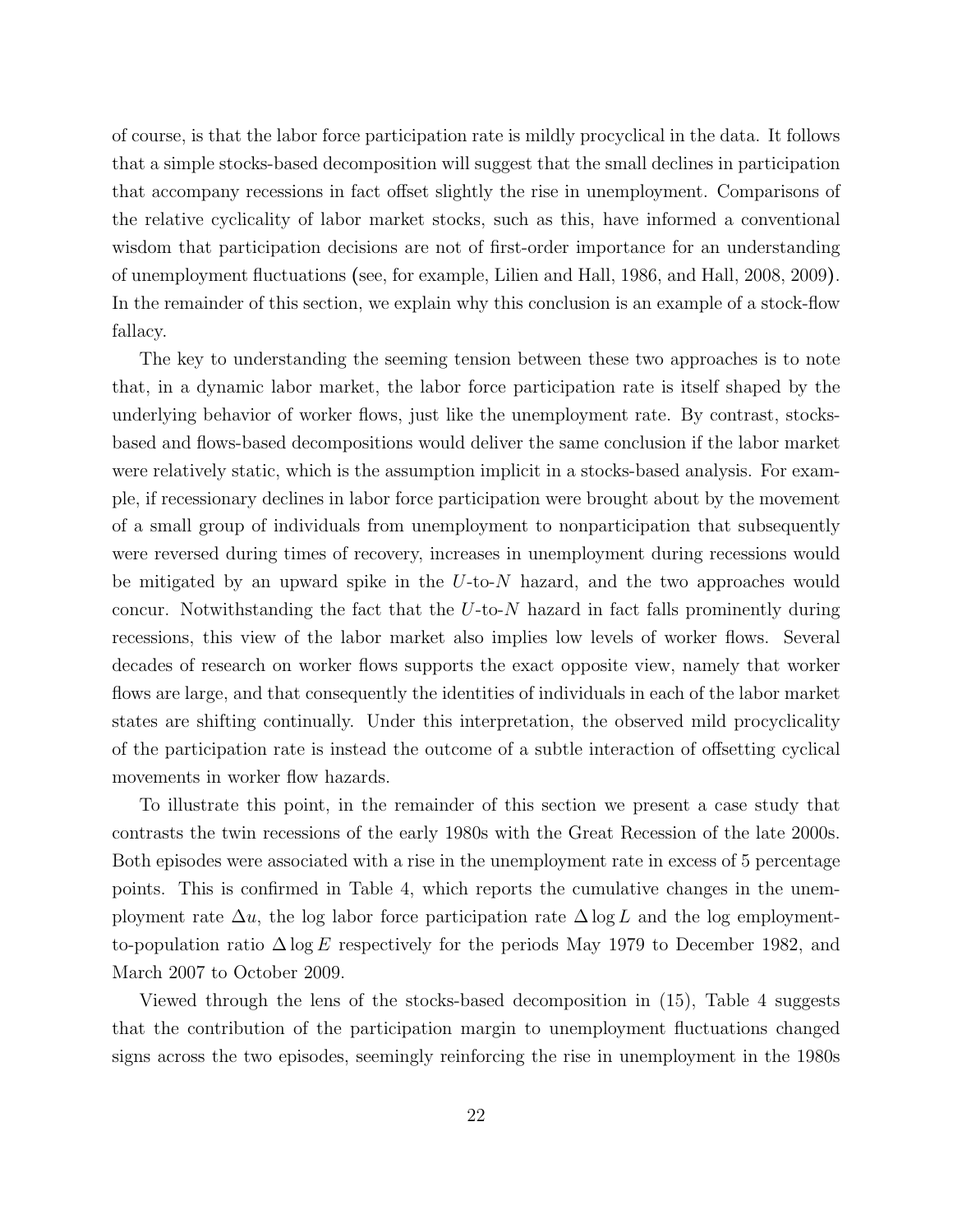of course, is that the labor force participation rate is mildly procyclical in the data. It follows that a simple stocks-based decomposition will suggest that the small declines in participation that accompany recessions in fact offset slightly the rise in unemployment. Comparisons of the relative cyclicality of labor market stocks, such as this, have informed a conventional wisdom that participation decisions are not of first-order importance for an understanding of unemployment fluctuations (see, for example, Lilien and Hall, 1986, and Hall, 2008, 2009). In the remainder of this section, we explain why this conclusion is an example of a stock-flow fallacy.

The key to understanding the seeming tension between these two approaches is to note that, in a dynamic labor market, the labor force participation rate is itself shaped by the underlying behavior of worker flows, just like the unemployment rate. By contrast, stocks-based and flows-based decompositions would deliver the same conclusion if the labor market were relatively static, which is the assumption implicit in a stocks-based analysis. For example, if recessionary declines in labor force participation were brought about by the movement of a small group of individuals from unemployment to nonparticipation that subsequently were reversed during times of recovery, increases in unemployment during recessions would be mitigated by an upward spike in the $U$-to-$N$ hazard, and the two approaches would concur. Notwithstanding the fact that the $U$-to-$N$ hazard in fact falls prominently during recessions, this view of the labor market also implies low levels of worker flows. Several decades of research on worker flows supports the exact opposite view, namely that worker flows are large, and that consequently the identities of individuals in each of the labor market states are shifting continually. Under this interpretation, the observed mild procyclicality of the participation rate is instead the outcome of a subtle interaction of offsetting cyclical movements in worker flow hazards.

To illustrate this point, in the remainder of this section we present a case study that contrasts the twin recessions of the early 1980s with the Great Recession of the late 2000s. Both episodes were associated with a rise in the unemployment rate in excess of 5 percentage points. This is confirmed in Table 4, which reports the cumulative changes in the unemployment rate $\Delta u$, the log labor force participation rate $\Delta \log L$ and the log employment-to-population ratio $\Delta \log E$ respectively for the periods May 1979 to December 1982, and March 2007 to October 2009.

Viewed through the lens of the stocks-based decomposition in (15), Table 4 suggests that the contribution of the participation margin to unemployment fluctuations changed signs across the two episodes, seemingly reinforcing the rise in unemployment in the 1980s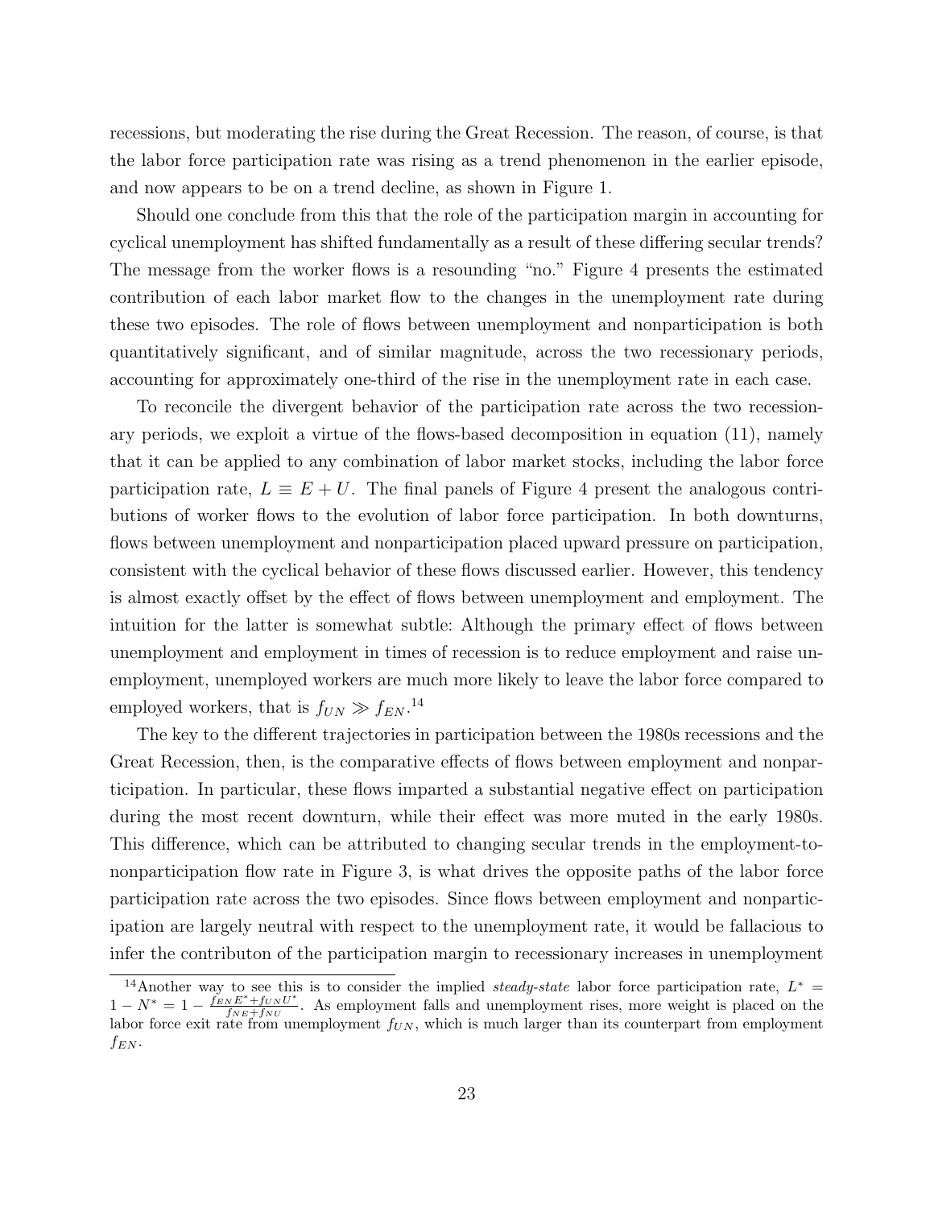recessions, but moderating the rise during the Great Recession. The reason, of course, is that the labor force participation rate was rising as a trend phenomenon in the earlier episode, and now appears to be on a trend decline, as shown in Figure 1.

Should one conclude from this that the role of the participation margin in accounting for cyclical unemployment has shifted fundamentally as a result of these differing secular trends? The message from the worker flows is a resounding "no." Figure 4 presents the estimated contribution of each labor market flow to the changes in the unemployment rate during these two episodes. The role of flows between unemployment and nonparticipation is both quantitatively significant, and of similar magnitude, across the two recessionary periods, accounting for approximately one-third of the rise in the unemployment rate in each case.

To reconcile the divergent behavior of the participation rate across the two recessionary periods, we exploit a virtue of the flows-based decomposition in equation (11), namely that it can be applied to any combination of labor market stocks, including the labor force participation rate, $L \equiv E + U$. The final panels of Figure 4 present the analogous contributions of worker flows to the evolution of labor force participation. In both downturns, flows between unemployment and nonparticipation placed upward pressure on participation, consistent with the cyclical behavior of these flows discussed earlier. However, this tendency is almost exactly offset by the effect of flows between unemployment and employment. The intuition for the latter is somewhat subtle: Although the primary effect of flows between unemployment and employment in times of recession is to reduce employment and raise unemployment, unemployed workers are much more likely to leave the labor force compared to employed workers, that is $f_{UN} \gg f_{EN}$.[14]

The key to the different trajectories in participation between the 1980s recessions and the Great Recession, then, is the comparative effects of flows between employment and nonparticipation. In particular, these flows imparted a substantial negative effect on participation during the most recent downturn, while their effect was more muted in the early 1980s. This difference, which can be attributed to changing secular trends in the employment-to-nonparticipation flow rate in Figure 3, is what drives the opposite paths of the labor force participation rate across the two episodes. Since flows between employment and nonparticipation are largely neutral with respect to the unemployment rate, it would be fallacious to infer the contributon of the participation margin to recessionary increases in unemployment

[14]Another way to see this is to consider the implied *steady-state* labor force participation rate, $L^* = 1 - N^* = 1 - \frac{f_{EN}E^* + f_{UN}U^*}{f_{NE} + f_{NU}}$. As employment falls and unemployment rises, more weight is placed on the labor force exit rate from unemployment $f_{UN}$, which is much larger than its counterpart from employment $f_{EN}$.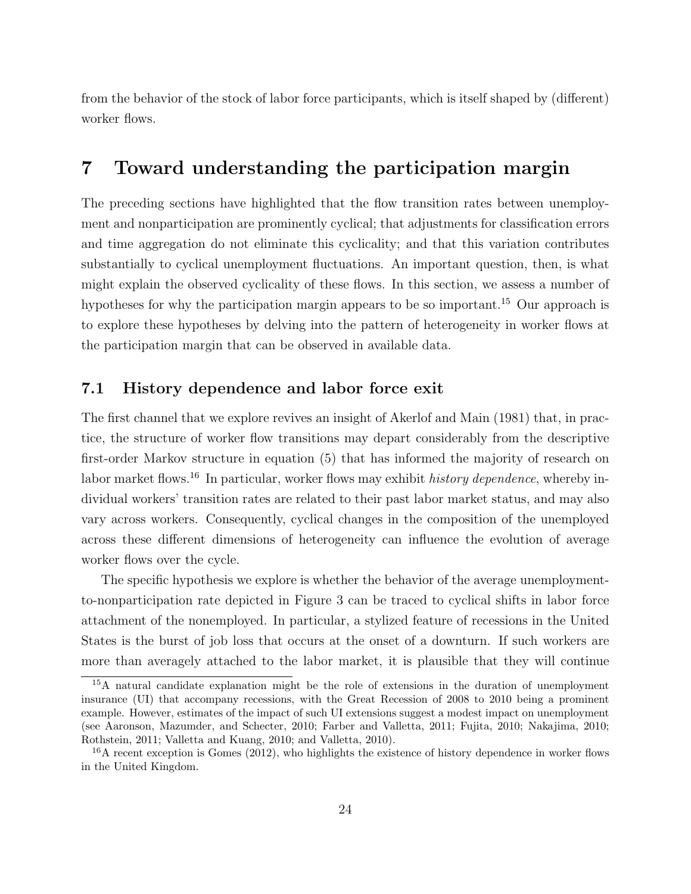from the behavior of the stock of labor force participants, which is itself shaped by (different) worker flows.

# 7 Toward understanding the participation margin

The preceding sections have highlighted that the flow transition rates between unemployment and nonparticipation are prominently cyclical; that adjustments for classification errors and time aggregation do not eliminate this cyclicality; and that this variation contributes substantially to cyclical unemployment fluctuations. An important question, then, is what might explain the observed cyclicality of these flows. In this section, we assess a number of hypotheses for why the participation margin appears to be so important.[15] Our approach is to explore these hypotheses by delving into the pattern of heterogeneity in worker flows at the participation margin that can be observed in available data.

## 7.1 History dependence and labor force exit

The first channel that we explore revives an insight of Akerlof and Main (1981) that, in practice, the structure of worker flow transitions may depart considerably from the descriptive first-order Markov structure in equation (5) that has informed the majority of research on labor market flows.[16] In particular, worker flows may exhibit *history dependence*, whereby individual workers' transition rates are related to their past labor market status, and may also vary across workers. Consequently, cyclical changes in the composition of the unemployed across these different dimensions of heterogeneity can influence the evolution of average worker flows over the cycle.

The specific hypothesis we explore is whether the behavior of the average unemployment-to-nonparticipation rate depicted in Figure 3 can be traced to cyclical shifts in labor force attachment of the nonemployed. In particular, a stylized feature of recessions in the United States is the burst of job loss that occurs at the onset of a downturn. If such workers are more than averagely attached to the labor market, it is plausible that they will continue

[15] A natural candidate explanation might be the role of extensions in the duration of unemployment insurance (UI) that accompany recessions, with the Great Recession of 2008 to 2010 being a prominent example. However, estimates of the impact of such UI extensions suggest a modest impact on unemployment (see Aaronson, Mazumder, and Schecter, 2010; Farber and Valletta, 2011; Fujita, 2010; Nakajima, 2010; Rothstein, 2011; Valletta and Kuang, 2010; and Valletta, 2010).

[16] A recent exception is Gomes (2012), who highlights the existence of history dependence in worker flows in the United Kingdom.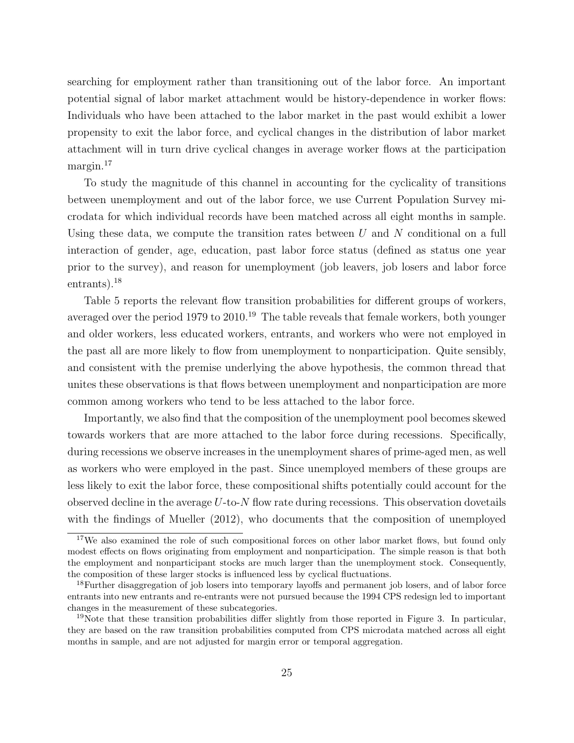searching for employment rather than transitioning out of the labor force. An important potential signal of labor market attachment would be history-dependence in worker flows: Individuals who have been attached to the labor market in the past would exhibit a lower propensity to exit the labor force, and cyclical changes in the distribution of labor market attachment will in turn drive cyclical changes in average worker flows at the participation margin.[17]

To study the magnitude of this channel in accounting for the cyclicality of transitions between unemployment and out of the labor force, we use Current Population Survey microdata for which individual records have been matched across all eight months in sample. Using these data, we compute the transition rates between $U$ and $N$ conditional on a full interaction of gender, age, education, past labor force status (defined as status one year prior to the survey), and reason for unemployment (job leavers, job losers and labor force entrants).[18]

Table 5 reports the relevant flow transition probabilities for different groups of workers, averaged over the period 1979 to 2010.[19] The table reveals that female workers, both younger and older workers, less educated workers, entrants, and workers who were not employed in the past all are more likely to flow from unemployment to nonparticipation. Quite sensibly, and consistent with the premise underlying the above hypothesis, the common thread that unites these observations is that flows between unemployment and nonparticipation are more common among workers who tend to be less attached to the labor force.

Importantly, we also find that the composition of the unemployment pool becomes skewed towards workers that are more attached to the labor force during recessions. Specifically, during recessions we observe increases in the unemployment shares of prime-aged men, as well as workers who were employed in the past. Since unemployed members of these groups are less likely to exit the labor force, these compositional shifts potentially could account for the observed decline in the average $U$-to-$N$ flow rate during recessions. This observation dovetails with the findings of Mueller (2012), who documents that the composition of unemployed

[17] We also examined the role of such compositional forces on other labor market flows, but found only modest effects on flows originating from employment and nonparticipation. The simple reason is that both the employment and nonparticipant stocks are much larger than the unemployment stock. Consequently, the composition of these larger stocks is influenced less by cyclical fluctuations.

[18] Further disaggregation of job losers into temporary layoffs and permanent job losers, and of labor force entrants into new entrants and re-entrants were not pursued because the 1994 CPS redesign led to important changes in the measurement of these subcategories.

[19] Note that these transition probabilities differ slightly from those reported in Figure 3. In particular, they are based on the raw transition probabilities computed from CPS microdata matched across all eight months in sample, and are not adjusted for margin error or temporal aggregation.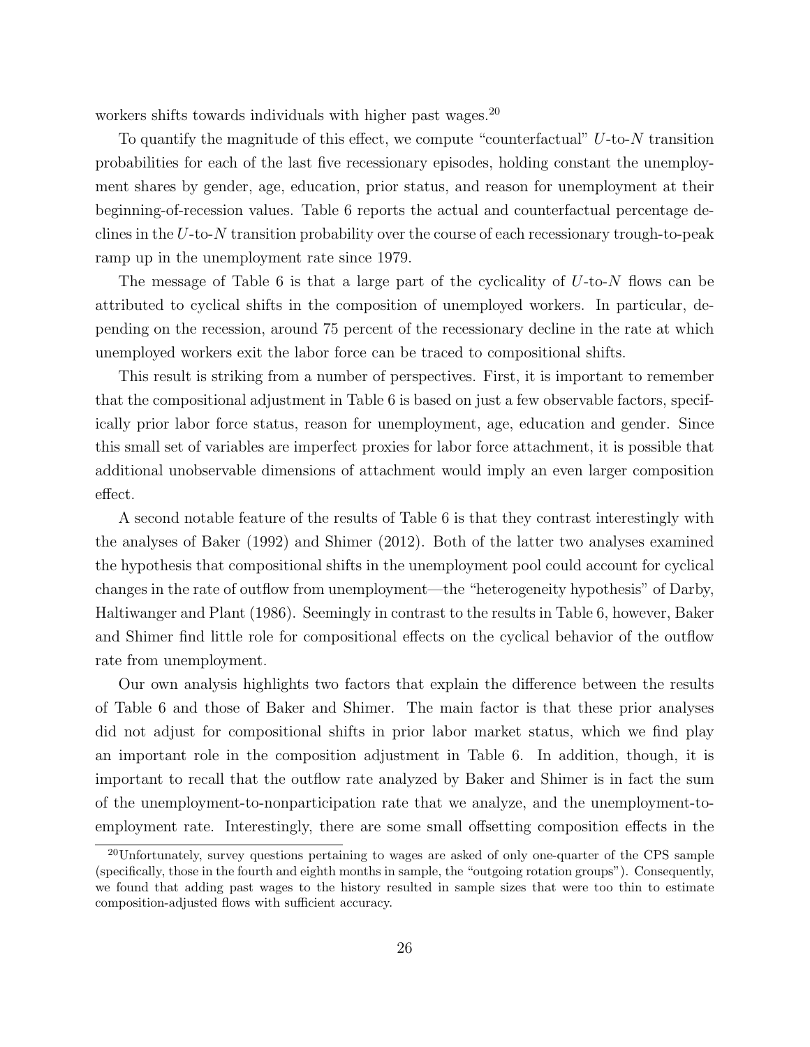workers shifts towards individuals with higher past wages.[20]

To quantify the magnitude of this effect, we compute "counterfactual" $U$-to-$N$ transition probabilities for each of the last five recessionary episodes, holding constant the unemployment shares by gender, age, education, prior status, and reason for unemployment at their beginning-of-recession values. Table 6 reports the actual and counterfactual percentage declines in the $U$-to-$N$ transition probability over the course of each recessionary trough-to-peak ramp up in the unemployment rate since 1979.

The message of Table 6 is that a large part of the cyclicality of $U$-to-$N$ flows can be attributed to cyclical shifts in the composition of unemployed workers. In particular, depending on the recession, around 75 percent of the recessionary decline in the rate at which unemployed workers exit the labor force can be traced to compositional shifts.

This result is striking from a number of perspectives. First, it is important to remember that the compositional adjustment in Table 6 is based on just a few observable factors, specifically prior labor force status, reason for unemployment, age, education and gender. Since this small set of variables are imperfect proxies for labor force attachment, it is possible that additional unobservable dimensions of attachment would imply an even larger composition effect.

A second notable feature of the results of Table 6 is that they contrast interestingly with the analyses of Baker (1992) and Shimer (2012). Both of the latter two analyses examined the hypothesis that compositional shifts in the unemployment pool could account for cyclical changes in the rate of outflow from unemployment—the "heterogeneity hypothesis" of Darby, Haltiwanger and Plant (1986). Seemingly in contrast to the results in Table 6, however, Baker and Shimer find little role for compositional effects on the cyclical behavior of the outflow rate from unemployment.

Our own analysis highlights two factors that explain the difference between the results of Table 6 and those of Baker and Shimer. The main factor is that these prior analyses did not adjust for compositional shifts in prior labor market status, which we find play an important role in the composition adjustment in Table 6. In addition, though, it is important to recall that the outflow rate analyzed by Baker and Shimer is in fact the sum of the unemployment-to-nonparticipation rate that we analyze, and the unemployment-to-employment rate. Interestingly, there are some small offsetting composition effects in the

[20]Unfortunately, survey questions pertaining to wages are asked of only one-quarter of the CPS sample (specifically, those in the fourth and eighth months in sample, the "outgoing rotation groups"). Consequently, we found that adding past wages to the history resulted in sample sizes that were too thin to estimate composition-adjusted flows with sufficient accuracy.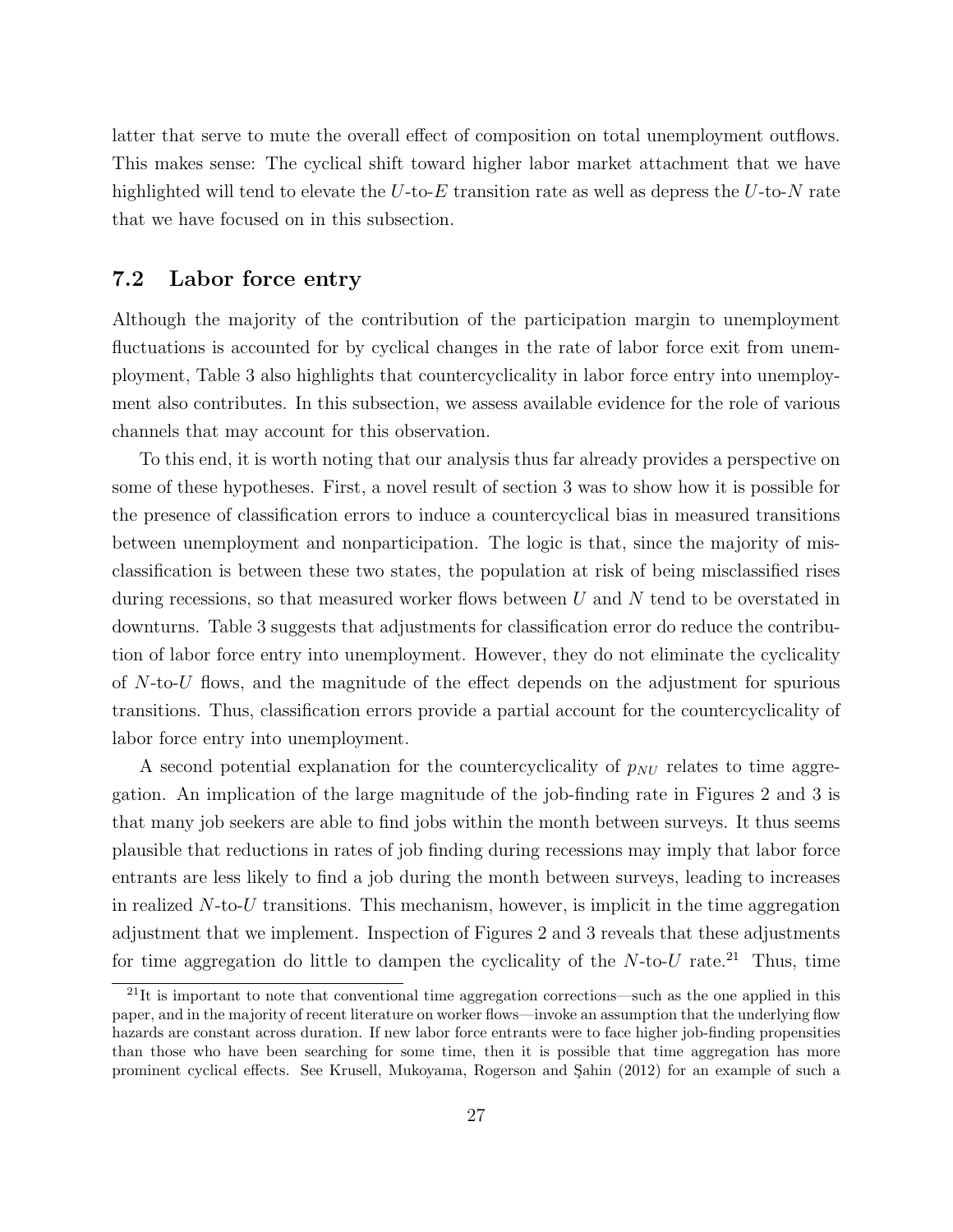latter that serve to mute the overall effect of composition on total unemployment outflows. This makes sense: The cyclical shift toward higher labor market attachment that we have highlighted will tend to elevate the $U$-to-$E$ transition rate as well as depress the $U$-to-$N$ rate that we have focused on in this subsection.

## 7.2 Labor force entry

Although the majority of the contribution of the participation margin to unemployment fluctuations is accounted for by cyclical changes in the rate of labor force exit from unemployment, Table 3 also highlights that countercyclicality in labor force entry into unemployment also contributes. In this subsection, we assess available evidence for the role of various channels that may account for this observation.

To this end, it is worth noting that our analysis thus far already provides a perspective on some of these hypotheses. First, a novel result of section 3 was to show how it is possible for the presence of classification errors to induce a countercyclical bias in measured transitions between unemployment and nonparticipation. The logic is that, since the majority of misclassification is between these two states, the population at risk of being misclassified rises during recessions, so that measured worker flows between $U$ and $N$ tend to be overstated in downturns. Table 3 suggests that adjustments for classification error do reduce the contribution of labor force entry into unemployment. However, they do not eliminate the cyclicality of $N$-to-$U$ flows, and the magnitude of the effect depends on the adjustment for spurious transitions. Thus, classification errors provide a partial account for the countercyclicality of labor force entry into unemployment.

A second potential explanation for the countercyclicality of $p_{NU}$ relates to time aggregation. An implication of the large magnitude of the job-finding rate in Figures 2 and 3 is that many job seekers are able to find jobs within the month between surveys. It thus seems plausible that reductions in rates of job finding during recessions may imply that labor force entrants are less likely to find a job during the month between surveys, leading to increases in realized $N$-to-$U$ transitions. This mechanism, however, is implicit in the time aggregation adjustment that we implement. Inspection of Figures 2 and 3 reveals that these adjustments for time aggregation do little to dampen the cyclicality of the $N$-to-$U$ rate.[21] Thus, time

[21]It is important to note that conventional time aggregation corrections—such as the one applied in this paper, and in the majority of recent literature on worker flows—invoke an assumption that the underlying flow hazards are constant across duration. If new labor force entrants were to face higher job-finding propensities than those who have been searching for some time, then it is possible that time aggregation has more prominent cyclical effects. See Krusell, Mukoyama, Rogerson and Şahin (2012) for an example of such a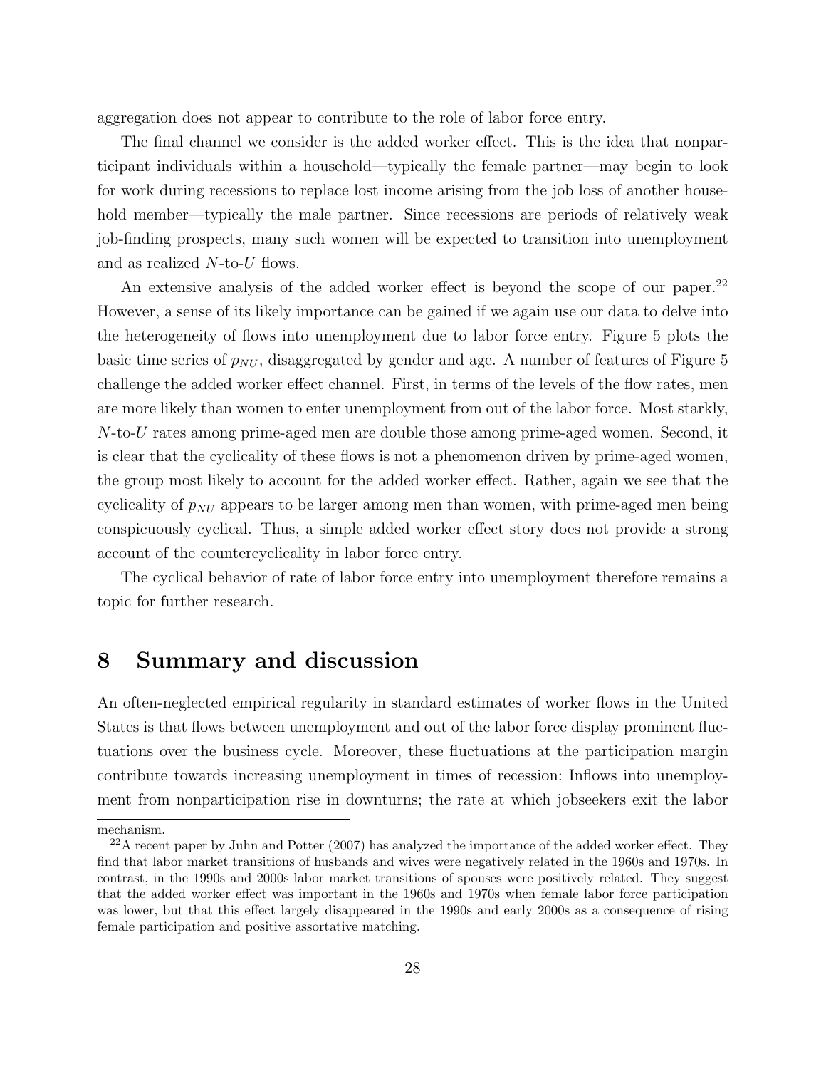aggregation does not appear to contribute to the role of labor force entry.

The final channel we consider is the added worker effect. This is the idea that nonparticipant individuals within a household—typically the female partner—may begin to look for work during recessions to replace lost income arising from the job loss of another household member—typically the male partner. Since recessions are periods of relatively weak job-finding prospects, many such women will be expected to transition into unemployment and as realized $N$-to-$U$ flows.

An extensive analysis of the added worker effect is beyond the scope of our paper.[22] However, a sense of its likely importance can be gained if we again use our data to delve into the heterogeneity of flows into unemployment due to labor force entry. Figure 5 plots the basic time series of $p_{NU}$, disaggregated by gender and age. A number of features of Figure 5 challenge the added worker effect channel. First, in terms of the levels of the flow rates, men are more likely than women to enter unemployment from out of the labor force. Most starkly, $N$-to-$U$ rates among prime-aged men are double those among prime-aged women. Second, it is clear that the cyclicality of these flows is not a phenomenon driven by prime-aged women, the group most likely to account for the added worker effect. Rather, again we see that the cyclicality of $p_{NU}$ appears to be larger among men than women, with prime-aged men being conspicuously cyclical. Thus, a simple added worker effect story does not provide a strong account of the countercyclicality in labor force entry.

The cyclical behavior of rate of labor force entry into unemployment therefore remains a topic for further research.

# 8 Summary and discussion

An often-neglected empirical regularity in standard estimates of worker flows in the United States is that flows between unemployment and out of the labor force display prominent fluctuations over the business cycle. Moreover, these fluctuations at the participation margin contribute towards increasing unemployment in times of recession: Inflows into unemployment from nonparticipation rise in downturns; the rate at which jobseekers exit the labor

mechanism.

[22] A recent paper by Juhn and Potter (2007) has analyzed the importance of the added worker effect. They find that labor market transitions of husbands and wives were negatively related in the 1960s and 1970s. In contrast, in the 1990s and 2000s labor market transitions of spouses were positively related. They suggest that the added worker effect was important in the 1960s and 1970s when female labor force participation was lower, but that this effect largely disappeared in the 1990s and early 2000s as a consequence of rising female participation and positive assortative matching.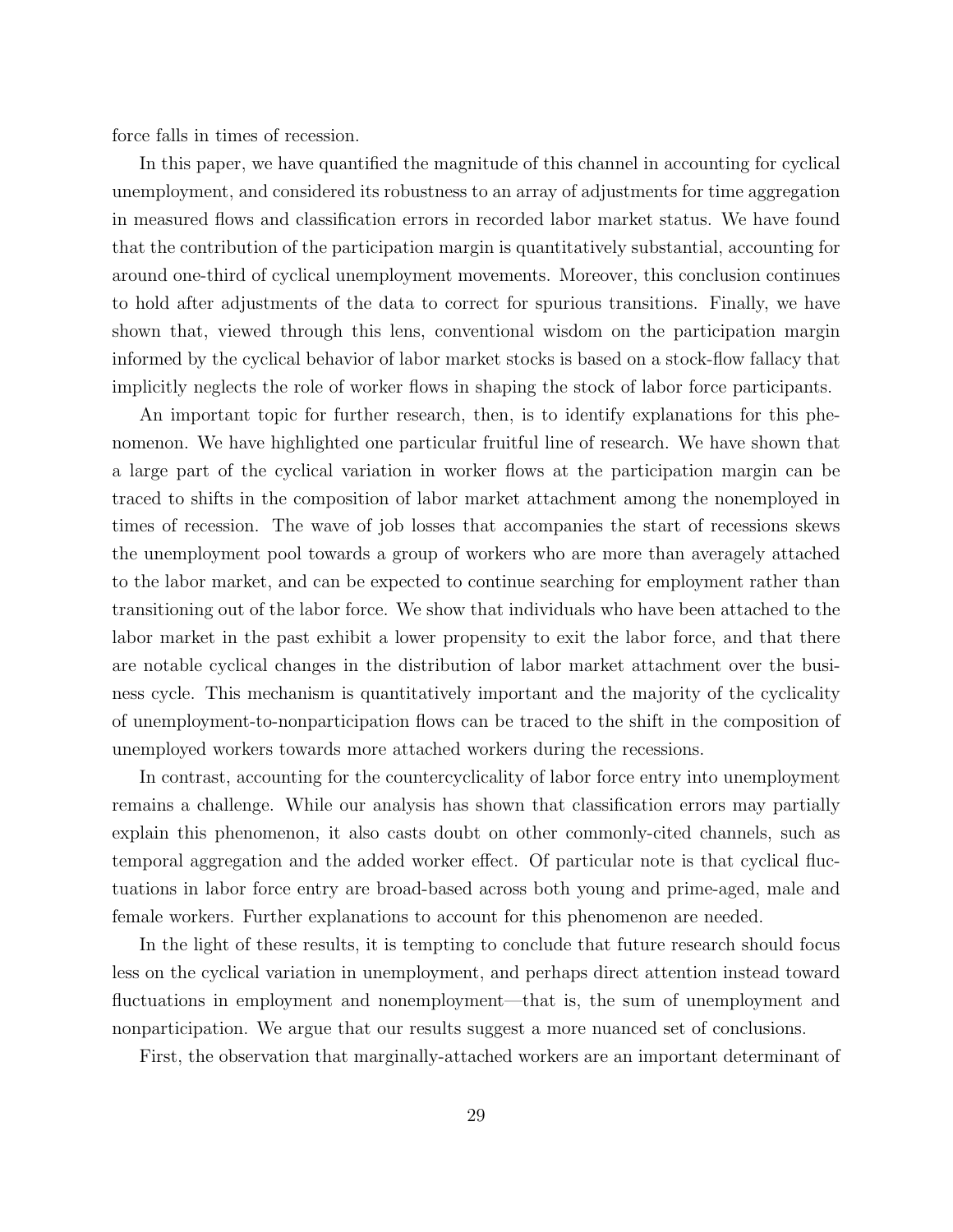force falls in times of recession.

In this paper, we have quantified the magnitude of this channel in accounting for cyclical unemployment, and considered its robustness to an array of adjustments for time aggregation in measured flows and classification errors in recorded labor market status. We have found that the contribution of the participation margin is quantitatively substantial, accounting for around one-third of cyclical unemployment movements. Moreover, this conclusion continues to hold after adjustments of the data to correct for spurious transitions. Finally, we have shown that, viewed through this lens, conventional wisdom on the participation margin informed by the cyclical behavior of labor market stocks is based on a stock-flow fallacy that implicitly neglects the role of worker flows in shaping the stock of labor force participants.

An important topic for further research, then, is to identify explanations for this phenomenon. We have highlighted one particular fruitful line of research. We have shown that a large part of the cyclical variation in worker flows at the participation margin can be traced to shifts in the composition of labor market attachment among the nonemployed in times of recession. The wave of job losses that accompanies the start of recessions skews the unemployment pool towards a group of workers who are more than averagely attached to the labor market, and can be expected to continue searching for employment rather than transitioning out of the labor force. We show that individuals who have been attached to the labor market in the past exhibit a lower propensity to exit the labor force, and that there are notable cyclical changes in the distribution of labor market attachment over the business cycle. This mechanism is quantitatively important and the majority of the cyclicality of unemployment-to-nonparticipation flows can be traced to the shift in the composition of unemployed workers towards more attached workers during the recessions.

In contrast, accounting for the countercyclicality of labor force entry into unemployment remains a challenge. While our analysis has shown that classification errors may partially explain this phenomenon, it also casts doubt on other commonly-cited channels, such as temporal aggregation and the added worker effect. Of particular note is that cyclical fluctuations in labor force entry are broad-based across both young and prime-aged, male and female workers. Further explanations to account for this phenomenon are needed.

In the light of these results, it is tempting to conclude that future research should focus less on the cyclical variation in unemployment, and perhaps direct attention instead toward fluctuations in employment and nonemployment—that is, the sum of unemployment and nonparticipation. We argue that our results suggest a more nuanced set of conclusions.

First, the observation that marginally-attached workers are an important determinant of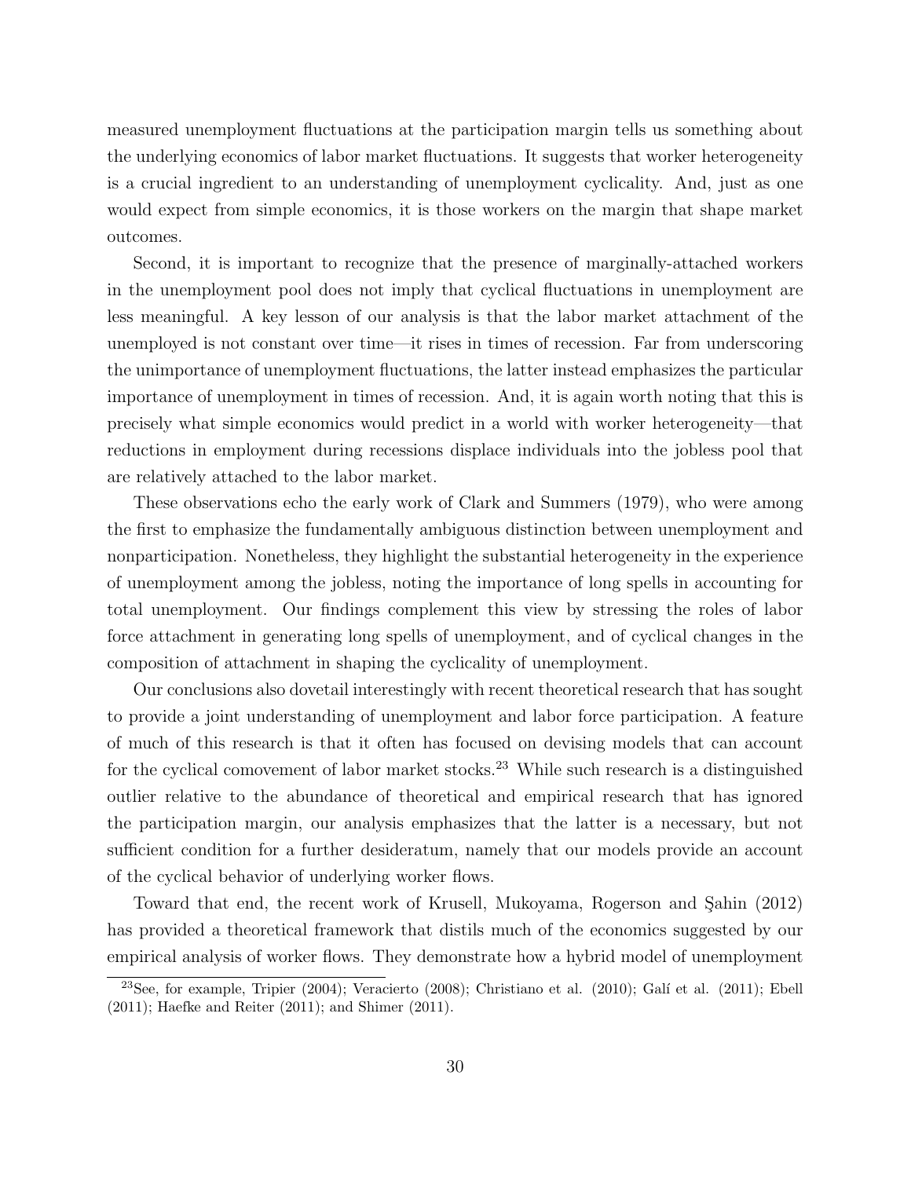measured unemployment fluctuations at the participation margin tells us something about the underlying economics of labor market fluctuations. It suggests that worker heterogeneity is a crucial ingredient to an understanding of unemployment cyclicality. And, just as one would expect from simple economics, it is those workers on the margin that shape market outcomes.

Second, it is important to recognize that the presence of marginally-attached workers in the unemployment pool does not imply that cyclical fluctuations in unemployment are less meaningful. A key lesson of our analysis is that the labor market attachment of the unemployed is not constant over time—it rises in times of recession. Far from underscoring the unimportance of unemployment fluctuations, the latter instead emphasizes the particular importance of unemployment in times of recession. And, it is again worth noting that this is precisely what simple economics would predict in a world with worker heterogeneity—that reductions in employment during recessions displace individuals into the jobless pool that are relatively attached to the labor market.

These observations echo the early work of Clark and Summers (1979), who were among the first to emphasize the fundamentally ambiguous distinction between unemployment and nonparticipation. Nonetheless, they highlight the substantial heterogeneity in the experience of unemployment among the jobless, noting the importance of long spells in accounting for total unemployment. Our findings complement this view by stressing the roles of labor force attachment in generating long spells of unemployment, and of cyclical changes in the composition of attachment in shaping the cyclicality of unemployment.

Our conclusions also dovetail interestingly with recent theoretical research that has sought to provide a joint understanding of unemployment and labor force participation. A feature of much of this research is that it often has focused on devising models that can account for the cyclical comovement of labor market stocks.[23] While such research is a distinguished outlier relative to the abundance of theoretical and empirical research that has ignored the participation margin, our analysis emphasizes that the latter is a necessary, but not sufficient condition for a further desideratum, namely that our models provide an account of the cyclical behavior of underlying worker flows.

Toward that end, the recent work of Krusell, Mukoyama, Rogerson and Şahin (2012) has provided a theoretical framework that distils much of the economics suggested by our empirical analysis of worker flows. They demonstrate how a hybrid model of unemployment

[23]See, for example, Tripier (2004); Veracierto (2008); Christiano et al. (2010); Galí et al. (2011); Ebell (2011); Haefke and Reiter (2011); and Shimer (2011).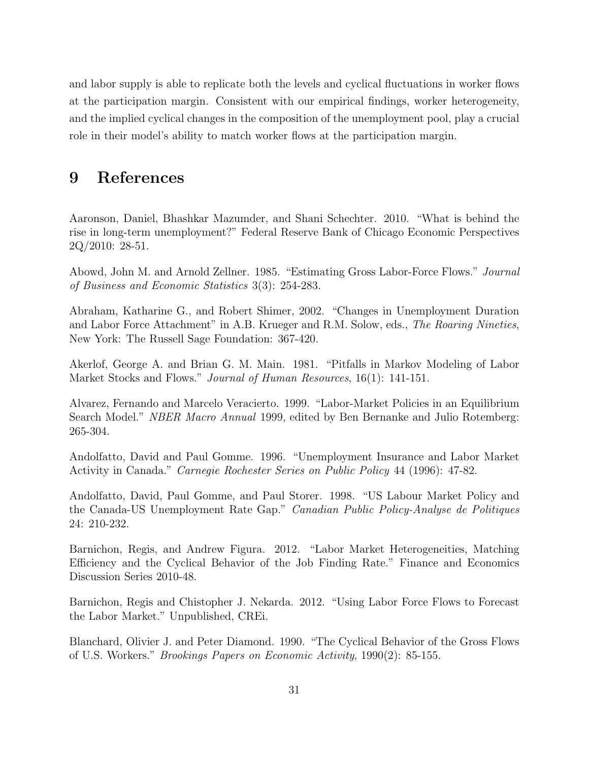and labor supply is able to replicate both the levels and cyclical fluctuations in worker flows at the participation margin. Consistent with our empirical findings, worker heterogeneity, and the implied cyclical changes in the composition of the unemployment pool, play a crucial role in their model's ability to match worker flows at the participation margin.

# 9 References

Aaronson, Daniel, Bhashkar Mazumder, and Shani Schechter. 2010. "What is behind the rise in long-term unemployment?" Federal Reserve Bank of Chicago Economic Perspectives 2Q/2010: 28-51.

Abowd, John M. and Arnold Zellner. 1985. "Estimating Gross Labor-Force Flows." *Journal of Business and Economic Statistics* 3(3): 254-283.

Abraham, Katharine G., and Robert Shimer, 2002. "Changes in Unemployment Duration and Labor Force Attachment" in A.B. Krueger and R.M. Solow, eds., *The Roaring Nineties*, New York: The Russell Sage Foundation: 367-420.

Akerlof, George A. and Brian G. M. Main. 1981. "Pitfalls in Markov Modeling of Labor Market Stocks and Flows." *Journal of Human Resources*, 16(1): 141-151.

Alvarez, Fernando and Marcelo Veracierto. 1999. "Labor-Market Policies in an Equilibrium Search Model." *NBER Macro Annual* 1999, edited by Ben Bernanke and Julio Rotemberg: 265-304.

Andolfatto, David and Paul Gomme. 1996. "Unemployment Insurance and Labor Market Activity in Canada." *Carnegie Rochester Series on Public Policy* 44 (1996): 47-82.

Andolfatto, David, Paul Gomme, and Paul Storer. 1998. "US Labour Market Policy and the Canada-US Unemployment Rate Gap." *Canadian Public Policy-Analyse de Politiques* 24: 210-232.

Barnichon, Regis, and Andrew Figura. 2012. "Labor Market Heterogeneities, Matching Efficiency and the Cyclical Behavior of the Job Finding Rate." Finance and Economics Discussion Series 2010-48.

Barnichon, Regis and Chistopher J. Nekarda. 2012. "Using Labor Force Flows to Forecast the Labor Market." Unpublished, CREi.

Blanchard, Olivier J. and Peter Diamond. 1990. "The Cyclical Behavior of the Gross Flows of U.S. Workers." *Brookings Papers on Economic Activity*, 1990(2): 85-155.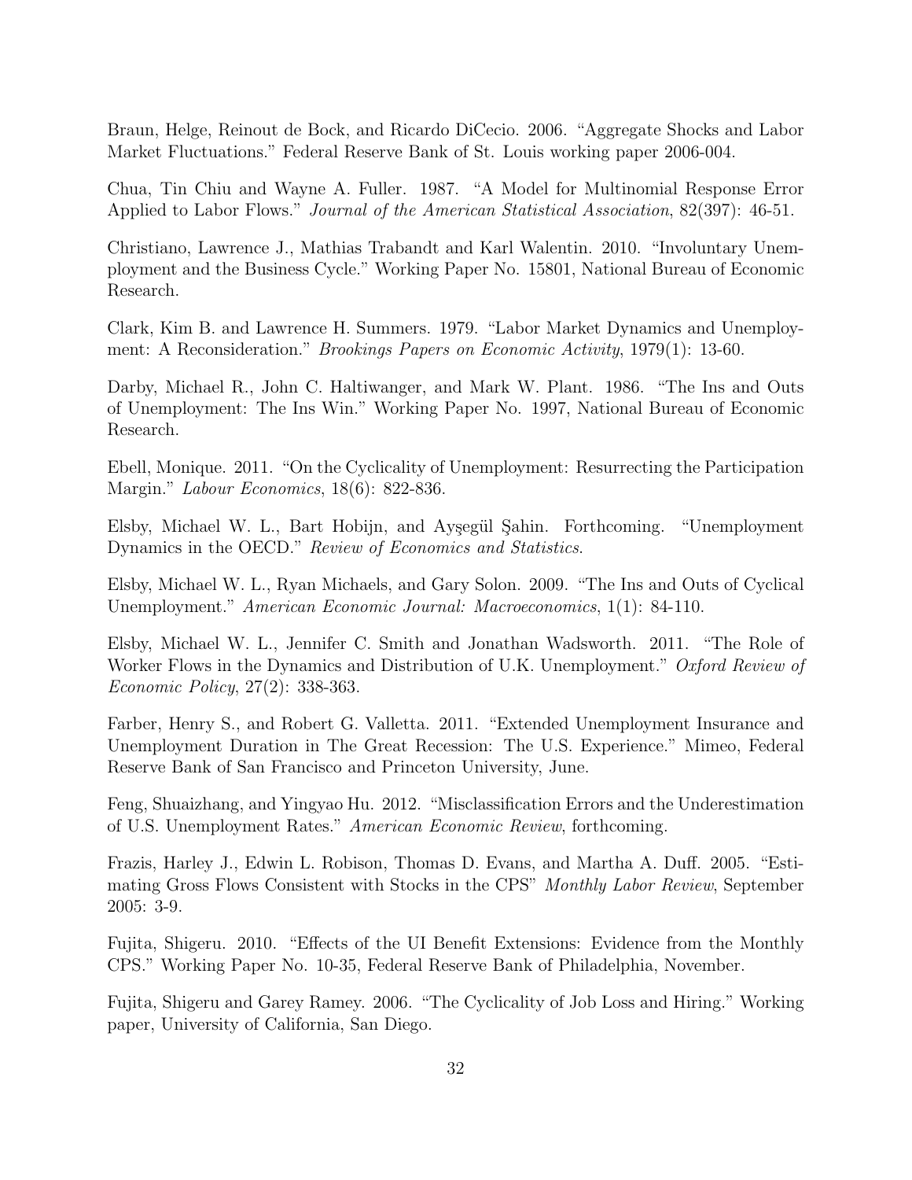Braun, Helge, Reinout de Bock, and Ricardo DiCecio. 2006. "Aggregate Shocks and Labor Market Fluctuations." Federal Reserve Bank of St. Louis working paper 2006-004.

Chua, Tin Chiu and Wayne A. Fuller. 1987. "A Model for Multinomial Response Error Applied to Labor Flows." *Journal of the American Statistical Association*, 82(397): 46-51.

Christiano, Lawrence J., Mathias Trabandt and Karl Walentin. 2010. "Involuntary Unemployment and the Business Cycle." Working Paper No. 15801, National Bureau of Economic Research.

Clark, Kim B. and Lawrence H. Summers. 1979. "Labor Market Dynamics and Unemployment: A Reconsideration." *Brookings Papers on Economic Activity*, 1979(1): 13-60.

Darby, Michael R., John C. Haltiwanger, and Mark W. Plant. 1986. "The Ins and Outs of Unemployment: The Ins Win." Working Paper No. 1997, National Bureau of Economic Research.

Ebell, Monique. 2011. "On the Cyclicality of Unemployment: Resurrecting the Participation Margin." *Labour Economics*, 18(6): 822-836.

Elsby, Michael W. L., Bart Hobijn, and Ayşegül Şahin. Forthcoming. "Unemployment Dynamics in the OECD." *Review of Economics and Statistics*.

Elsby, Michael W. L., Ryan Michaels, and Gary Solon. 2009. "The Ins and Outs of Cyclical Unemployment." *American Economic Journal: Macroeconomics*, 1(1): 84-110.

Elsby, Michael W. L., Jennifer C. Smith and Jonathan Wadsworth. 2011. "The Role of Worker Flows in the Dynamics and Distribution of U.K. Unemployment." *Oxford Review of Economic Policy*, 27(2): 338-363.

Farber, Henry S., and Robert G. Valletta. 2011. "Extended Unemployment Insurance and Unemployment Duration in The Great Recession: The U.S. Experience." Mimeo, Federal Reserve Bank of San Francisco and Princeton University, June.

Feng, Shuaizhang, and Yingyao Hu. 2012. "Misclassification Errors and the Underestimation of U.S. Unemployment Rates." *American Economic Review*, forthcoming.

Frazis, Harley J., Edwin L. Robison, Thomas D. Evans, and Martha A. Duff. 2005. "Estimating Gross Flows Consistent with Stocks in the CPS" *Monthly Labor Review*, September 2005: 3-9.

Fujita, Shigeru. 2010. "Effects of the UI Benefit Extensions: Evidence from the Monthly CPS." Working Paper No. 10-35, Federal Reserve Bank of Philadelphia, November.

Fujita, Shigeru and Garey Ramey. 2006. "The Cyclicality of Job Loss and Hiring." Working paper, University of California, San Diego.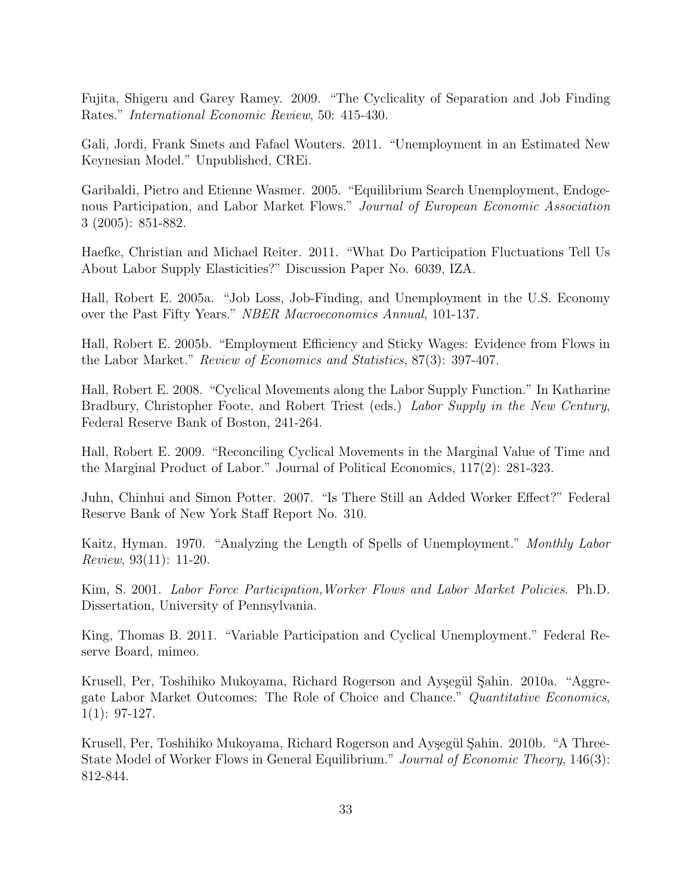Fujita, Shigeru and Garey Ramey. 2009. "The Cyclicality of Separation and Job Finding Rates." *International Economic Review*, 50: 415-430.

Gali, Jordi, Frank Smets and Fafael Wouters. 2011. "Unemployment in an Estimated New Keynesian Model." Unpublished, CREi.

Garibaldi, Pietro and Etienne Wasmer. 2005. "Equilibrium Search Unemployment, Endogenous Participation, and Labor Market Flows." *Journal of European Economic Association* 3 (2005): 851-882.

Haefke, Christian and Michael Reiter. 2011. "What Do Participation Fluctuations Tell Us About Labor Supply Elasticities?" Discussion Paper No. 6039, IZA.

Hall, Robert E. 2005a. "Job Loss, Job-Finding, and Unemployment in the U.S. Economy over the Past Fifty Years." *NBER Macroeconomics Annual*, 101-137.

Hall, Robert E. 2005b. "Employment Efficiency and Sticky Wages: Evidence from Flows in the Labor Market." *Review of Economics and Statistics*, 87(3): 397-407.

Hall, Robert E. 2008. "Cyclical Movements along the Labor Supply Function." In Katharine Bradbury, Christopher Foote, and Robert Triest (eds.) *Labor Supply in the New Century*, Federal Reserve Bank of Boston, 241-264.

Hall, Robert E. 2009. "Reconciling Cyclical Movements in the Marginal Value of Time and the Marginal Product of Labor." Journal of Political Economics, 117(2): 281-323.

Juhn, Chinhui and Simon Potter. 2007. "Is There Still an Added Worker Effect?" Federal Reserve Bank of New York Staff Report No. 310.

Kaitz, Hyman. 1970. "Analyzing the Length of Spells of Unemployment." *Monthly Labor Review*, 93(11): 11-20.

Kim, S. 2001. *Labor Force Participation,Worker Flows and Labor Market Policies*. Ph.D. Dissertation, University of Pennsylvania.

King, Thomas B. 2011. "Variable Participation and Cyclical Unemployment." Federal Reserve Board, mimeo.

Krusell, Per, Toshihiko Mukoyama, Richard Rogerson and Ayşegül Şahin. 2010a. "Aggregate Labor Market Outcomes: The Role of Choice and Chance." *Quantitative Economics*, 1(1): 97-127.

Krusell, Per, Toshihiko Mukoyama, Richard Rogerson and Ayşegül Şahin. 2010b. "A Three-State Model of Worker Flows in General Equilibrium." *Journal of Economic Theory*, 146(3): 812-844.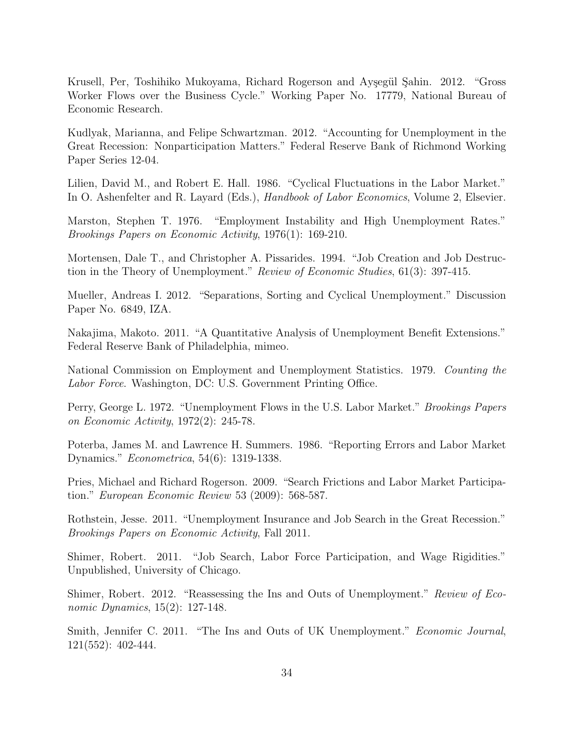Krusell, Per, Toshihiko Mukoyama, Richard Rogerson and Ayşegül Şahin. 2012. "Gross Worker Flows over the Business Cycle." Working Paper No. 17779, National Bureau of Economic Research.

Kudlyak, Marianna, and Felipe Schwartzman. 2012. "Accounting for Unemployment in the Great Recession: Nonparticipation Matters." Federal Reserve Bank of Richmond Working Paper Series 12-04.

Lilien, David M., and Robert E. Hall. 1986. "Cyclical Fluctuations in the Labor Market." In O. Ashenfelter and R. Layard (Eds.), *Handbook of Labor Economics*, Volume 2, Elsevier.

Marston, Stephen T. 1976. "Employment Instability and High Unemployment Rates." *Brookings Papers on Economic Activity*, 1976(1): 169-210.

Mortensen, Dale T., and Christopher A. Pissarides. 1994. "Job Creation and Job Destruction in the Theory of Unemployment." *Review of Economic Studies*, 61(3): 397-415.

Mueller, Andreas I. 2012. "Separations, Sorting and Cyclical Unemployment." Discussion Paper No. 6849, IZA.

Nakajima, Makoto. 2011. "A Quantitative Analysis of Unemployment Benefit Extensions." Federal Reserve Bank of Philadelphia, mimeo.

National Commission on Employment and Unemployment Statistics. 1979. *Counting the Labor Force*. Washington, DC: U.S. Government Printing Office.

Perry, George L. 1972. "Unemployment Flows in the U.S. Labor Market." *Brookings Papers on Economic Activity*, 1972(2): 245-78.

Poterba, James M. and Lawrence H. Summers. 1986. "Reporting Errors and Labor Market Dynamics." *Econometrica*, 54(6): 1319-1338.

Pries, Michael and Richard Rogerson. 2009. "Search Frictions and Labor Market Participation." *European Economic Review* 53 (2009): 568-587.

Rothstein, Jesse. 2011. "Unemployment Insurance and Job Search in the Great Recession." *Brookings Papers on Economic Activity*, Fall 2011.

Shimer, Robert. 2011. "Job Search, Labor Force Participation, and Wage Rigidities." Unpublished, University of Chicago.

Shimer, Robert. 2012. "Reassessing the Ins and Outs of Unemployment." *Review of Economic Dynamics*, 15(2): 127-148.

Smith, Jennifer C. 2011. "The Ins and Outs of UK Unemployment." *Economic Journal*, 121(552): 402-444.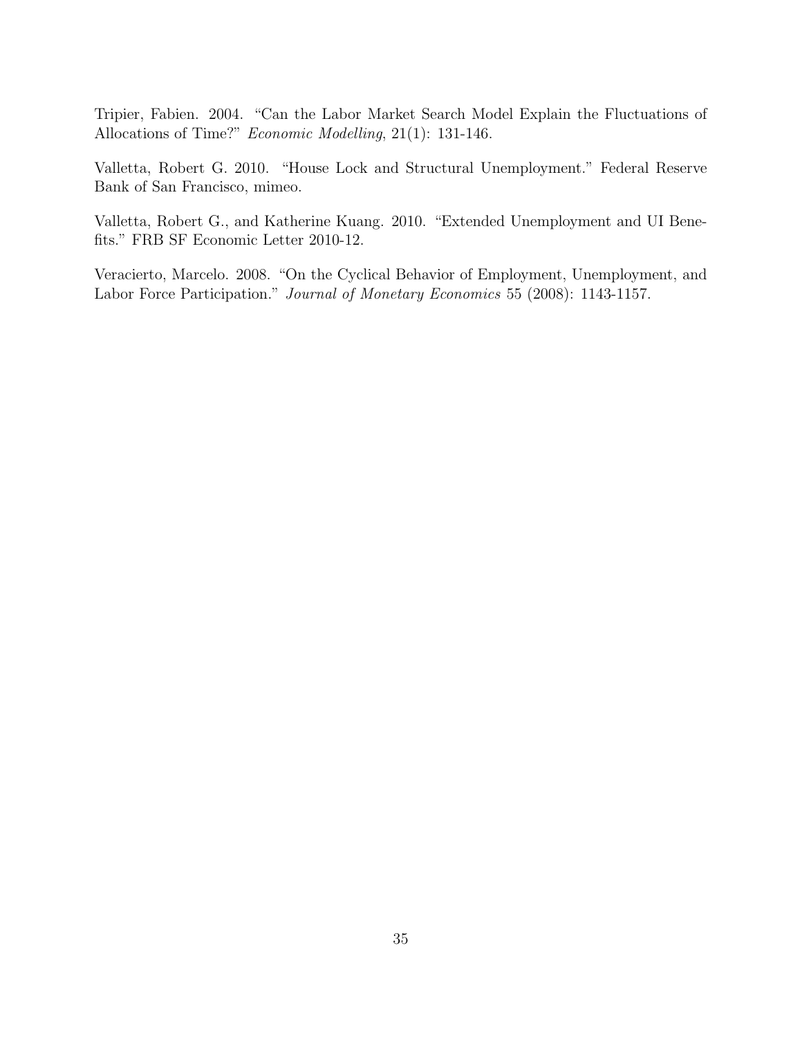Tripier, Fabien. 2004. "Can the Labor Market Search Model Explain the Fluctuations of Allocations of Time?" *Economic Modelling*, 21(1): 131-146.

Valletta, Robert G. 2010. "House Lock and Structural Unemployment." Federal Reserve Bank of San Francisco, mimeo.

Valletta, Robert G., and Katherine Kuang. 2010. "Extended Unemployment and UI Benefits." FRB SF Economic Letter 2010-12.

Veracierto, Marcelo. 2008. "On the Cyclical Behavior of Employment, Unemployment, and Labor Force Participation." *Journal of Monetary Economics* 55 (2008): 1143-1157.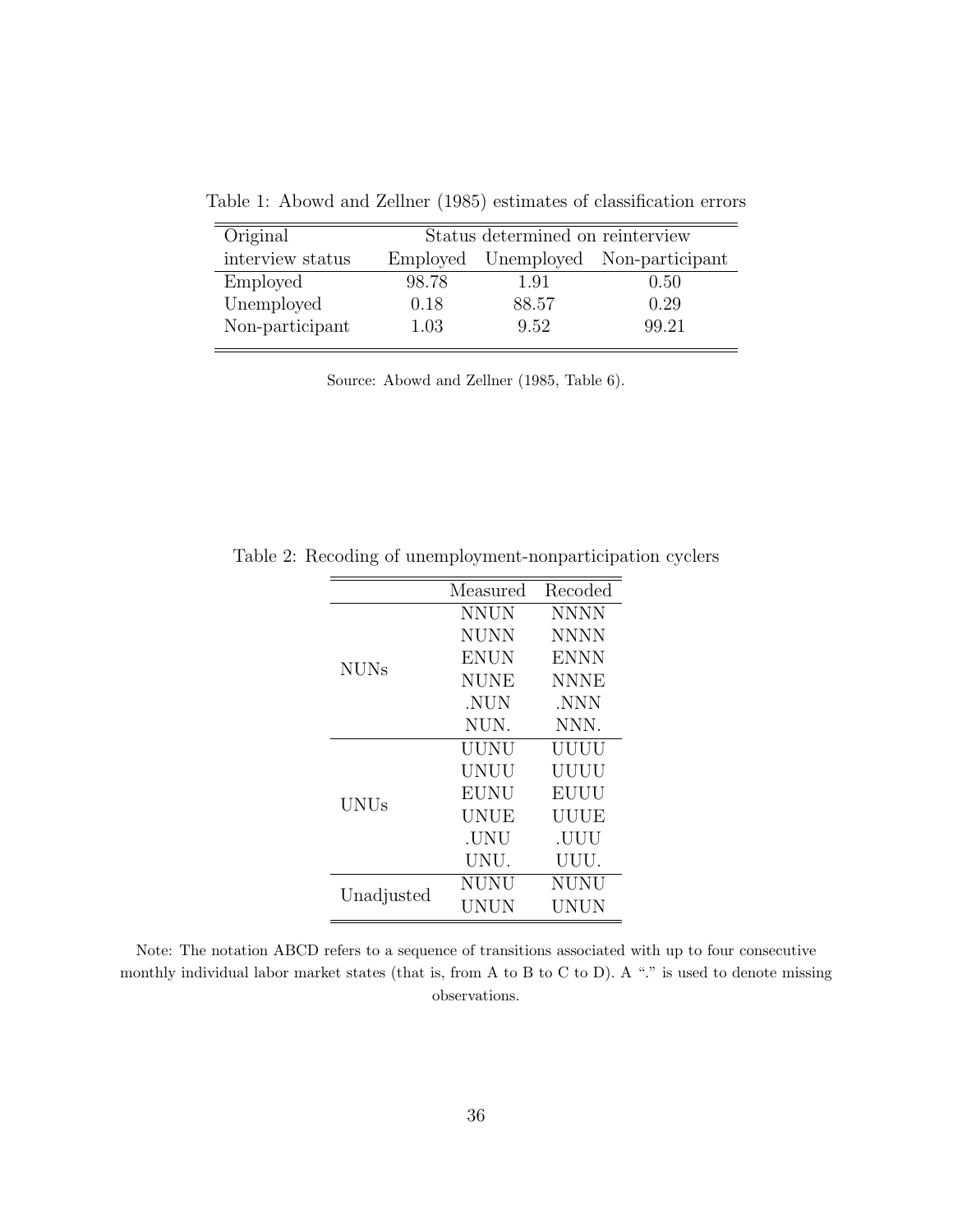Table 1: Abowd and Zellner (1985) estimates of classification errors

| Original | Status determined on reinterview | | |
|---|---|---|---|
| interview status | Employed | Unemployed | Non-participant |
| Employed | 98.78 | 1.91 | 0.50 |
| Unemployed | 0.18 | 88.57 | 0.29 |
| Non-participant | 1.03 | 9.52 | 99.21 |

Source: Abowd and Zellner (1985, Table 6).

Table 2: Recoding of unemployment-nonparticipation cyclers

| | Measured | Recoded |
|---|---|---|
| NUNs | NNUN | NNNN |
| | NUNN | NNNN |
| | ENUN | ENNN |
| | NUNE | NNNE |
| | .NUN | .NNN |
| | NUN. | NNN. |
| UNUs | UUNU | UUUU |
| | UNUU | UUUU |
| | EUNU | EUUU |
| | UNUE | UUUE |
| | .UNU | .UUU |
| | UNU. | UUU. |
| Unadjusted | NUNU | NUNU |
| | UNUN | UNUN |

Note: The notation ABCD refers to a sequence of transitions associated with up to four consecutive monthly individual labor market states (that is, from A to B to C to D). A "." is used to denote missing observations.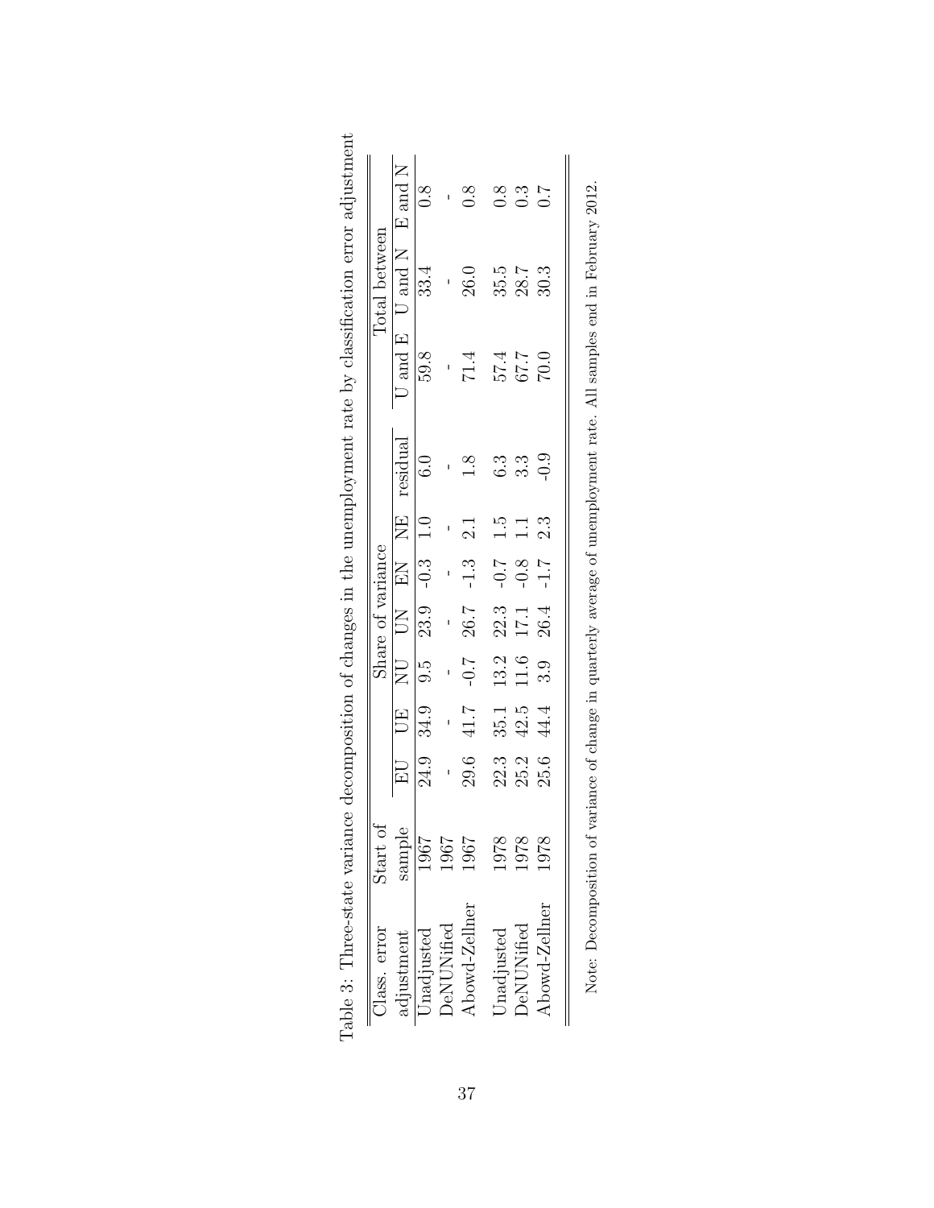Table 3: Three-state variance decomposition of changes in the unemployment rate by classification error adjustment

| Class. error | Start of | Share of variance | | | | | | | Total between | | |
|---|---|---|---|---|---|---|---|---|---|---|---|
| adjustment | sample | EU | UE | NU | UN | EN | NE | residual | U and E | U and N | E and N |
| Unadjusted | 1967 | 24.9 | 34.9 | 9.5 | 23.9 | -0.3 | 1.0 | 6.0 | 59.8 | 33.4 | 0.8 |
| DeNUNified | 1967 | - | - | - | - | - | - | - | - | - | - |
| Abowd-Zellner | 1967 | 29.6 | 41.7 | -0.7 | 26.7 | -1.3 | 2.1 | 1.8 | 71.4 | 26.0 | 0.8 |
| Unadjusted | 1978 | 22.3 | 35.1 | 13.2 | 22.3 | -0.7 | 1.5 | 6.3 | 57.4 | 35.5 | 0.8 |
| DeNUNified | 1978 | 25.2 | 42.5 | 11.6 | 17.1 | -0.8 | 1.1 | 3.3 | 67.7 | 28.7 | 0.3 |
| Abowd-Zellner | 1978 | 25.6 | 44.4 | 3.9 | 26.4 | -1.7 | 2.3 | -0.9 | 70.0 | 30.3 | 0.7 |

Note: Decomposition of variance of change in quarterly average of unemployment rate. All samples end in February 2012.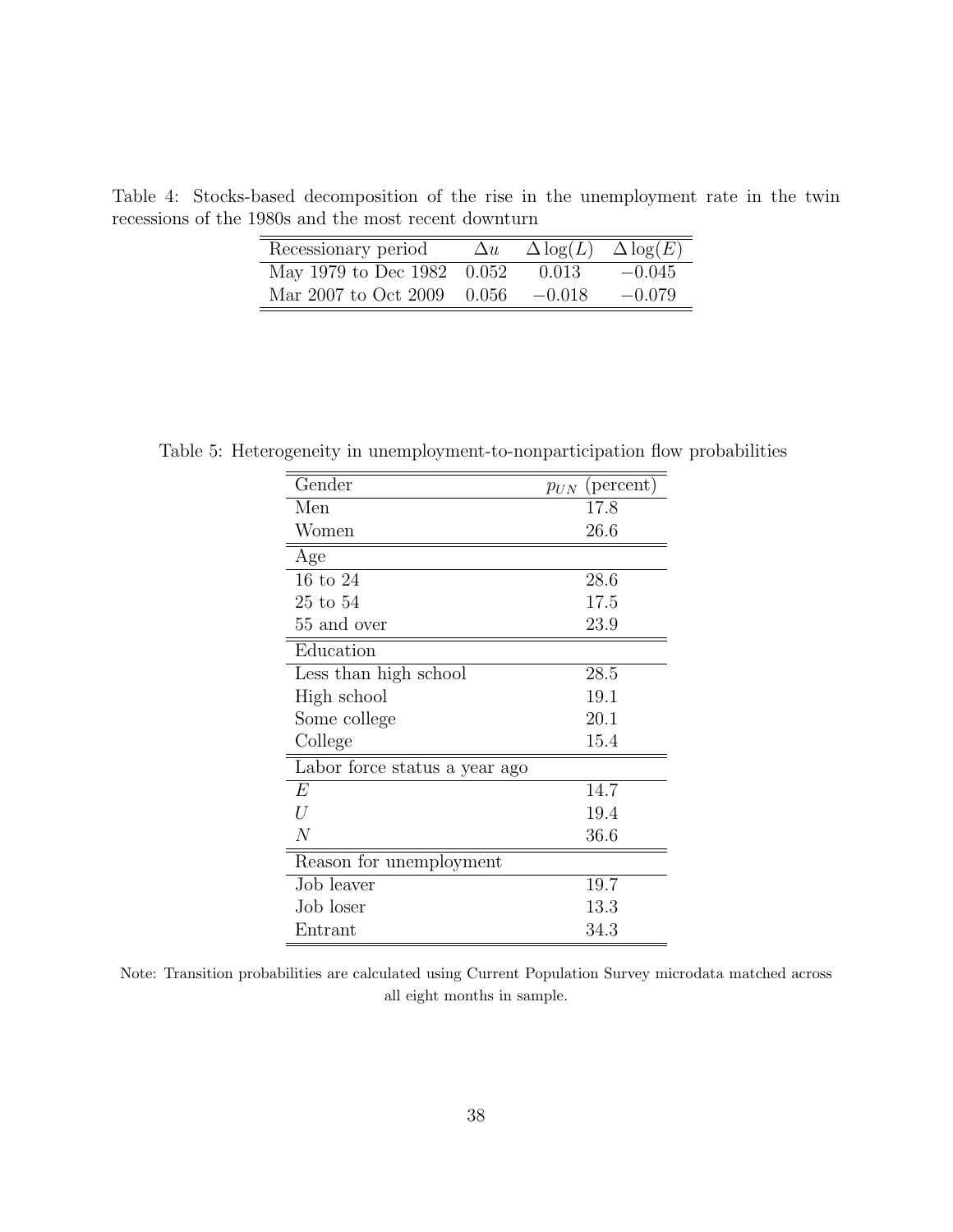Table 4: Stocks-based decomposition of the rise in the unemployment rate in the twin recessions of the 1980s and the most recent downturn

| Recessionary period | $\Delta u$ | $\Delta \log(L)$ | $\Delta \log(E)$ |
|---|---|---|---|
| May 1979 to Dec 1982 | 0.052 | 0.013 | −0.045 |
| Mar 2007 to Oct 2009 | 0.056 | −0.018 | −0.079 |

Table 5: Heterogeneity in unemployment-to-nonparticipation flow probabilities

| Gender | $p_{UN}$ (percent) |
|---|---|
| Men | 17.8 |
| Women | 26.6 |
| **Age** | |
| 16 to 24 | 28.6 |
| 25 to 54 | 17.5 |
| 55 and over | 23.9 |
| **Education** | |
| Less than high school | 28.5 |
| High school | 19.1 |
| Some college | 20.1 |
| College | 15.4 |
| **Labor force status a year ago** | |
| $E$ | 14.7 |
| $U$ | 19.4 |
| $N$ | 36.6 |
| **Reason for unemployment** | |
| Job leaver | 19.7 |
| Job loser | 13.3 |
| Entrant | 34.3 |

Note: Transition probabilities are calculated using Current Population Survey microdata matched across all eight months in sample.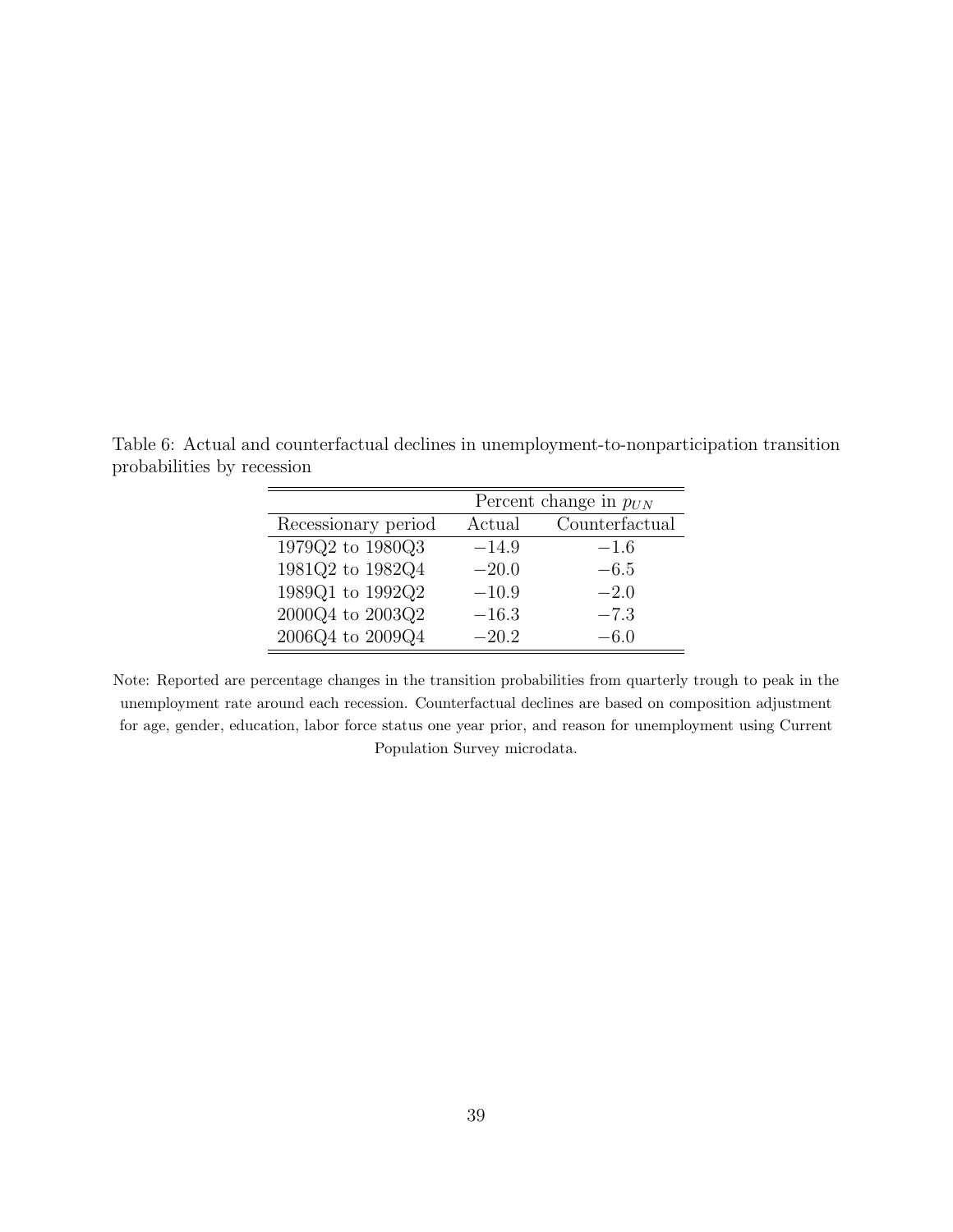Table 6: Actual and counterfactual declines in unemployment-to-nonparticipation transition probabilities by recession

| | Percent change in $p_{UN}$ | |
|---|---|---|
| Recessionary period | Actual | Counterfactual |
| 1979Q2 to 1980Q3 | $-14.9$ | $-1.6$ |
| 1981Q2 to 1982Q4 | $-20.0$ | $-6.5$ |
| 1989Q1 to 1992Q2 | $-10.9$ | $-2.0$ |
| 2000Q4 to 2003Q2 | $-16.3$ | $-7.3$ |
| 2006Q4 to 2009Q4 | $-20.2$ | $-6.0$ |

Note: Reported are percentage changes in the transition probabilities from quarterly trough to peak in the unemployment rate around each recession. Counterfactual declines are based on composition adjustment for age, gender, education, labor force status one year prior, and reason for unemployment using Current Population Survey microdata.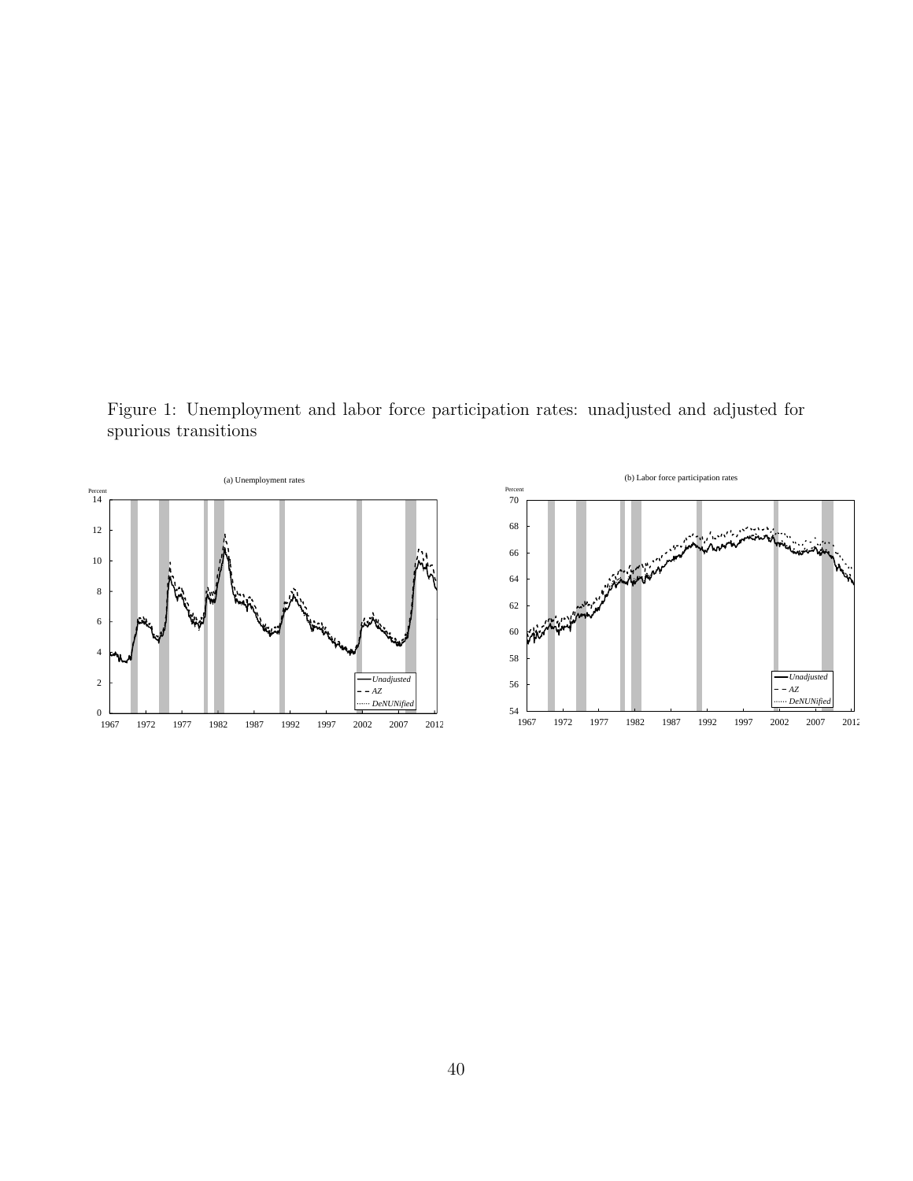Figure 1: Unemployment and labor force participation rates: unadjusted and adjusted for spurious transitions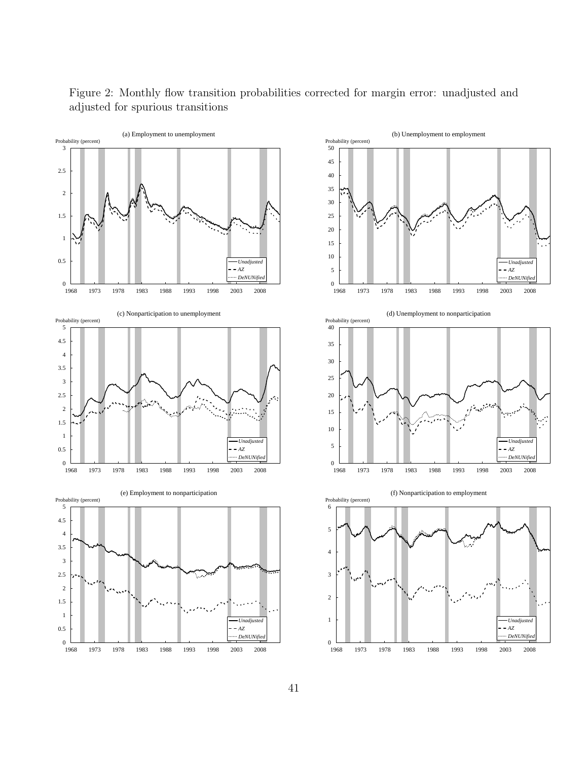Figure 2: Monthly flow transition probabilities corrected for margin error: unadjusted and adjusted for spurious transitions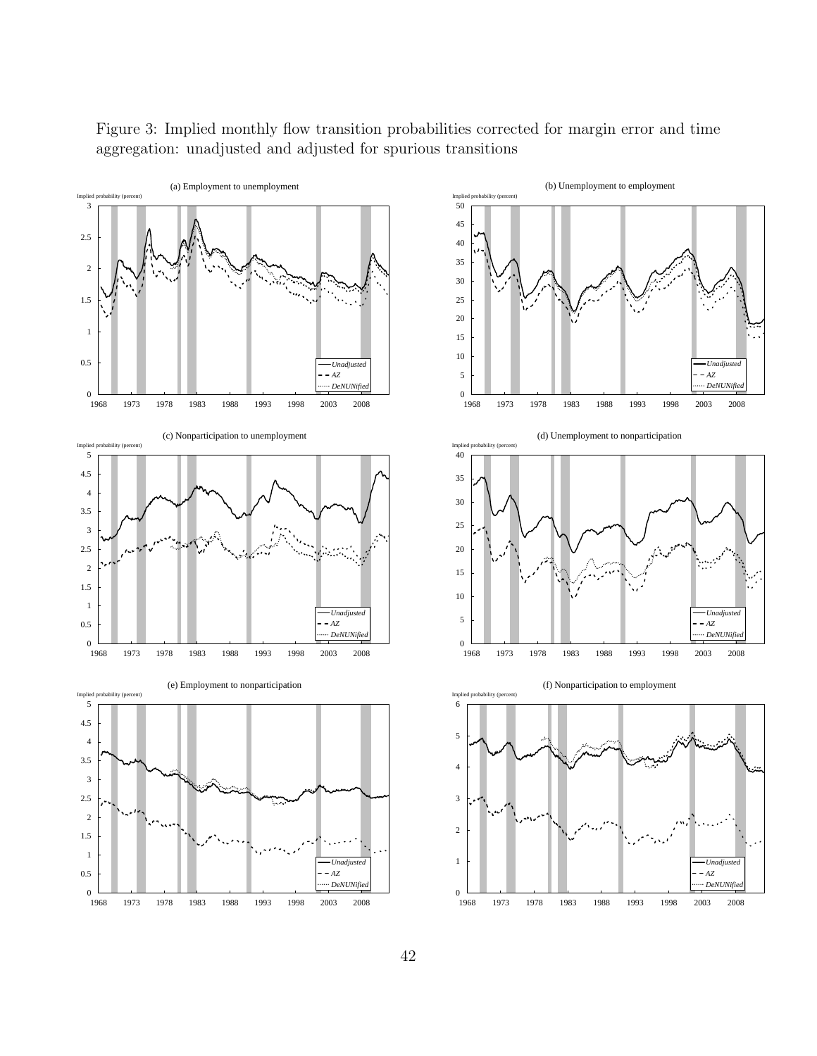Figure 3: Implied monthly flow transition probabilities corrected for margin error and time aggregation: unadjusted and adjusted for spurious transitions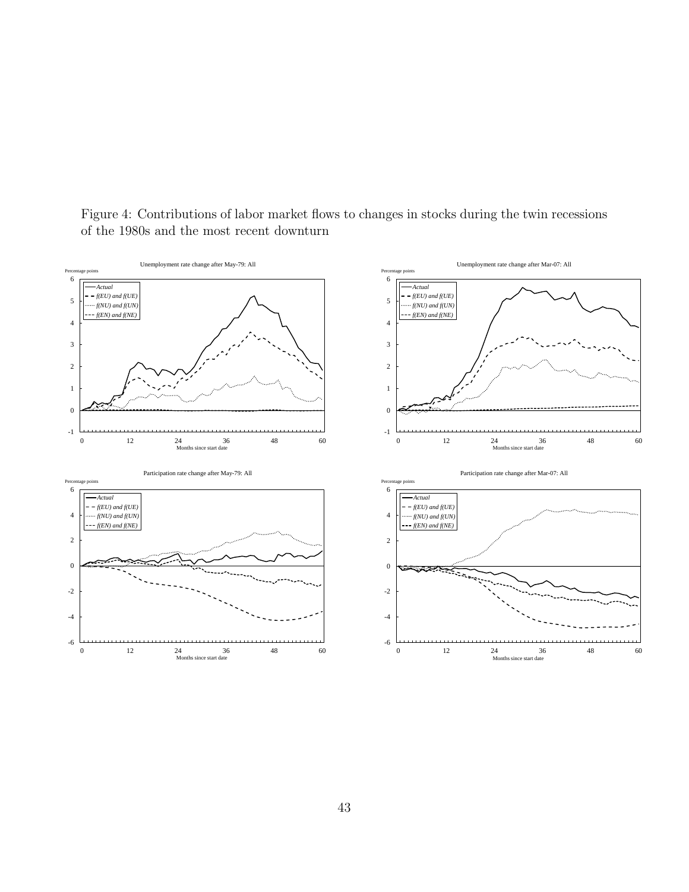Figure 4: Contributions of labor market flows to changes in stocks during the twin recessions of the 1980s and the most recent downturn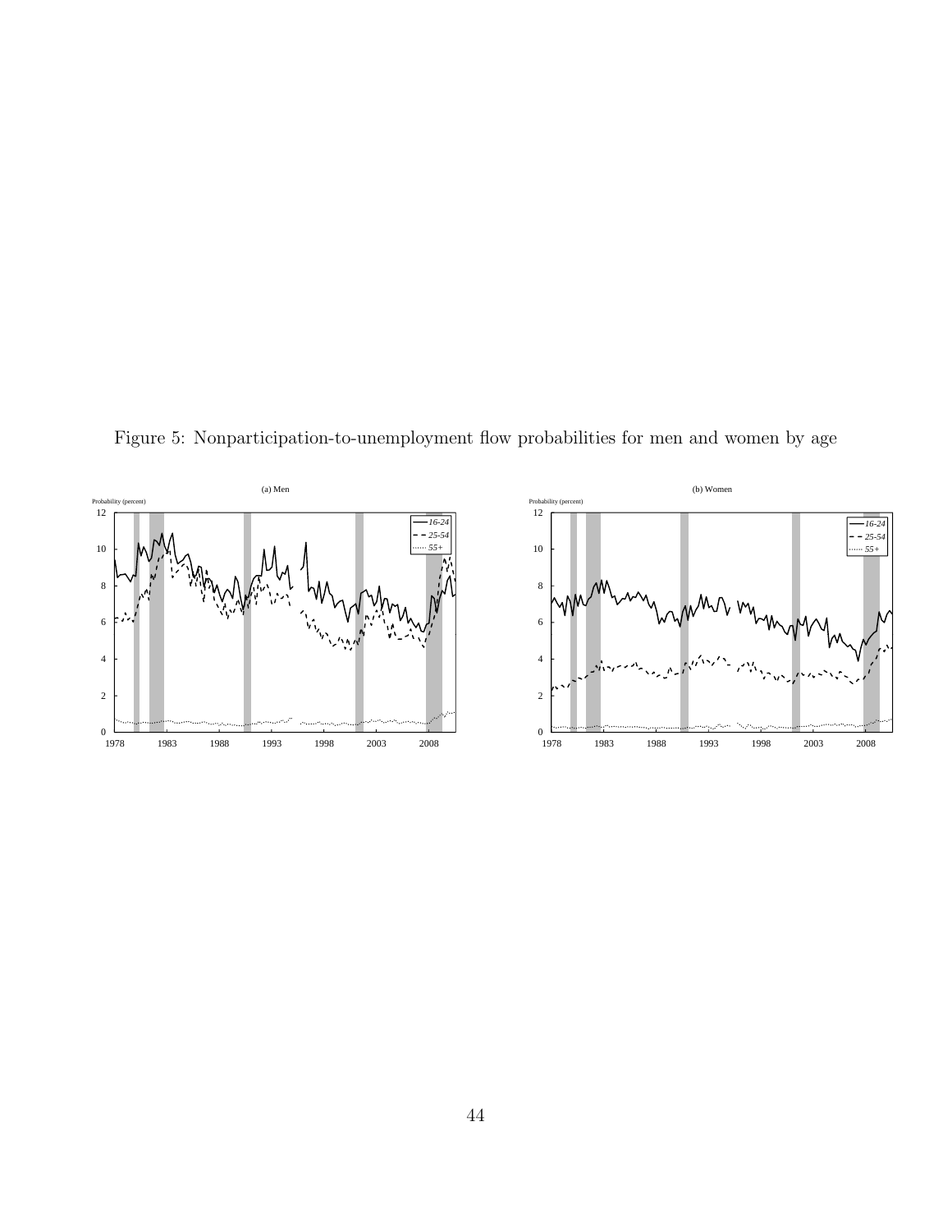Figure 5: Nonparticipation-to-unemployment flow probabilities for men and women by age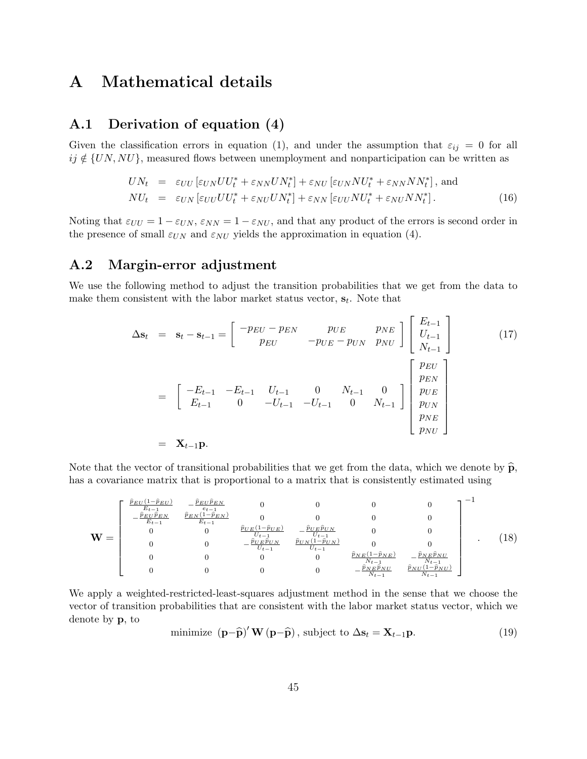# A Mathematical details

## A.1 Derivation of equation (4)

Given the classification errors in equation (1), and under the assumption that $\varepsilon_{ij} = 0$ for all $ij \notin \{UN, NU\}$, measured flows between unemployment and nonparticipation can be written as

$$
\begin{aligned}
UN_t &= \varepsilon_{UU}\left[\varepsilon_{UN} UU_t^* + \varepsilon_{NN} UN_t^*\right] + \varepsilon_{NU}\left[\varepsilon_{UN} NU_t^* + \varepsilon_{NN} NN_t^*\right], \text{ and} \\
NU_t &= \varepsilon_{UN}\left[\varepsilon_{UU} UU_t^* + \varepsilon_{NU} UN_t^*\right] + \varepsilon_{NN}\left[\varepsilon_{UU} NU_t^* + \varepsilon_{NU} NN_t^*\right].
\end{aligned}
\tag{16}
$$

Noting that $\varepsilon_{UU} = 1 - \varepsilon_{UN}$, $\varepsilon_{NN} = 1 - \varepsilon_{NU}$, and that any product of the errors is second order in the presence of small $\varepsilon_{UN}$ and $\varepsilon_{NU}$ yields the approximation in equation (4).

## A.2 Margin-error adjustment

We use the following method to adjust the transition probabilities that we get from the data to make them consistent with the labor market status vector, $\mathbf{s}_t$. Note that

$$
\begin{aligned}
\Delta \mathbf{s}_t &= \mathbf{s}_t - \mathbf{s}_{t-1} = \begin{bmatrix} -p_{EU} - p_{EN} & p_{UE} & p_{NE} \\ p_{EU} & -p_{UE} - p_{UN} & p_{NU} \end{bmatrix} \begin{bmatrix} E_{t-1} \\ U_{t-1} \\ N_{t-1} \end{bmatrix} \\
&= \begin{bmatrix} -E_{t-1} & -E_{t-1} & U_{t-1} & 0 & N_{t-1} & 0 \\ E_{t-1} & 0 & -U_{t-1} & -U_{t-1} & 0 & N_{t-1} \end{bmatrix} \begin{bmatrix} p_{EU} \\ p_{EN} \\ p_{UE} \\ p_{UN} \\ p_{NE} \\ p_{NU} \end{bmatrix} \\
&= \mathbf{X}_{t-1}\mathbf{p}.
\end{aligned}
\tag{17}
$$

Note that the vector of transitional probabilities that we get from the data, which we denote by $\widehat{\mathbf{p}}$, has a covariance matrix that is proportional to a matrix that is consistently estimated using

$$
\mathbf{W} = \begin{bmatrix}
\frac{\widehat{p}_{EU}(1-\widehat{p}_{EU})}{E_{t-1}} & -\frac{\widehat{p}_{EU}\widehat{p}_{EN}}{e_{t-1}} & 0 & 0 & 0 & 0 \\
-\frac{\widehat{p}_{EU}\widehat{p}_{EN}}{E_{t-1}} & \frac{\widehat{p}_{EN}(1-\widehat{p}_{EN})}{E_{t-1}} & 0 & 0 & 0 & 0 \\
0 & 0 & \frac{\widehat{p}_{UE}(1-\widehat{p}_{UE})}{U_{t-1}} & -\frac{\widehat{p}_{UE}\widehat{p}_{UN}}{U_{t-1}} & 0 & 0 \\
0 & 0 & -\frac{\widehat{p}_{UE}\widehat{p}_{UN}}{U_{t-1}} & \frac{\widehat{p}_{UN}(1-\widehat{p}_{UN})}{U_{t-1}} & 0 & 0 \\
0 & 0 & 0 & 0 & \frac{\widehat{p}_{NE}(1-\widehat{p}_{NE})}{N_{t-1}} & -\frac{\widehat{p}_{NE}\widehat{p}_{NU}}{N_{t-1}} \\
0 & 0 & 0 & 0 & -\frac{\widehat{p}_{NE}\widehat{p}_{NU}}{N_{t-1}} & \frac{\widehat{p}_{NU}(1-\widehat{p}_{NU})}{N_{t-1}}
\end{bmatrix}^{-1}.
\tag{18}
$$

We apply a weighted-restricted-least-squares adjustment method in the sense that we choose the vector of transition probabilities that are consistent with the labor market status vector, which we denote by $\mathbf{p}$, to

$$
\text{minimize } \left(\mathbf{p} - \widehat{\mathbf{p}}\right)' \mathbf{W} \left(\mathbf{p} - \widehat{\mathbf{p}}\right), \text{ subject to } \Delta \mathbf{s}_t = \mathbf{X}_{t-1}\mathbf{p}.
\tag{19}
$$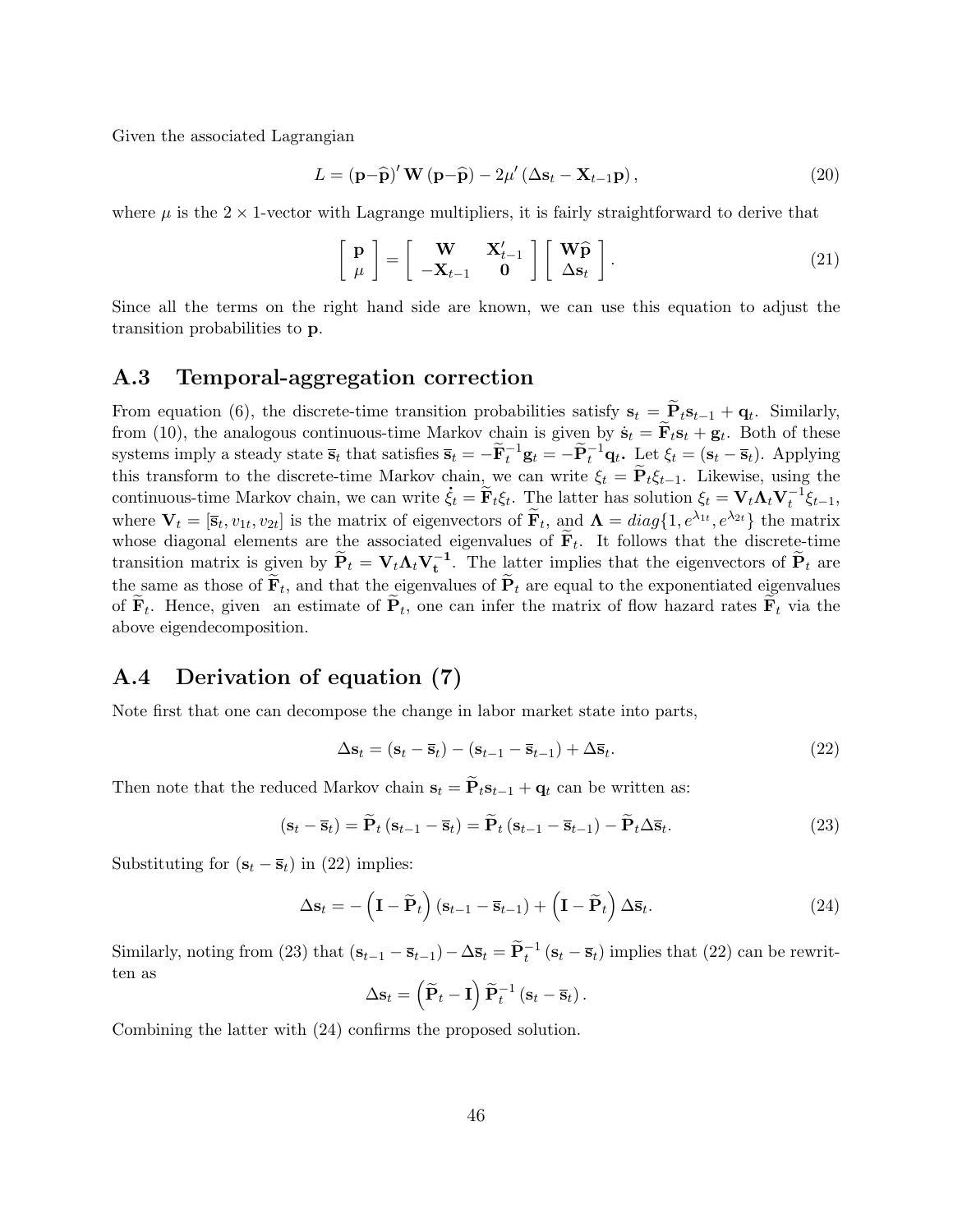Given the associated Lagrangian

$$L = (\mathbf{p}-\widehat{\mathbf{p}})' \mathbf{W} (\mathbf{p}-\widehat{\mathbf{p}}) - 2\mu' (\Delta \mathbf{s}_t - \mathbf{X}_{t-1}\mathbf{p}), \tag{20}$$

where $\mu$ is the $2 \times 1$-vector with Lagrange multipliers, it is fairly straightforward to derive that

$$\begin{bmatrix} \mathbf{p} \\ \mu \end{bmatrix} = \begin{bmatrix} \mathbf{W} & \mathbf{X}'_{t-1} \\ -\mathbf{X}_{t-1} & \mathbf{0} \end{bmatrix} \begin{bmatrix} \mathbf{W}\widehat{\mathbf{p}} \\ \Delta \mathbf{s}_t \end{bmatrix}. \tag{21}$$

Since all the terms on the right hand side are known, we can use this equation to adjust the transition probabilities to $\mathbf{p}$.

## A.3 Temporal-aggregation correction

From equation (6), the discrete-time transition probabilities satisfy $\mathbf{s}_t = \widetilde{\mathbf{P}}_t \mathbf{s}_{t-1} + \mathbf{q}_t$. Similarly, from (10), the analogous continuous-time Markov chain is given by $\dot{\mathbf{s}}_t = \widetilde{\mathbf{F}}_t \mathbf{s}_t + \mathbf{g}_t$. Both of these systems imply a steady state $\overline{\mathbf{s}}_t$ that satisfies $\overline{\mathbf{s}}_t = -\widetilde{\mathbf{F}}_t^{-1}\mathbf{g}_t = -\widetilde{\mathbf{P}}_t^{-1}\mathbf{q}_t$. Let $\xi_t = (\mathbf{s}_t - \overline{\mathbf{s}}_t)$. Applying this transform to the discrete-time Markov chain, we can write $\xi_t = \widetilde{\mathbf{P}}_t \xi_{t-1}$. Likewise, using the continuous-time Markov chain, we can write $\dot{\xi}_t = \widetilde{\mathbf{F}}_t \xi_t$. The latter has solution $\xi_t = \mathbf{V}_t \mathbf{\Lambda}_t \mathbf{V}_t^{-1} \xi_{t-1}$, where $\mathbf{V}_t = [\overline{\mathbf{s}}_t, v_{1t}, v_{2t}]$ is the matrix of eigenvectors of $\widetilde{\mathbf{F}}_t$, and $\mathbf{\Lambda} = diag\{1, e^{\lambda_{1t}}, e^{\lambda_{2t}}\}$ the matrix whose diagonal elements are the associated eigenvalues of $\widetilde{\mathbf{F}}_t$. It follows that the discrete-time transition matrix is given by $\widetilde{\mathbf{P}}_t = \mathbf{V}_t \mathbf{\Lambda}_t \mathbf{V}_\mathbf{t}^{-\mathbf{1}}$. The latter implies that the eigenvectors of $\widetilde{\mathbf{P}}_t$ are the same as those of $\widetilde{\mathbf{F}}_t$, and that the eigenvalues of $\widetilde{\mathbf{P}}_t$ are equal to the exponentiated eigenvalues of $\widetilde{\mathbf{F}}_t$. Hence, given an estimate of $\widetilde{\mathbf{P}}_t$, one can infer the matrix of flow hazard rates $\widetilde{\mathbf{F}}_t$ via the above eigendecomposition.

## A.4 Derivation of equation (7)

Note first that one can decompose the change in labor market state into parts,

$$\Delta \mathbf{s}_t = (\mathbf{s}_t - \overline{\mathbf{s}}_t) - (\mathbf{s}_{t-1} - \overline{\mathbf{s}}_{t-1}) + \Delta \overline{\mathbf{s}}_t. \tag{22}$$

Then note that the reduced Markov chain $\mathbf{s}_t = \widetilde{\mathbf{P}}_t \mathbf{s}_{t-1} + \mathbf{q}_t$ can be written as:

$$(\mathbf{s}_t - \overline{\mathbf{s}}_t) = \widetilde{\mathbf{P}}_t (\mathbf{s}_{t-1} - \overline{\mathbf{s}}_t) = \widetilde{\mathbf{P}}_t (\mathbf{s}_{t-1} - \overline{\mathbf{s}}_{t-1}) - \widetilde{\mathbf{P}}_t \Delta \overline{\mathbf{s}}_t. \tag{23}$$

Substituting for $(\mathbf{s}_t - \overline{\mathbf{s}}_t)$ in (22) implies:

$$\Delta \mathbf{s}_t = -\left(\mathbf{I} - \widetilde{\mathbf{P}}_t\right)(\mathbf{s}_{t-1} - \overline{\mathbf{s}}_{t-1}) + \left(\mathbf{I} - \widetilde{\mathbf{P}}_t\right)\Delta \overline{\mathbf{s}}_t. \tag{24}$$

Similarly, noting from (23) that $(\mathbf{s}_{t-1} - \overline{\mathbf{s}}_{t-1}) - \Delta \overline{\mathbf{s}}_t = \widetilde{\mathbf{P}}_t^{-1}(\mathbf{s}_t - \overline{\mathbf{s}}_t)$ implies that (22) can be rewritten as

$$\Delta \mathbf{s}_t = \left(\widetilde{\mathbf{P}}_t - \mathbf{I}\right)\widetilde{\mathbf{P}}_t^{-1}(\mathbf{s}_t - \overline{\mathbf{s}}_t).$$

Combining the latter with (24) confirms the proposed solution.